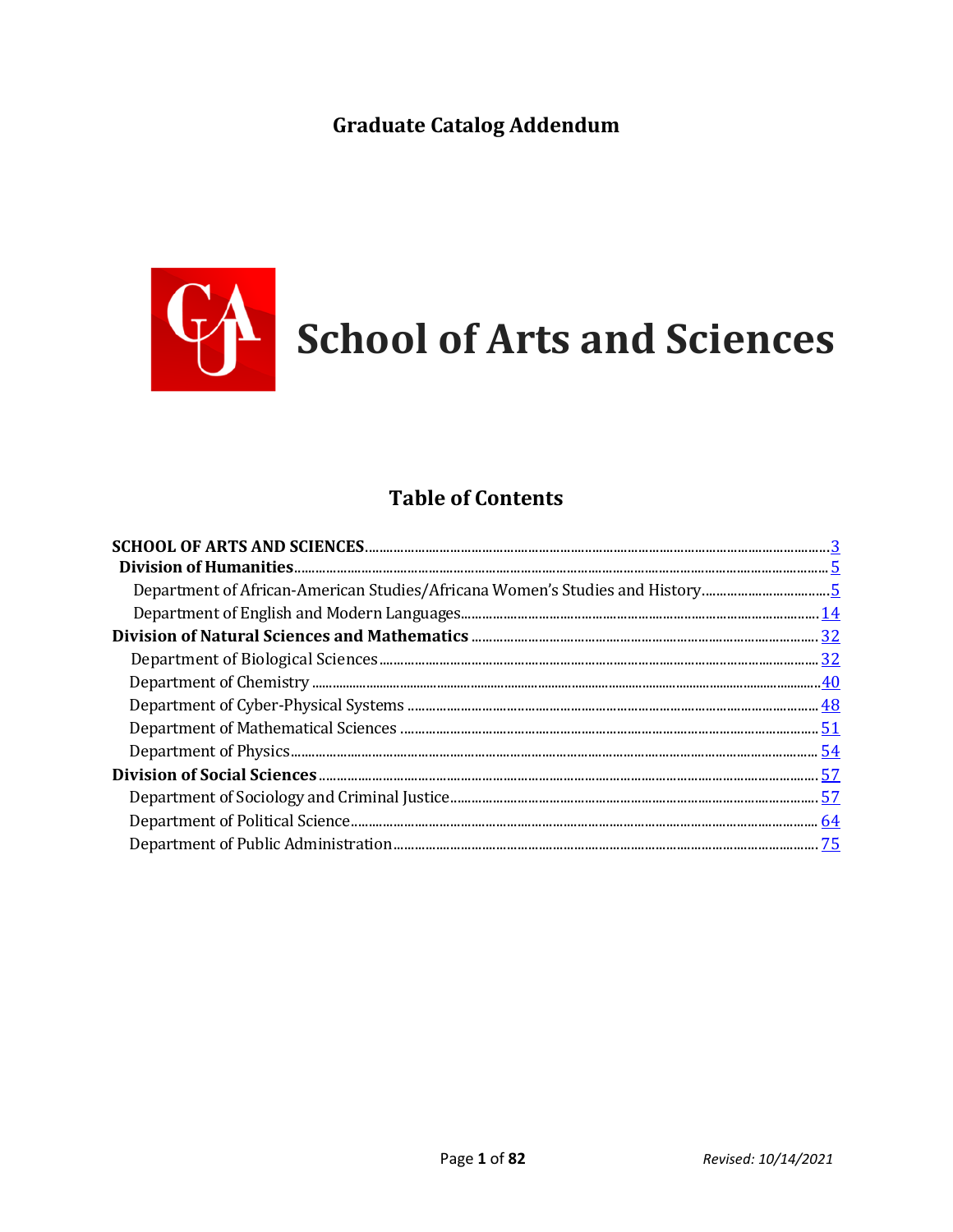# Graduate Catalog Addendum

# School of Arts and Sciences

## Table of Contents

**SCHOOL OF ARTS AND SCIENCES** ........ 3

**Division of Humanities** ........ 5

- Department of African-American Studies/Africana Women's Studies and History ........ 5
- Department of English and Modern Languages ........ 14

**Division of Natural Sciences and Mathematics** ........ 32

- Department of Biological Sciences ........ 32
- Department of Chemistry ........ 40
- Department of Cyber-Physical Systems ........ 48
- Department of Mathematical Sciences ........ 51
- Department of Physics ........ 54

**Division of Social Sciences** ........ 57

- Department of Sociology and Criminal Justice ........ 57
- Department of Political Science ........ 64
- Department of Public Administration ........ 75

*Revised: 10/14/2021*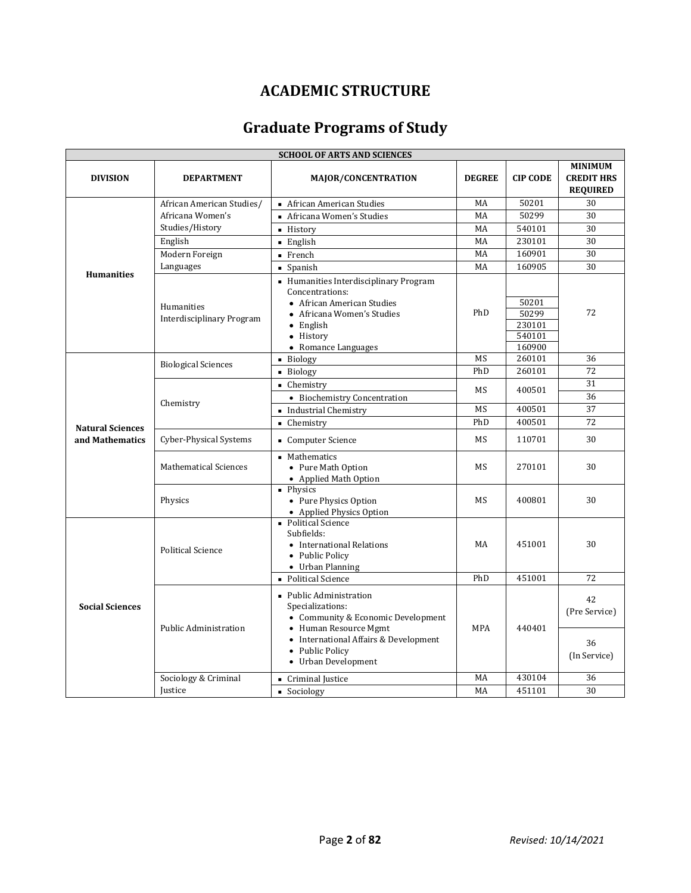# ACADEMIC STRUCTURE

## Graduate Programs of Study

| SCHOOL OF ARTS AND SCIENCES | | | | | |
|---|---|---|---|---|---|
| **DIVISION** | **DEPARTMENT** | **MAJOR/CONCENTRATION** | **DEGREE** | **CIP CODE** | **MINIMUM CREDIT HRS REQUIRED** |
| **Humanities** | African American Studies/ Africana Women's Studies/History | ▪ African American Studies | MA | 50201 | 30 |
| | | ▪ Africana Women's Studies | MA | 50299 | 30 |
| | | ▪ History | MA | 540101 | 30 |
| | English | ▪ English | MA | 230101 | 30 |
| | Modern Foreign Languages | ▪ French | MA | 160901 | 30 |
| | | ▪ Spanish | MA | 160905 | 30 |
| | Humanities Interdisciplinary Program | ▪ Humanities Interdisciplinary Program Concentrations: • African American Studies • Africana Women's Studies • English • History • Romance Languages | PhD | 50201 50299 230101 540101 160900 | 72 |
| **Natural Sciences and Mathematics** | Biological Sciences | ▪ Biology | MS | 260101 | 36 |
| | | ▪ Biology | PhD | 260101 | 72 |
| | Chemistry | ▪ Chemistry | MS | 400501 | 31 |
| | | • Biochemistry Concentration | | | 36 |
| | | ▪ Industrial Chemistry | MS | 400501 | 37 |
| | | ▪ Chemistry | PhD | 400501 | 72 |
| | Cyber-Physical Systems | ▪ Computer Science | MS | 110701 | 30 |
| | Mathematical Sciences | ▪ Mathematics • Pure Math Option • Applied Math Option | MS | 270101 | 30 |
| | Physics | ▪ Physics • Pure Physics Option • Applied Physics Option | MS | 400801 | 30 |
| **Social Sciences** | Political Science | ▪ Political Science Subfields: • International Relations • Public Policy • Urban Planning | MA | 451001 | 30 |
| | | ▪ Political Science | PhD | 451001 | 72 |
| | Public Administration | ▪ Public Administration Specializations: • Community & Economic Development • Human Resource Mgmt • International Affairs & Development • Public Policy • Urban Development | MPA | 440401 | 42 (Pre Service) 36 (In Service) |
| | Sociology & Criminal Justice | ▪ Criminal Justice | MA | 430104 | 36 |
| | | ▪ Sociology | MA | 451101 | 30 |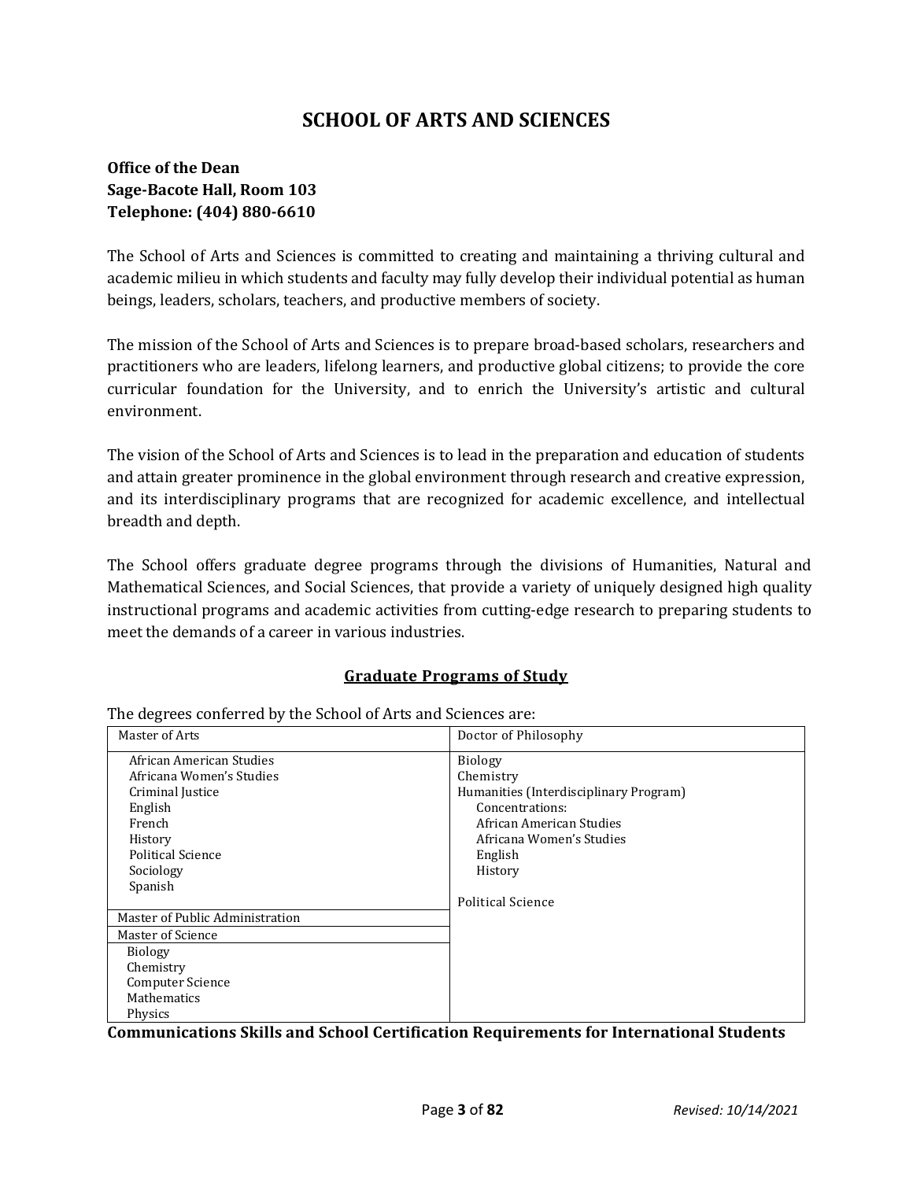# SCHOOL OF ARTS AND SCIENCES

**Office of the Dean**
**Sage-Bacote Hall, Room 103**
**Telephone: (404) 880-6610**

The School of Arts and Sciences is committed to creating and maintaining a thriving cultural and academic milieu in which students and faculty may fully develop their individual potential as human beings, leaders, scholars, teachers, and productive members of society.

The mission of the School of Arts and Sciences is to prepare broad-based scholars, researchers and practitioners who are leaders, lifelong learners, and productive global citizens; to provide the core curricular foundation for the University, and to enrich the University's artistic and cultural environment.

The vision of the School of Arts and Sciences is to lead in the preparation and education of students and attain greater prominence in the global environment through research and creative expression, and its interdisciplinary programs that are recognized for academic excellence, and intellectual breadth and depth.

The School offers graduate degree programs through the divisions of Humanities, Natural and Mathematical Sciences, and Social Sciences, that provide a variety of uniquely designed high quality instructional programs and academic activities from cutting-edge research to preparing students to meet the demands of a career in various industries.

## Graduate Programs of Study

The degrees conferred by the School of Arts and Sciences are:

| Master of Arts | Doctor of Philosophy |
|---|---|
| African American Studies<br>Africana Women's Studies<br>Criminal Justice<br>English<br>French<br>History<br>Political Science<br>Sociology<br>Spanish | Biology<br>Chemistry<br>Humanities (Interdisciplinary Program)<br>Concentrations:<br>African American Studies<br>Africana Women's Studies<br>English<br>History<br><br>Political Science |
| Master of Public Administration | |
| Master of Science | |
| Biology<br>Chemistry<br>Computer Science<br>Mathematics<br>Physics | |

**Communications Skills and School Certification Requirements for International Students**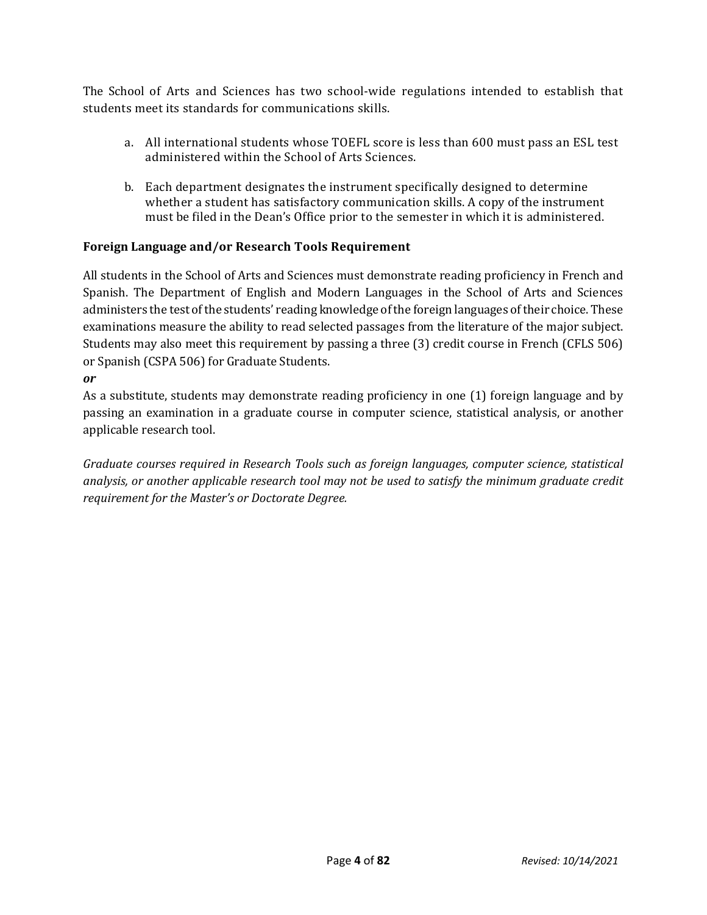The School of Arts and Sciences has two school-wide regulations intended to establish that students meet its standards for communications skills.

a. All international students whose TOEFL score is less than 600 must pass an ESL test administered within the School of Arts Sciences.

b. Each department designates the instrument specifically designed to determine whether a student has satisfactory communication skills. A copy of the instrument must be filed in the Dean's Office prior to the semester in which it is administered.

### Foreign Language and/or Research Tools Requirement

All students in the School of Arts and Sciences must demonstrate reading proficiency in French and Spanish. The Department of English and Modern Languages in the School of Arts and Sciences administers the test of the students' reading knowledge of the foreign languages of their choice. These examinations measure the ability to read selected passages from the literature of the major subject. Students may also meet this requirement by passing a three (3) credit course in French (CFLS 506) or Spanish (CSPA 506) for Graduate Students.

***or***

As a substitute, students may demonstrate reading proficiency in one (1) foreign language and by passing an examination in a graduate course in computer science, statistical analysis, or another applicable research tool.

*Graduate courses required in Research Tools such as foreign languages, computer science, statistical analysis, or another applicable research tool may not be used to satisfy the minimum graduate credit requirement for the Master's or Doctorate Degree.*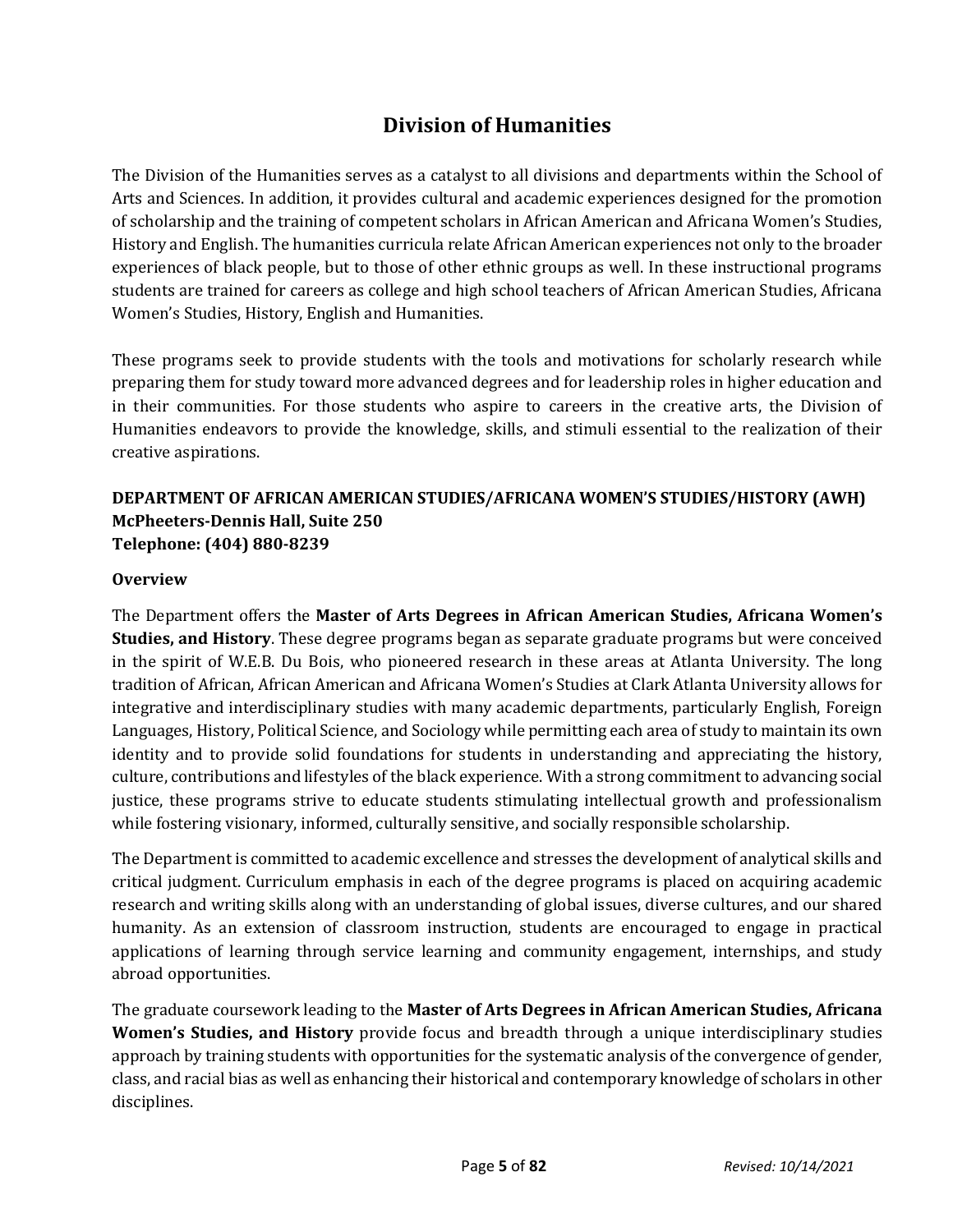# Division of Humanities

The Division of the Humanities serves as a catalyst to all divisions and departments within the School of Arts and Sciences. In addition, it provides cultural and academic experiences designed for the promotion of scholarship and the training of competent scholars in African American and Africana Women's Studies, History and English. The humanities curricula relate African American experiences not only to the broader experiences of black people, but to those of other ethnic groups as well. In these instructional programs students are trained for careers as college and high school teachers of African American Studies, Africana Women's Studies, History, English and Humanities.

These programs seek to provide students with the tools and motivations for scholarly research while preparing them for study toward more advanced degrees and for leadership roles in higher education and in their communities. For those students who aspire to careers in the creative arts, the Division of Humanities endeavors to provide the knowledge, skills, and stimuli essential to the realization of their creative aspirations.

**DEPARTMENT OF AFRICAN AMERICAN STUDIES/AFRICANA WOMEN'S STUDIES/HISTORY (AWH)**
**McPheeters-Dennis Hall, Suite 250**
**Telephone: (404) 880-8239**

**Overview**

The Department offers the **Master of Arts Degrees in African American Studies, Africana Women's Studies, and History**. These degree programs began as separate graduate programs but were conceived in the spirit of W.E.B. Du Bois, who pioneered research in these areas at Atlanta University. The long tradition of African, African American and Africana Women's Studies at Clark Atlanta University allows for integrative and interdisciplinary studies with many academic departments, particularly English, Foreign Languages, History, Political Science, and Sociology while permitting each area of study to maintain its own identity and to provide solid foundations for students in understanding and appreciating the history, culture, contributions and lifestyles of the black experience. With a strong commitment to advancing social justice, these programs strive to educate students stimulating intellectual growth and professionalism while fostering visionary, informed, culturally sensitive, and socially responsible scholarship.

The Department is committed to academic excellence and stresses the development of analytical skills and critical judgment. Curriculum emphasis in each of the degree programs is placed on acquiring academic research and writing skills along with an understanding of global issues, diverse cultures, and our shared humanity. As an extension of classroom instruction, students are encouraged to engage in practical applications of learning through service learning and community engagement, internships, and study abroad opportunities.

The graduate coursework leading to the **Master of Arts Degrees in African American Studies, Africana Women's Studies, and History** provide focus and breadth through a unique interdisciplinary studies approach by training students with opportunities for the systematic analysis of the convergence of gender, class, and racial bias as well as enhancing their historical and contemporary knowledge of scholars in other disciplines.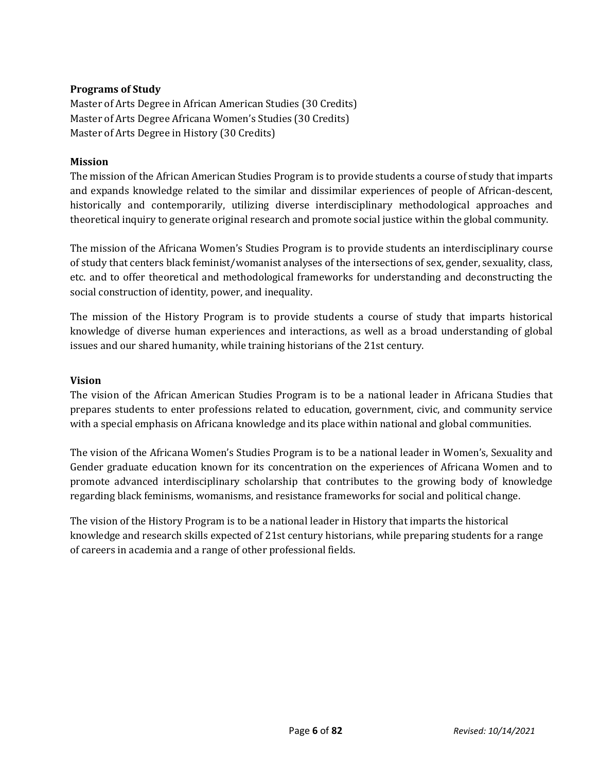**Programs of Study**

Master of Arts Degree in African American Studies (30 Credits)
Master of Arts Degree Africana Women's Studies (30 Credits)
Master of Arts Degree in History (30 Credits)

**Mission**

The mission of the African American Studies Program is to provide students a course of study that imparts and expands knowledge related to the similar and dissimilar experiences of people of African-descent, historically and contemporarily, utilizing diverse interdisciplinary methodological approaches and theoretical inquiry to generate original research and promote social justice within the global community.

The mission of the Africana Women's Studies Program is to provide students an interdisciplinary course of study that centers black feminist/womanist analyses of the intersections of sex, gender, sexuality, class, etc. and to offer theoretical and methodological frameworks for understanding and deconstructing the social construction of identity, power, and inequality.

The mission of the History Program is to provide students a course of study that imparts historical knowledge of diverse human experiences and interactions, as well as a broad understanding of global issues and our shared humanity, while training historians of the 21st century.

**Vision**

The vision of the African American Studies Program is to be a national leader in Africana Studies that prepares students to enter professions related to education, government, civic, and community service with a special emphasis on Africana knowledge and its place within national and global communities.

The vision of the Africana Women's Studies Program is to be a national leader in Women's, Sexuality and Gender graduate education known for its concentration on the experiences of Africana Women and to promote advanced interdisciplinary scholarship that contributes to the growing body of knowledge regarding black feminisms, womanisms, and resistance frameworks for social and political change.

The vision of the History Program is to be a national leader in History that imparts the historical knowledge and research skills expected of 21st century historians, while preparing students for a range of careers in academia and a range of other professional fields.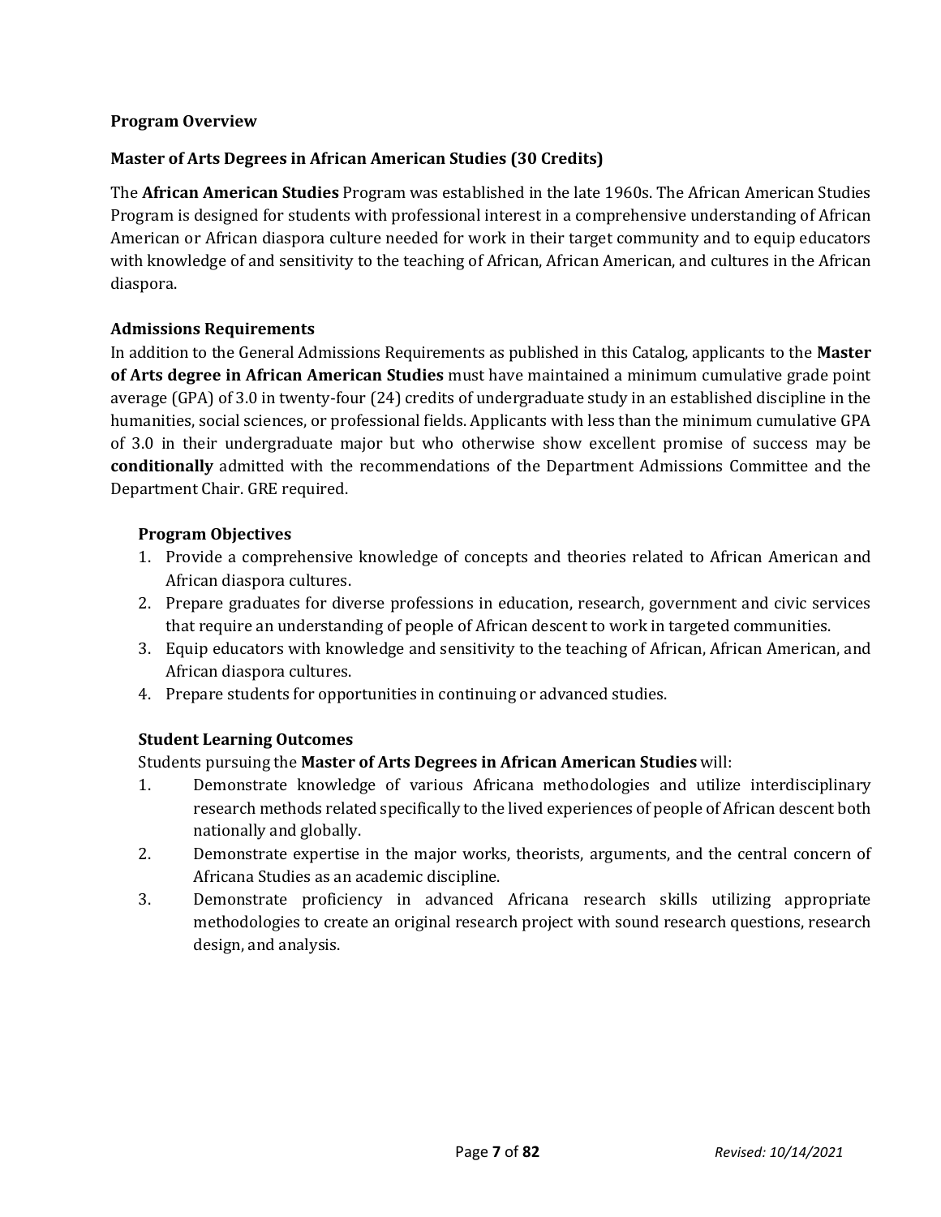## Program Overview

### Master of Arts Degrees in African American Studies (30 Credits)

The **African American Studies** Program was established in the late 1960s. The African American Studies Program is designed for students with professional interest in a comprehensive understanding of African American or African diaspora culture needed for work in their target community and to equip educators with knowledge of and sensitivity to the teaching of African, African American, and cultures in the African diaspora.

### Admissions Requirements

In addition to the General Admissions Requirements as published in this Catalog, applicants to the **Master of Arts degree in African American Studies** must have maintained a minimum cumulative grade point average (GPA) of 3.0 in twenty-four (24) credits of undergraduate study in an established discipline in the humanities, social sciences, or professional fields. Applicants with less than the minimum cumulative GPA of 3.0 in their undergraduate major but who otherwise show excellent promise of success may be **conditionally** admitted with the recommendations of the Department Admissions Committee and the Department Chair. GRE required.

#### Program Objectives

1. Provide a comprehensive knowledge of concepts and theories related to African American and African diaspora cultures.
2. Prepare graduates for diverse professions in education, research, government and civic services that require an understanding of people of African descent to work in targeted communities.
3. Equip educators with knowledge and sensitivity to the teaching of African, African American, and African diaspora cultures.
4. Prepare students for opportunities in continuing or advanced studies.

#### Student Learning Outcomes

Students pursuing the **Master of Arts Degrees in African American Studies** will:

1. Demonstrate knowledge of various Africana methodologies and utilize interdisciplinary research methods related specifically to the lived experiences of people of African descent both nationally and globally.
2. Demonstrate expertise in the major works, theorists, arguments, and the central concern of Africana Studies as an academic discipline.
3. Demonstrate proficiency in advanced Africana research skills utilizing appropriate methodologies to create an original research project with sound research questions, research design, and analysis.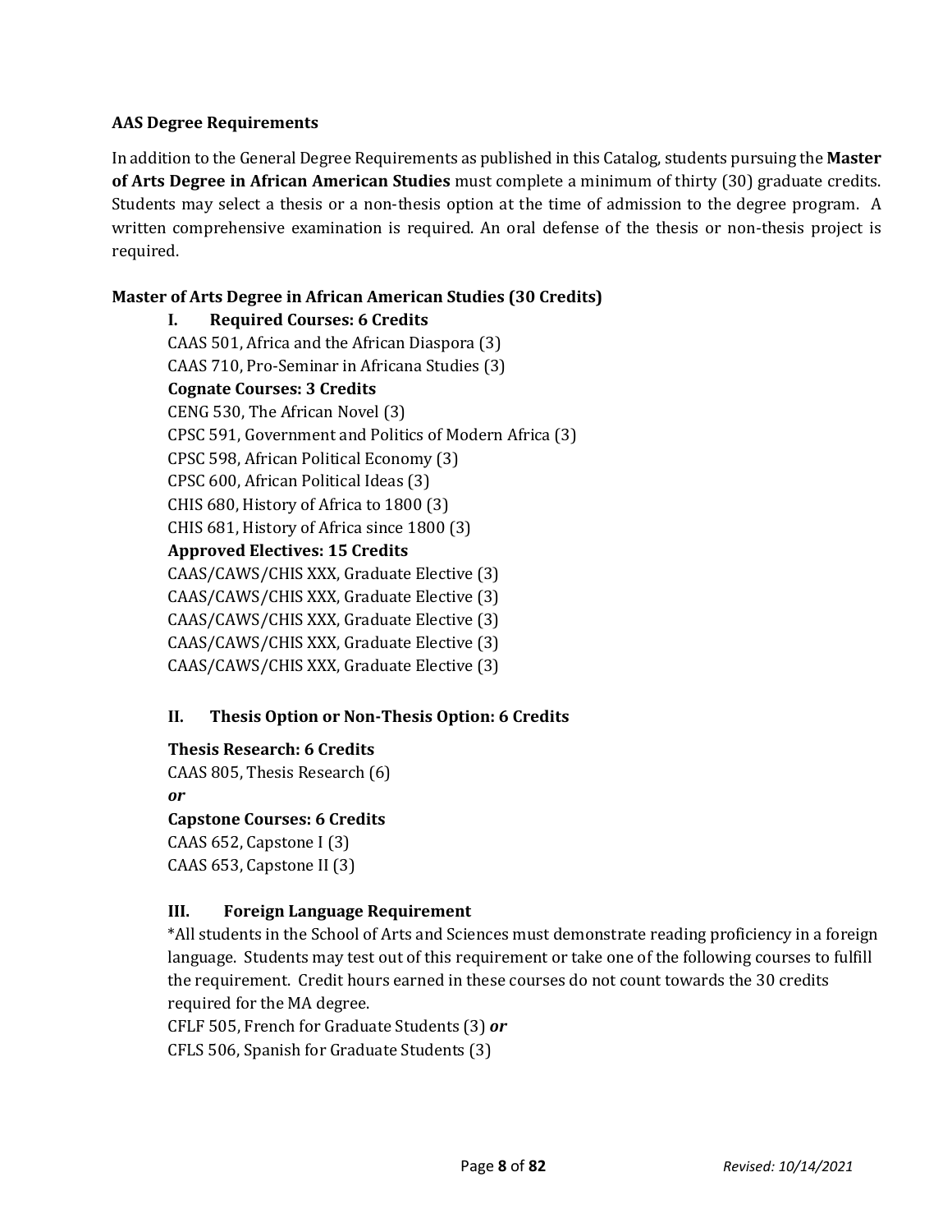## AAS Degree Requirements

In addition to the General Degree Requirements as published in this Catalog, students pursuing the **Master of Arts Degree in African American Studies** must complete a minimum of thirty (30) graduate credits. Students may select a thesis or a non-thesis option at the time of admission to the degree program. A written comprehensive examination is required. An oral defense of the thesis or non-thesis project is required.

### Master of Arts Degree in African American Studies (30 Credits)

**I. Required Courses: 6 Credits**

CAAS 501, Africa and the African Diaspora (3)
CAAS 710, Pro-Seminar in Africana Studies (3)

**Cognate Courses: 3 Credits**

CENG 530, The African Novel (3)
CPSC 591, Government and Politics of Modern Africa (3)
CPSC 598, African Political Economy (3)
CPSC 600, African Political Ideas (3)
CHIS 680, History of Africa to 1800 (3)
CHIS 681, History of Africa since 1800 (3)

**Approved Electives: 15 Credits**

CAAS/CAWS/CHIS XXX, Graduate Elective (3)
CAAS/CAWS/CHIS XXX, Graduate Elective (3)
CAAS/CAWS/CHIS XXX, Graduate Elective (3)
CAAS/CAWS/CHIS XXX, Graduate Elective (3)
CAAS/CAWS/CHIS XXX, Graduate Elective (3)

**II. Thesis Option or Non-Thesis Option: 6 Credits**

**Thesis Research: 6 Credits**

CAAS 805, Thesis Research (6)

***or***

**Capstone Courses: 6 Credits**

CAAS 652, Capstone I (3)
CAAS 653, Capstone II (3)

**III. Foreign Language Requirement**

*All students in the School of Arts and Sciences must demonstrate reading proficiency in a foreign language. Students may test out of this requirement or take one of the following courses to fulfill the requirement. Credit hours earned in these courses do not count towards the 30 credits required for the MA degree.

CFLF 505, French for Graduate Students (3) ***or***
CFLS 506, Spanish for Graduate Students (3)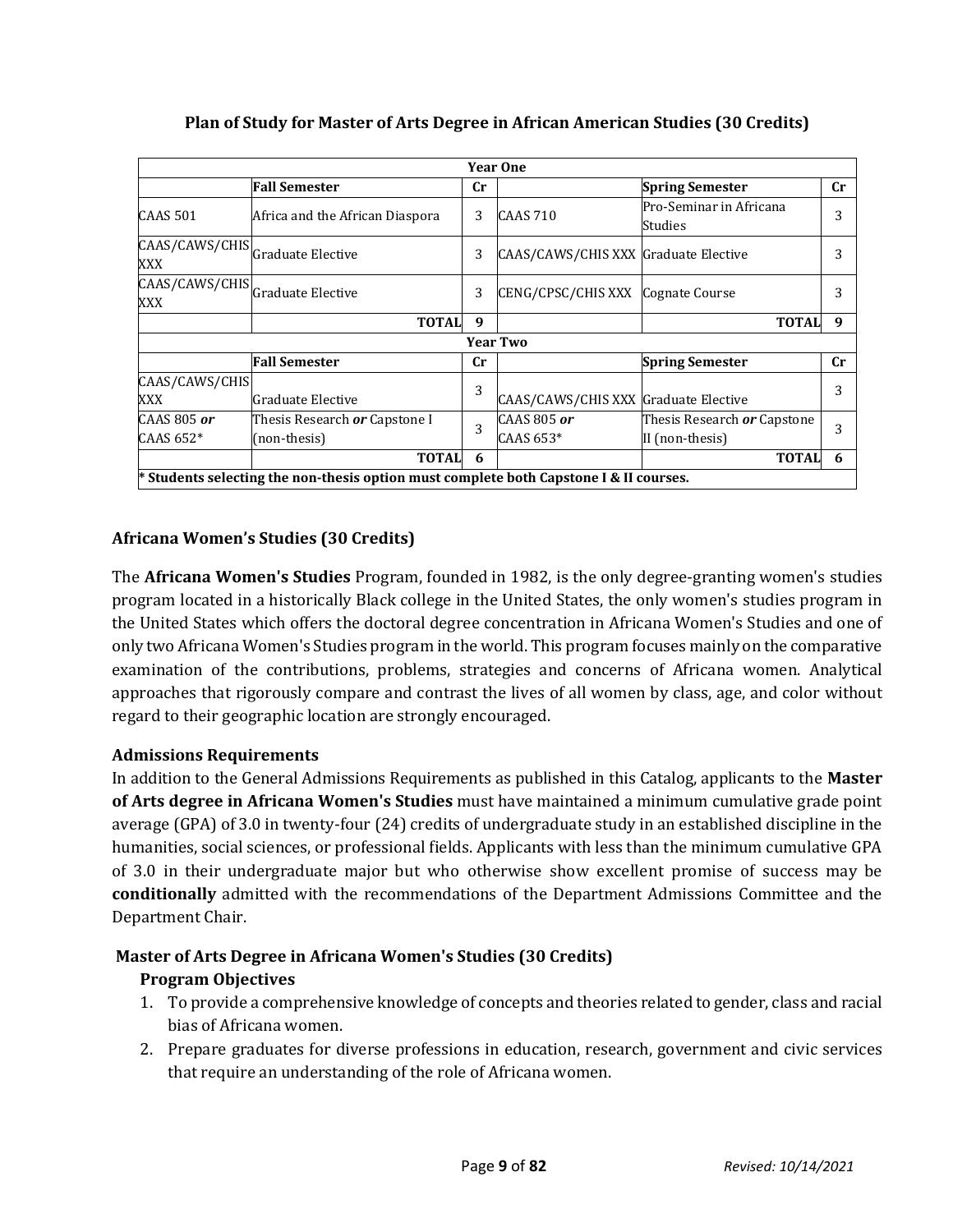**Plan of Study for Master of Arts Degree in African American Studies (30 Credits)**

| Year One | | | | | |
|---|---|---|---|---|---|
| | **Fall Semester** | **Cr** | | **Spring Semester** | **Cr** |
| CAAS 501 | Africa and the African Diaspora | 3 | CAAS 710 | Pro-Seminar in Africana Studies | 3 |
| CAAS/CAWS/CHIS XXX | Graduate Elective | 3 | CAAS/CAWS/CHIS XXX | Graduate Elective | 3 |
| CAAS/CAWS/CHIS XXX | Graduate Elective | 3 | CENG/CPSC/CHIS XXX | Cognate Course | 3 |
| | **TOTAL** | **9** | | **TOTAL** | **9** |
| **Year Two** | | | | | |
| | **Fall Semester** | **Cr** | | **Spring Semester** | **Cr** |
| CAAS/CAWS/CHIS XXX | Graduate Elective | 3 | CAAS/CAWS/CHIS XXX | Graduate Elective | 3 |
| CAAS 805 ***or*** CAAS 652* | Thesis Research ***or*** Capstone I (non-thesis) | 3 | CAAS 805 ***or*** CAAS 653* | Thesis Research ***or*** Capstone II (non-thesis) | 3 |
| | **TOTAL** | **6** | | **TOTAL** | **6** |

**\* Students selecting the non-thesis option must complete both Capstone I & II courses.**

### Africana Women's Studies (30 Credits)

The **Africana Women's Studies** Program, founded in 1982, is the only degree-granting women's studies program located in a historically Black college in the United States, the only women's studies program in the United States which offers the doctoral degree concentration in Africana Women's Studies and one of only two Africana Women's Studies program in the world. This program focuses mainly on the comparative examination of the contributions, problems, strategies and concerns of Africana women. Analytical approaches that rigorously compare and contrast the lives of all women by class, age, and color without regard to their geographic location are strongly encouraged.

#### Admissions Requirements

In addition to the General Admissions Requirements as published in this Catalog, applicants to the **Master of Arts degree in Africana Women's Studies** must have maintained a minimum cumulative grade point average (GPA) of 3.0 in twenty-four (24) credits of undergraduate study in an established discipline in the humanities, social sciences, or professional fields. Applicants with less than the minimum cumulative GPA of 3.0 in their undergraduate major but who otherwise show excellent promise of success may be **conditionally** admitted with the recommendations of the Department Admissions Committee and the Department Chair.

#### Master of Arts Degree in Africana Women's Studies (30 Credits)

**Program Objectives**

1. To provide a comprehensive knowledge of concepts and theories related to gender, class and racial bias of Africana women.
2. Prepare graduates for diverse professions in education, research, government and civic services that require an understanding of the role of Africana women.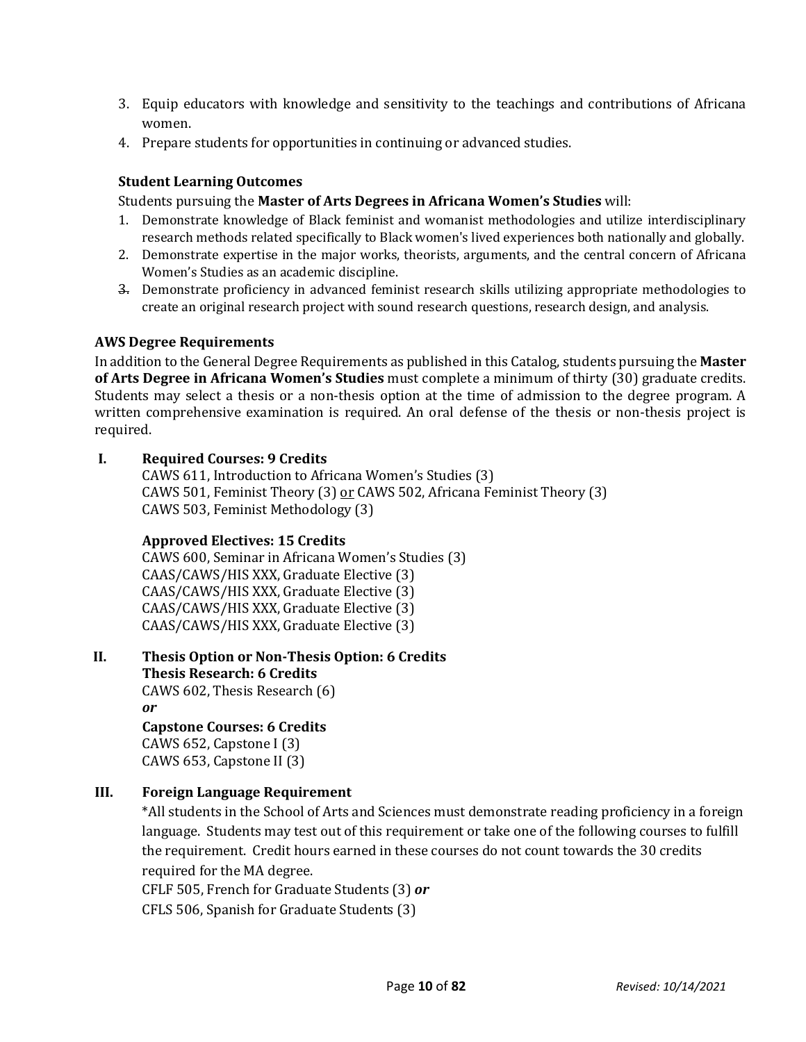3. Equip educators with knowledge and sensitivity to the teachings and contributions of Africana women.
4. Prepare students for opportunities in continuing or advanced studies.

### Student Learning Outcomes

Students pursuing the **Master of Arts Degrees in Africana Women's Studies** will:

1. Demonstrate knowledge of Black feminist and womanist methodologies and utilize interdisciplinary research methods related specifically to Black women's lived experiences both nationally and globally.
2. Demonstrate expertise in the major works, theorists, arguments, and the central concern of Africana Women's Studies as an academic discipline.
3. Demonstrate proficiency in advanced feminist research skills utilizing appropriate methodologies to create an original research project with sound research questions, research design, and analysis.

### AWS Degree Requirements

In addition to the General Degree Requirements as published in this Catalog, students pursuing the **Master of Arts Degree in Africana Women's Studies** must complete a minimum of thirty (30) graduate credits. Students may select a thesis or a non-thesis option at the time of admission to the degree program. A written comprehensive examination is required. An oral defense of the thesis or non-thesis project is required.

**I. Required Courses: 9 Credits**

CAWS 611, Introduction to Africana Women's Studies (3)
CAWS 501, Feminist Theory (3) or CAWS 502, Africana Feminist Theory (3)
CAWS 503, Feminist Methodology (3)

**Approved Electives: 15 Credits**

CAWS 600, Seminar in Africana Women's Studies (3)
CAAS/CAWS/HIS XXX, Graduate Elective (3)
CAAS/CAWS/HIS XXX, Graduate Elective (3)
CAAS/CAWS/HIS XXX, Graduate Elective (3)
CAAS/CAWS/HIS XXX, Graduate Elective (3)

**II. Thesis Option or Non-Thesis Option: 6 Credits**

**Thesis Research: 6 Credits**

CAWS 602, Thesis Research (6)

***or***

**Capstone Courses: 6 Credits**

CAWS 652, Capstone I (3)
CAWS 653, Capstone II (3)

**III. Foreign Language Requirement**

*All students in the School of Arts and Sciences must demonstrate reading proficiency in a foreign language. Students may test out of this requirement or take one of the following courses to fulfill the requirement. Credit hours earned in these courses do not count towards the 30 credits required for the MA degree.

CFLF 505, French for Graduate Students (3) ***or***
CFLS 506, Spanish for Graduate Students (3)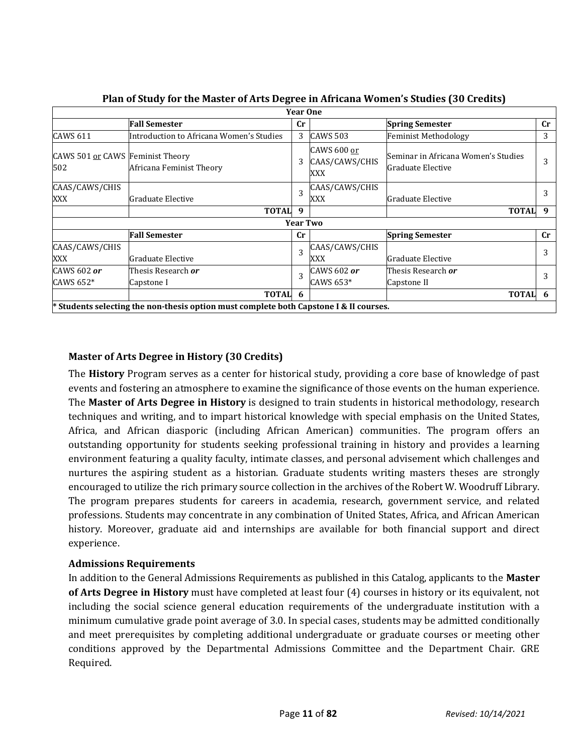**Plan of Study for the Master of Arts Degree in Africana Women's Studies (30 Credits)**

| **Year One** | | | | | |
|---|---|---|---|---|---|
| | **Fall Semester** | **Cr** | | **Spring Semester** | **Cr** |
| CAWS 611 | Introduction to Africana Women's Studies | 3 | CAWS 503 | Feminist Methodology | 3 |
| CAWS 501 or CAWS 502 | Feminist Theory Africana Feminist Theory | 3 | CAWS 600 or CAAS/CAWS/CHIS XXX | Seminar in Africana Women's Studies Graduate Elective | 3 |
| CAAS/CAWS/CHIS XXX | Graduate Elective | 3 | CAAS/CAWS/CHIS XXX | Graduate Elective | 3 |
| | **TOTAL** | **9** | | **TOTAL** | **9** |
| **Year Two** | | | | | |
| | **Fall Semester** | **Cr** | | **Spring Semester** | **Cr** |
| CAAS/CAWS/CHIS XXX | Graduate Elective | 3 | CAAS/CAWS/CHIS XXX | Graduate Elective | 3 |
| CAWS 602 ***or*** CAWS 652* | Thesis Research ***or*** Capstone I | 3 | CAWS 602 ***or*** CAWS 653* | Thesis Research ***or*** Capstone II | 3 |
| | **TOTAL** | **6** | | **TOTAL** | **6** |

**\* Students selecting the non-thesis option must complete both Capstone I & II courses.**

### Master of Arts Degree in History (30 Credits)

The **History** Program serves as a center for historical study, providing a core base of knowledge of past events and fostering an atmosphere to examine the significance of those events on the human experience. The **Master of Arts Degree in History** is designed to train students in historical methodology, research techniques and writing, and to impart historical knowledge with special emphasis on the United States, Africa, and African diasporic (including African American) communities. The program offers an outstanding opportunity for students seeking professional training in history and provides a learning environment featuring a quality faculty, intimate classes, and personal advisement which challenges and nurtures the aspiring student as a historian. Graduate students writing masters theses are strongly encouraged to utilize the rich primary source collection in the archives of the Robert W. Woodruff Library. The program prepares students for careers in academia, research, government service, and related professions. Students may concentrate in any combination of United States, Africa, and African American history. Moreover, graduate aid and internships are available for both financial support and direct experience.

#### Admissions Requirements

In addition to the General Admissions Requirements as published in this Catalog, applicants to the **Master of Arts Degree in History** must have completed at least four (4) courses in history or its equivalent, not including the social science general education requirements of the undergraduate institution with a minimum cumulative grade point average of 3.0. In special cases, students may be admitted conditionally and meet prerequisites by completing additional undergraduate or graduate courses or meeting other conditions approved by the Departmental Admissions Committee and the Department Chair. GRE Required.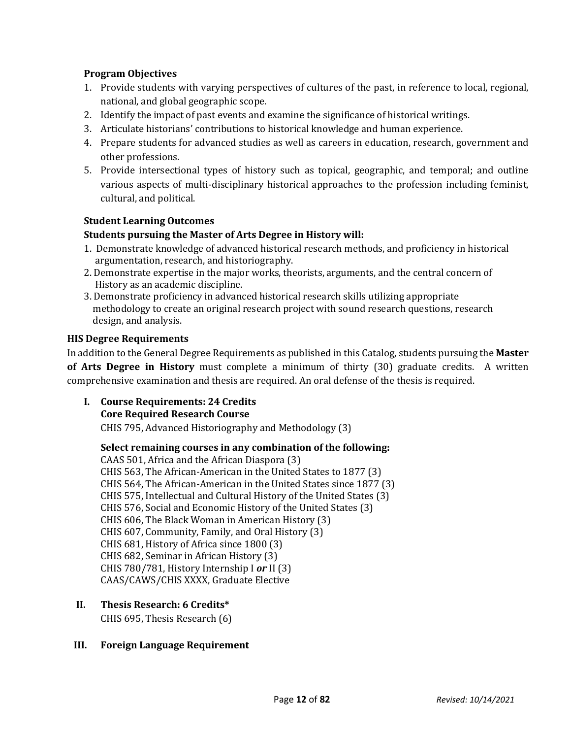### Program Objectives

1. Provide students with varying perspectives of cultures of the past, in reference to local, regional, national, and global geographic scope.
2. Identify the impact of past events and examine the significance of historical writings.
3. Articulate historians' contributions to historical knowledge and human experience.
4. Prepare students for advanced studies as well as careers in education, research, government and other professions.
5. Provide intersectional types of history such as topical, geographic, and temporal; and outline various aspects of multi-disciplinary historical approaches to the profession including feminist, cultural, and political.

### Student Learning Outcomes

**Students pursuing the Master of Arts Degree in History will:**

1. Demonstrate knowledge of advanced historical research methods, and proficiency in historical argumentation, research, and historiography.
2. Demonstrate expertise in the major works, theorists, arguments, and the central concern of History as an academic discipline.
3. Demonstrate proficiency in advanced historical research skills utilizing appropriate methodology to create an original research project with sound research questions, research design, and analysis.

## HIS Degree Requirements

In addition to the General Degree Requirements as published in this Catalog, students pursuing the **Master of Arts Degree in History** must complete a minimum of thirty (30) graduate credits. A written comprehensive examination and thesis are required. An oral defense of the thesis is required.

**I. Course Requirements: 24 Credits**

**Core Required Research Course**

CHIS 795, Advanced Historiography and Methodology (3)

**Select remaining courses in any combination of the following:**

CAAS 501, Africa and the African Diaspora (3)
CHIS 563, The African-American in the United States to 1877 (3)
CHIS 564, The African-American in the United States since 1877 (3)
CHIS 575, Intellectual and Cultural History of the United States (3)
CHIS 576, Social and Economic History of the United States (3)
CHIS 606, The Black Woman in American History (3)
CHIS 607, Community, Family, and Oral History (3)
CHIS 681, History of Africa since 1800 (3)
CHIS 682, Seminar in African History (3)
CHIS 780/781, History Internship I ***or*** II (3)
CAAS/CAWS/CHIS XXXX, Graduate Elective

**II. Thesis Research: 6 Credits***

CHIS 695, Thesis Research (6)

**III. Foreign Language Requirement**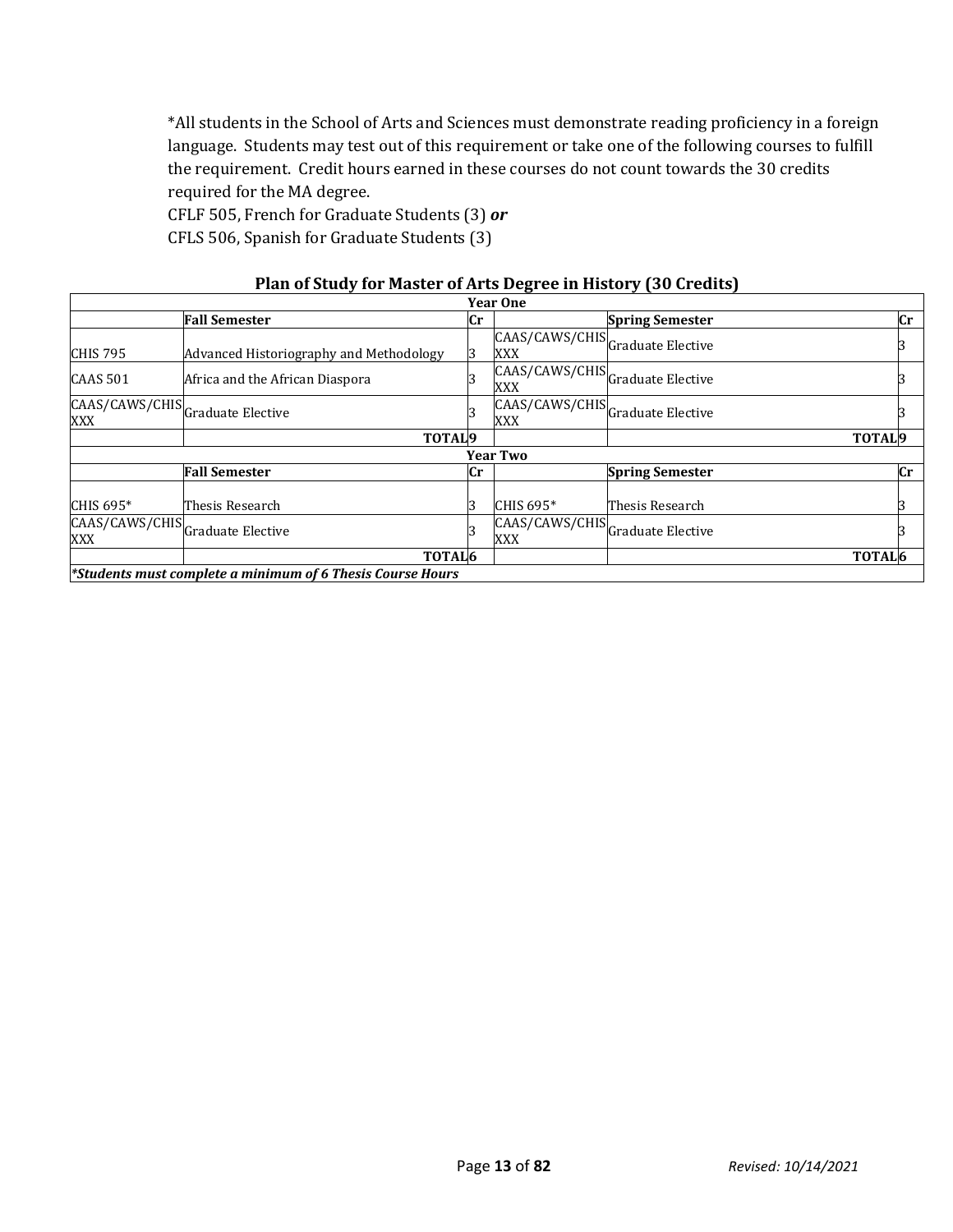*All students in the School of Arts and Sciences must demonstrate reading proficiency in a foreign language. Students may test out of this requirement or take one of the following courses to fulfill the requirement. Credit hours earned in these courses do not count towards the 30 credits required for the MA degree.

CFLF 505, French for Graduate Students (3) ***or***

CFLS 506, Spanish for Graduate Students (3)

**Plan of Study for Master of Arts Degree in History (30 Credits)**

| | | | | | |
|---|---|---|---|---|---|
| **Year One** | | | | | |
| | **Fall Semester** | **Cr** | | **Spring Semester** | **Cr** |
| CHIS 795 | Advanced Historiography and Methodology | 3 | CAAS/CAWS/CHIS XXX | Graduate Elective | 3 |
| CAAS 501 | Africa and the African Diaspora | 3 | CAAS/CAWS/CHIS XXX | Graduate Elective | 3 |
| CAAS/CAWS/CHIS XXX | Graduate Elective | 3 | CAAS/CAWS/CHIS XXX | Graduate Elective | 3 |
| | **TOTAL** | **9** | | **TOTAL** | **9** |
| **Year Two** | | | | | |
| | **Fall Semester** | **Cr** | | **Spring Semester** | **Cr** |
| CHIS 695* | Thesis Research | 3 | CHIS 695* | Thesis Research | 3 |
| CAAS/CAWS/CHIS XXX | Graduate Elective | 3 | CAAS/CAWS/CHIS XXX | Graduate Elective | 3 |
| | **TOTAL** | **6** | | **TOTAL** | **6** |
| ***Students must complete a minimum of 6 Thesis Course Hours*** | | | | | |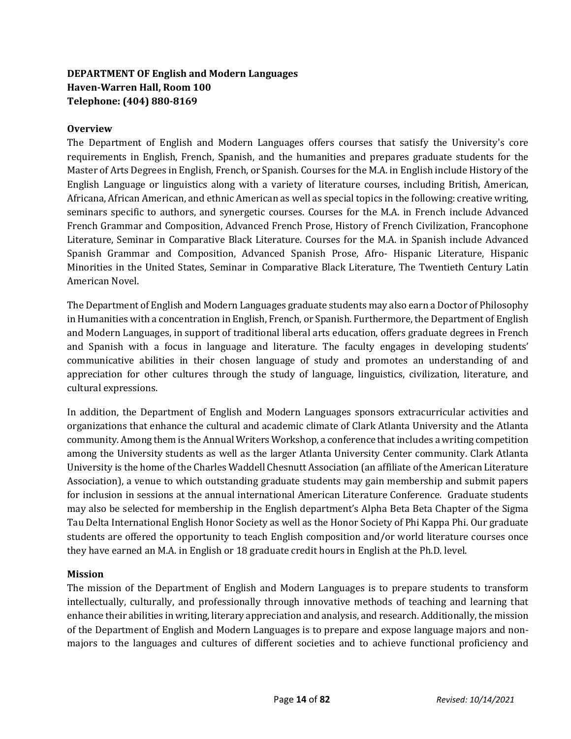**DEPARTMENT OF English and Modern Languages**
**Haven-Warren Hall, Room 100**
**Telephone: (404) 880-8169**

**Overview**

The Department of English and Modern Languages offers courses that satisfy the University's core requirements in English, French, Spanish, and the humanities and prepares graduate students for the Master of Arts Degrees in English, French, or Spanish. Courses for the M.A. in English include History of the English Language or linguistics along with a variety of literature courses, including British, American, Africana, African American, and ethnic American as well as special topics in the following: creative writing, seminars specific to authors, and synergetic courses. Courses for the M.A. in French include Advanced French Grammar and Composition, Advanced French Prose, History of French Civilization, Francophone Literature, Seminar in Comparative Black Literature. Courses for the M.A. in Spanish include Advanced Spanish Grammar and Composition, Advanced Spanish Prose, Afro- Hispanic Literature, Hispanic Minorities in the United States, Seminar in Comparative Black Literature, The Twentieth Century Latin American Novel.

The Department of English and Modern Languages graduate students may also earn a Doctor of Philosophy in Humanities with a concentration in English, French, or Spanish. Furthermore, the Department of English and Modern Languages, in support of traditional liberal arts education, offers graduate degrees in French and Spanish with a focus in language and literature. The faculty engages in developing students' communicative abilities in their chosen language of study and promotes an understanding of and appreciation for other cultures through the study of language, linguistics, civilization, literature, and cultural expressions.

In addition, the Department of English and Modern Languages sponsors extracurricular activities and organizations that enhance the cultural and academic climate of Clark Atlanta University and the Atlanta community. Among them is the Annual Writers Workshop, a conference that includes a writing competition among the University students as well as the larger Atlanta University Center community. Clark Atlanta University is the home of the Charles Waddell Chesnutt Association (an affiliate of the American Literature Association), a venue to which outstanding graduate students may gain membership and submit papers for inclusion in sessions at the annual international American Literature Conference. Graduate students may also be selected for membership in the English department's Alpha Beta Beta Chapter of the Sigma Tau Delta International English Honor Society as well as the Honor Society of Phi Kappa Phi. Our graduate students are offered the opportunity to teach English composition and/or world literature courses once they have earned an M.A. in English or 18 graduate credit hours in English at the Ph.D. level.

**Mission**

The mission of the Department of English and Modern Languages is to prepare students to transform intellectually, culturally, and professionally through innovative methods of teaching and learning that enhance their abilities in writing, literary appreciation and analysis, and research. Additionally, the mission of the Department of English and Modern Languages is to prepare and expose language majors and non-majors to the languages and cultures of different societies and to achieve functional proficiency and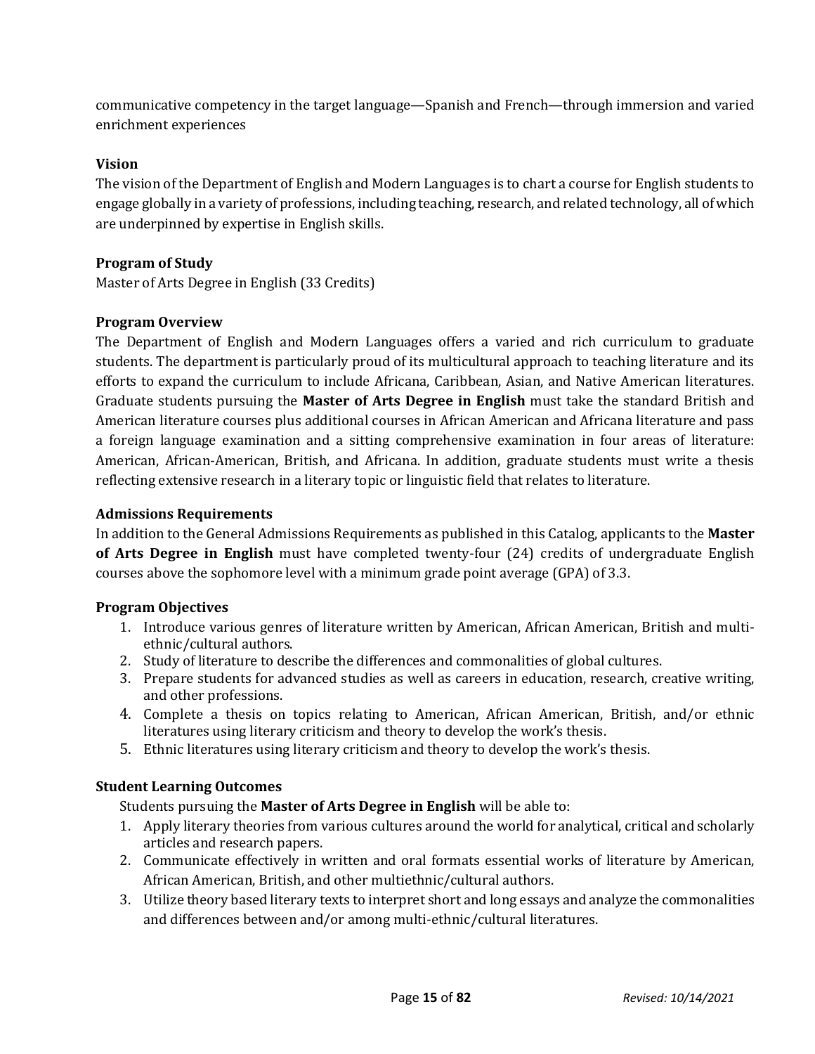communicative competency in the target language—Spanish and French—through immersion and varied enrichment experiences

### Vision

The vision of the Department of English and Modern Languages is to chart a course for English students to engage globally in a variety of professions, including teaching, research, and related technology, all of which are underpinned by expertise in English skills.

### Program of Study

Master of Arts Degree in English (33 Credits)

### Program Overview

The Department of English and Modern Languages offers a varied and rich curriculum to graduate students. The department is particularly proud of its multicultural approach to teaching literature and its efforts to expand the curriculum to include Africana, Caribbean, Asian, and Native American literatures. Graduate students pursuing the **Master of Arts Degree in English** must take the standard British and American literature courses plus additional courses in African American and Africana literature and pass a foreign language examination and a sitting comprehensive examination in four areas of literature: American, African-American, British, and Africana. In addition, graduate students must write a thesis reflecting extensive research in a literary topic or linguistic field that relates to literature.

### Admissions Requirements

In addition to the General Admissions Requirements as published in this Catalog, applicants to the **Master of Arts Degree in English** must have completed twenty-four (24) credits of undergraduate English courses above the sophomore level with a minimum grade point average (GPA) of 3.3.

### Program Objectives

1. Introduce various genres of literature written by American, African American, British and multi-ethnic/cultural authors.
2. Study of literature to describe the differences and commonalities of global cultures.
3. Prepare students for advanced studies as well as careers in education, research, creative writing, and other professions.
4. Complete a thesis on topics relating to American, African American, British, and/or ethnic literatures using literary criticism and theory to develop the work's thesis.
5. Ethnic literatures using literary criticism and theory to develop the work's thesis.

### Student Learning Outcomes

Students pursuing the **Master of Arts Degree in English** will be able to:

1. Apply literary theories from various cultures around the world for analytical, critical and scholarly articles and research papers.
2. Communicate effectively in written and oral formats essential works of literature by American, African American, British, and other multiethnic/cultural authors.
3. Utilize theory based literary texts to interpret short and long essays and analyze the commonalities and differences between and/or among multi-ethnic/cultural literatures.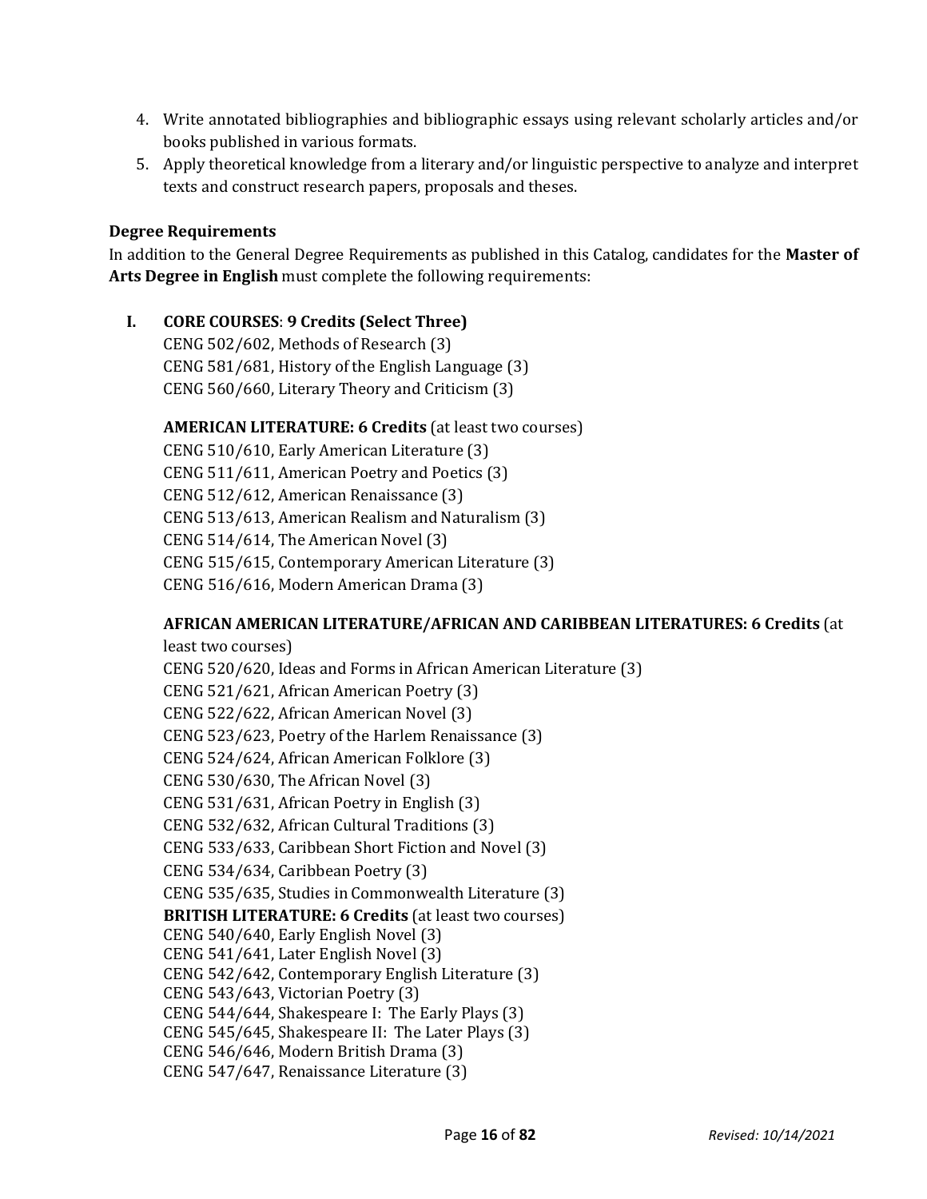4. Write annotated bibliographies and bibliographic essays using relevant scholarly articles and/or books published in various formats.
5. Apply theoretical knowledge from a literary and/or linguistic perspective to analyze and interpret texts and construct research papers, proposals and theses.

**Degree Requirements**

In addition to the General Degree Requirements as published in this Catalog, candidates for the **Master of Arts Degree in English** must complete the following requirements:

**I. CORE COURSES: 9 Credits (Select Three)**

CENG 502/602, Methods of Research (3)
CENG 581/681, History of the English Language (3)
CENG 560/660, Literary Theory and Criticism (3)

**AMERICAN LITERATURE: 6 Credits** (at least two courses)

CENG 510/610, Early American Literature (3)
CENG 511/611, American Poetry and Poetics (3)
CENG 512/612, American Renaissance (3)
CENG 513/613, American Realism and Naturalism (3)
CENG 514/614, The American Novel (3)
CENG 515/615, Contemporary American Literature (3)
CENG 516/616, Modern American Drama (3)

**AFRICAN AMERICAN LITERATURE/AFRICAN AND CARIBBEAN LITERATURES: 6 Credits** (at least two courses)

CENG 520/620, Ideas and Forms in African American Literature (3)
CENG 521/621, African American Poetry (3)
CENG 522/622, African American Novel (3)
CENG 523/623, Poetry of the Harlem Renaissance (3)
CENG 524/624, African American Folklore (3)
CENG 530/630, The African Novel (3)
CENG 531/631, African Poetry in English (3)
CENG 532/632, African Cultural Traditions (3)
CENG 533/633, Caribbean Short Fiction and Novel (3)
CENG 534/634, Caribbean Poetry (3)
CENG 535/635, Studies in Commonwealth Literature (3)

**BRITISH LITERATURE: 6 Credits** (at least two courses)

CENG 540/640, Early English Novel (3)
CENG 541/641, Later English Novel (3)
CENG 542/642, Contemporary English Literature (3)
CENG 543/643, Victorian Poetry (3)
CENG 544/644, Shakespeare I: The Early Plays (3)
CENG 545/645, Shakespeare II: The Later Plays (3)
CENG 546/646, Modern British Drama (3)
CENG 547/647, Renaissance Literature (3)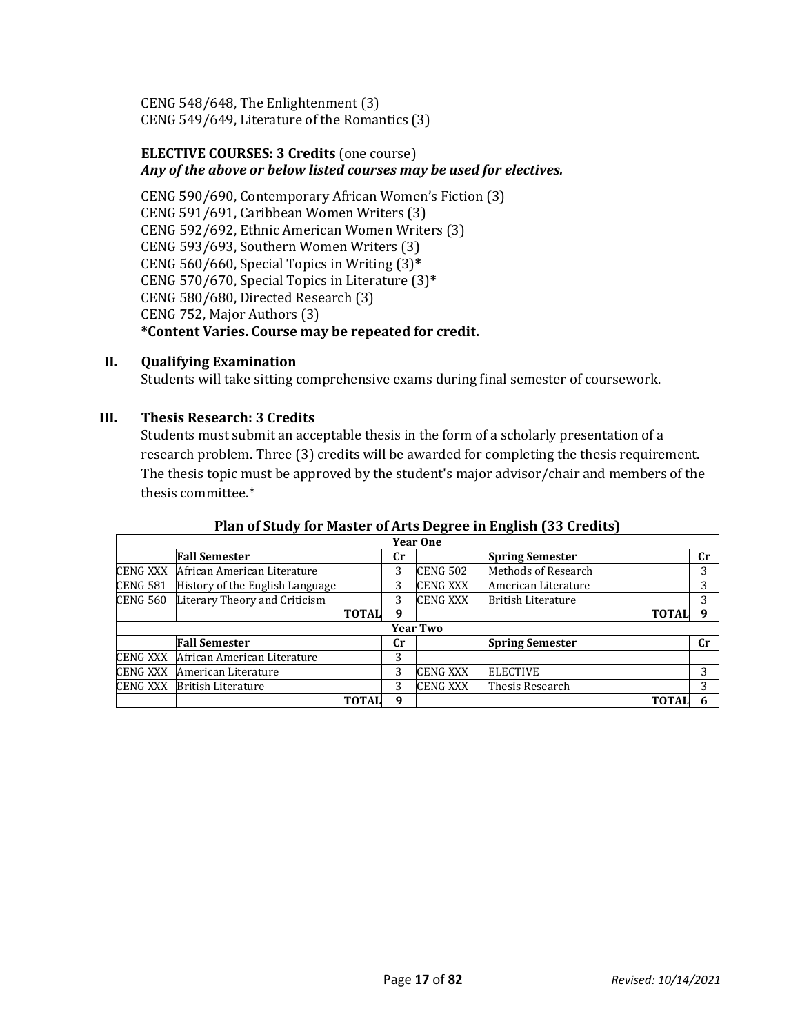CENG 548/648, The Enlightenment (3)
CENG 549/649, Literature of the Romantics (3)

**ELECTIVE COURSES: 3 Credits** (one course)
***Any of the above or below listed courses may be used for electives.***

CENG 590/690, Contemporary African Women's Fiction (3)
CENG 591/691, Caribbean Women Writers (3)
CENG 592/692, Ethnic American Women Writers (3)
CENG 593/693, Southern Women Writers (3)
CENG 560/660, Special Topics in Writing (3)**\***
CENG 570/670, Special Topics in Literature (3)**\***
CENG 580/680, Directed Research (3)
CENG 752, Major Authors (3)
**\*Content Varies. Course may be repeated for credit.**

## II. Qualifying Examination

Students will take sitting comprehensive exams during final semester of coursework.

## III. Thesis Research: 3 Credits

Students must submit an acceptable thesis in the form of a scholarly presentation of a research problem. Three (3) credits will be awarded for completing the thesis requirement. The thesis topic must be approved by the student's major advisor/chair and members of the thesis committee.*

**Plan of Study for Master of Arts Degree in English (33 Credits)**

| Year One | | | | | |
|---|---|---|---|---|---|
| | **Fall Semester** | **Cr** | | **Spring Semester** | **Cr** |
| CENG XXX | African American Literature | 3 | CENG 502 | Methods of Research | 3 |
| CENG 581 | History of the English Language | 3 | CENG XXX | American Literature | 3 |
| CENG 560 | Literary Theory and Criticism | 3 | CENG XXX | British Literature | 3 |
| | **TOTAL** | **9** | | **TOTAL** | **9** |
| **Year Two** | | | | | |
| | **Fall Semester** | **Cr** | | **Spring Semester** | **Cr** |
| CENG XXX | African American Literature | 3 | | | |
| CENG XXX | American Literature | 3 | CENG XXX | ELECTIVE | 3 |
| CENG XXX | British Literature | 3 | CENG XXX | Thesis Research | 3 |
| | **TOTAL** | **9** | | **TOTAL** | **6** |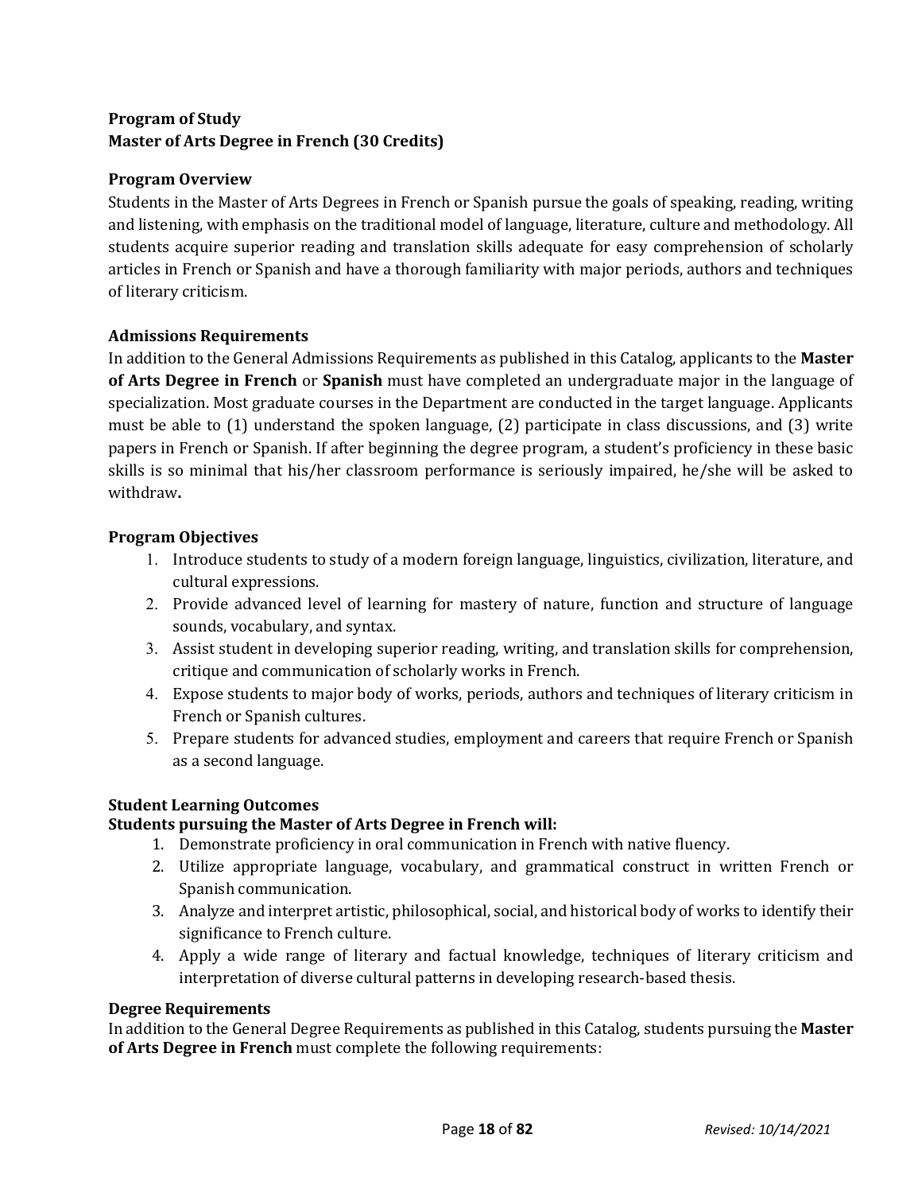**Program of Study**
**Master of Arts Degree in French (30 Credits)**

**Program Overview**

Students in the Master of Arts Degrees in French or Spanish pursue the goals of speaking, reading, writing and listening, with emphasis on the traditional model of language, literature, culture and methodology. All students acquire superior reading and translation skills adequate for easy comprehension of scholarly articles in French or Spanish and have a thorough familiarity with major periods, authors and techniques of literary criticism.

**Admissions Requirements**

In addition to the General Admissions Requirements as published in this Catalog, applicants to the **Master of Arts Degree in French** or **Spanish** must have completed an undergraduate major in the language of specialization. Most graduate courses in the Department are conducted in the target language. Applicants must be able to (1) understand the spoken language, (2) participate in class discussions, and (3) write papers in French or Spanish. If after beginning the degree program, a student's proficiency in these basic skills is so minimal that his/her classroom performance is seriously impaired, he/she will be asked to withdraw**.**

**Program Objectives**

1. Introduce students to study of a modern foreign language, linguistics, civilization, literature, and cultural expressions.
2. Provide advanced level of learning for mastery of nature, function and structure of language sounds, vocabulary, and syntax.
3. Assist student in developing superior reading, writing, and translation skills for comprehension, critique and communication of scholarly works in French.
4. Expose students to major body of works, periods, authors and techniques of literary criticism in French or Spanish cultures.
5. Prepare students for advanced studies, employment and careers that require French or Spanish as a second language.

**Student Learning Outcomes**
**Students pursuing the Master of Arts Degree in French will:**

1. Demonstrate proficiency in oral communication in French with native fluency.
2. Utilize appropriate language, vocabulary, and grammatical construct in written French or Spanish communication.
3. Analyze and interpret artistic, philosophical, social, and historical body of works to identify their significance to French culture.
4. Apply a wide range of literary and factual knowledge, techniques of literary criticism and interpretation of diverse cultural patterns in developing research-based thesis.

**Degree Requirements**

In addition to the General Degree Requirements as published in this Catalog, students pursuing the **Master of Arts Degree in French** must complete the following requirements: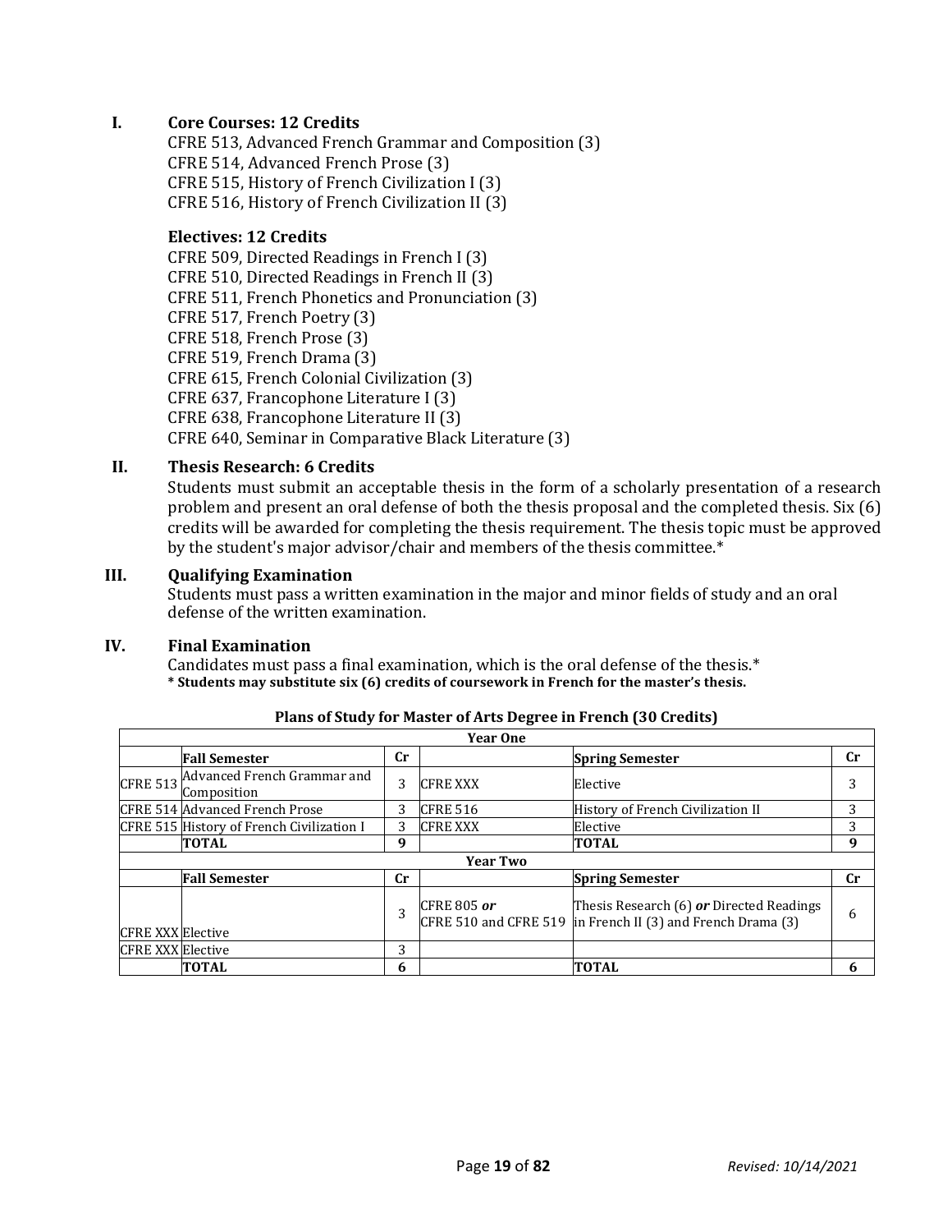## I. Core Courses: 12 Credits

CFRE 513, Advanced French Grammar and Composition (3)
CFRE 514, Advanced French Prose (3)
CFRE 515, History of French Civilization I (3)
CFRE 516, History of French Civilization II (3)

### Electives: 12 Credits

CFRE 509, Directed Readings in French I (3)
CFRE 510, Directed Readings in French II (3)
CFRE 511, French Phonetics and Pronunciation (3)
CFRE 517, French Poetry (3)
CFRE 518, French Prose (3)
CFRE 519, French Drama (3)
CFRE 615, French Colonial Civilization (3)
CFRE 637, Francophone Literature I (3)
CFRE 638, Francophone Literature II (3)
CFRE 640, Seminar in Comparative Black Literature (3)

## II. Thesis Research: 6 Credits

Students must submit an acceptable thesis in the form of a scholarly presentation of a research problem and present an oral defense of both the thesis proposal and the completed thesis. Six (6) credits will be awarded for completing the thesis requirement. The thesis topic must be approved by the student's major advisor/chair and members of the thesis committee.*

## III. Qualifying Examination

Students must pass a written examination in the major and minor fields of study and an oral defense of the written examination.

## IV. Final Examination

Candidates must pass a final examination, which is the oral defense of the thesis.*

**\* Students may substitute six (6) credits of coursework in French for the master's thesis.**

**Plans of Study for Master of Arts Degree in French (30 Credits)**

| Year One | | | | | |
|---|---|---|---|---|---|
| | **Fall Semester** | **Cr** | | **Spring Semester** | **Cr** |
| CFRE 513 | Advanced French Grammar and Composition | 3 | CFRE XXX | Elective | 3 |
| CFRE 514 | Advanced French Prose | 3 | CFRE 516 | History of French Civilization II | 3 |
| CFRE 515 | History of French Civilization I | 3 | CFRE XXX | Elective | 3 |
| | **TOTAL** | **9** | | **TOTAL** | **9** |
| **Year Two** | | | | | |
| | **Fall Semester** | **Cr** | | **Spring Semester** | **Cr** |
| CFRE XXX | Elective | 3 | CFRE 805 ***or*** CFRE 510 and CFRE 519 | Thesis Research (6) ***or*** Directed Readings in French II (3) and French Drama (3) | 6 |
| CFRE XXX | Elective | 3 | | | |
| | **TOTAL** | **6** | | **TOTAL** | **6** |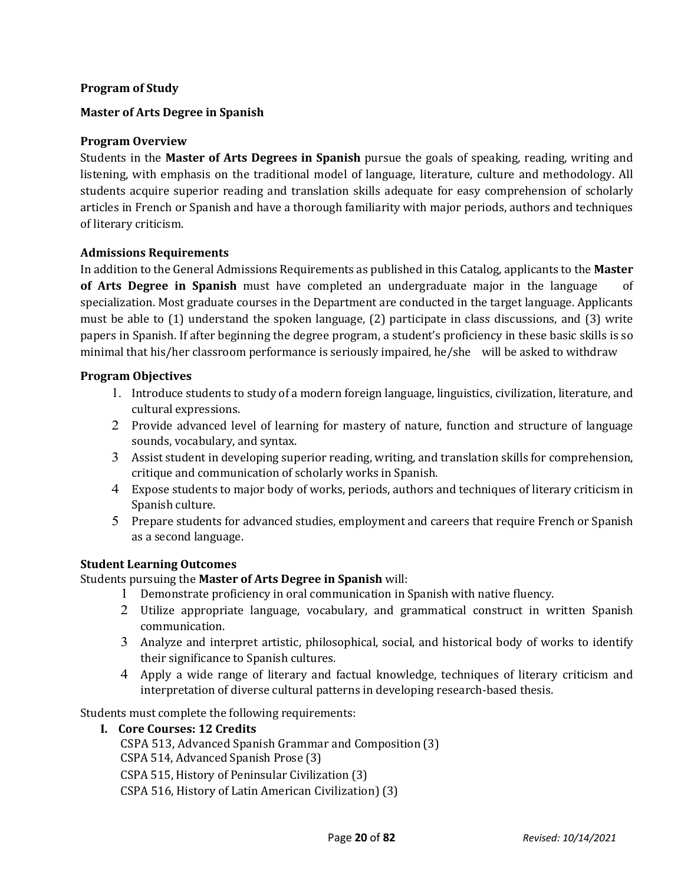**Program of Study**

**Master of Arts Degree in Spanish**

**Program Overview**

Students in the **Master of Arts Degrees in Spanish** pursue the goals of speaking, reading, writing and listening, with emphasis on the traditional model of language, literature, culture and methodology. All students acquire superior reading and translation skills adequate for easy comprehension of scholarly articles in French or Spanish and have a thorough familiarity with major periods, authors and techniques of literary criticism.

**Admissions Requirements**

In addition to the General Admissions Requirements as published in this Catalog, applicants to the **Master of Arts Degree in Spanish** must have completed an undergraduate major in the language of specialization. Most graduate courses in the Department are conducted in the target language. Applicants must be able to (1) understand the spoken language, (2) participate in class discussions, and (3) write papers in Spanish. If after beginning the degree program, a student's proficiency in these basic skills is so minimal that his/her classroom performance is seriously impaired, he/she will be asked to withdraw

**Program Objectives**

1. Introduce students to study of a modern foreign language, linguistics, civilization, literature, and cultural expressions.
2. Provide advanced level of learning for mastery of nature, function and structure of language sounds, vocabulary, and syntax.
3. Assist student in developing superior reading, writing, and translation skills for comprehension, critique and communication of scholarly works in Spanish.
4. Expose students to major body of works, periods, authors and techniques of literary criticism in Spanish culture.
5. Prepare students for advanced studies, employment and careers that require French or Spanish as a second language.

**Student Learning Outcomes**

Students pursuing the **Master of Arts Degree in Spanish** will:

1. Demonstrate proficiency in oral communication in Spanish with native fluency.
2. Utilize appropriate language, vocabulary, and grammatical construct in written Spanish communication.
3. Analyze and interpret artistic, philosophical, social, and historical body of works to identify their significance to Spanish cultures.
4. Apply a wide range of literary and factual knowledge, techniques of literary criticism and interpretation of diverse cultural patterns in developing research-based thesis.

Students must complete the following requirements:

**I. Core Courses: 12 Credits**

CSPA 513, Advanced Spanish Grammar and Composition (3)
CSPA 514, Advanced Spanish Prose (3)
CSPA 515, History of Peninsular Civilization (3)
CSPA 516, History of Latin American Civilization) (3)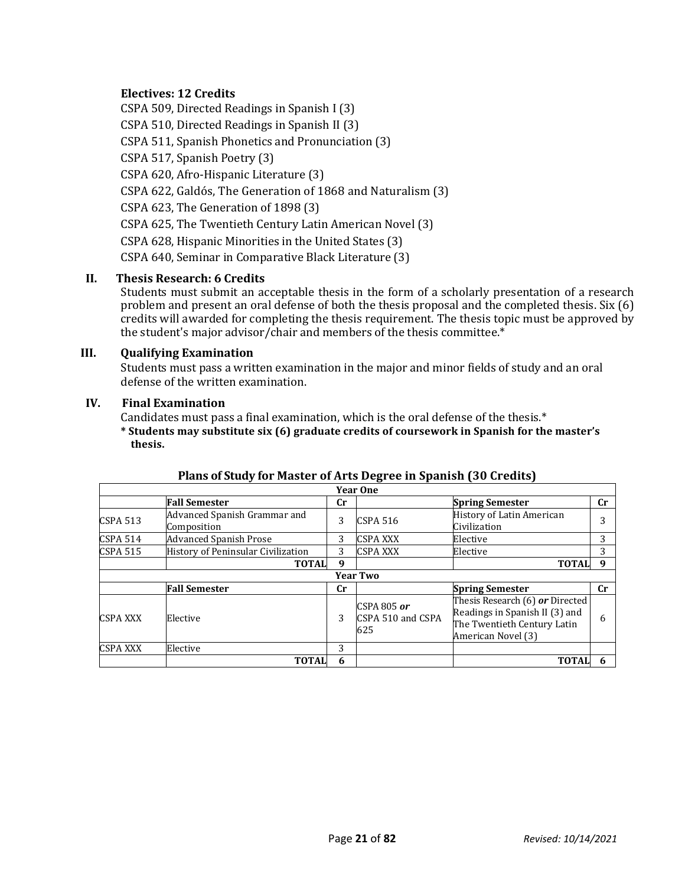**Electives: 12 Credits**

CSPA 509, Directed Readings in Spanish I (3)

CSPA 510, Directed Readings in Spanish II (3)

CSPA 511, Spanish Phonetics and Pronunciation (3)

CSPA 517, Spanish Poetry (3)

CSPA 620, Afro-Hispanic Literature (3)

CSPA 622, Galdós, The Generation of 1868 and Naturalism (3)

CSPA 623, The Generation of 1898 (3)

CSPA 625, The Twentieth Century Latin American Novel (3)

CSPA 628, Hispanic Minorities in the United States (3)

CSPA 640, Seminar in Comparative Black Literature (3)

## II. Thesis Research: 6 Credits

Students must submit an acceptable thesis in the form of a scholarly presentation of a research problem and present an oral defense of both the thesis proposal and the completed thesis. Six (6) credits will awarded for completing the thesis requirement. The thesis topic must be approved by the student's major advisor/chair and members of the thesis committee.*

## III. Qualifying Examination

Students must pass a written examination in the major and minor fields of study and an oral defense of the written examination.

## IV. Final Examination

Candidates must pass a final examination, which is the oral defense of the thesis.*

**\* Students may substitute six (6) graduate credits of coursework in Spanish for the master's thesis.**

### Plans of Study for Master of Arts Degree in Spanish (30 Credits)

| Year One | | | | | |
|---|---|---|---|---|---|
| | **Fall Semester** | **Cr** | | **Spring Semester** | **Cr** |
| CSPA 513 | Advanced Spanish Grammar and Composition | 3 | CSPA 516 | History of Latin American Civilization | 3 |
| CSPA 514 | Advanced Spanish Prose | 3 | CSPA XXX | Elective | 3 |
| CSPA 515 | History of Peninsular Civilization | 3 | CSPA XXX | Elective | 3 |
| | **TOTAL** | **9** | | **TOTAL** | **9** |
| **Year Two** | | | | | |
| | **Fall Semester** | **Cr** | | **Spring Semester** | **Cr** |
| CSPA XXX | Elective | 3 | CSPA 805 ***or*** CSPA 510 and CSPA 625 | Thesis Research (6) ***or*** Directed Readings in Spanish II (3) and The Twentieth Century Latin American Novel (3) | 6 |
| CSPA XXX | Elective | 3 | | | |
| | **TOTAL** | **6** | | **TOTAL** | **6** |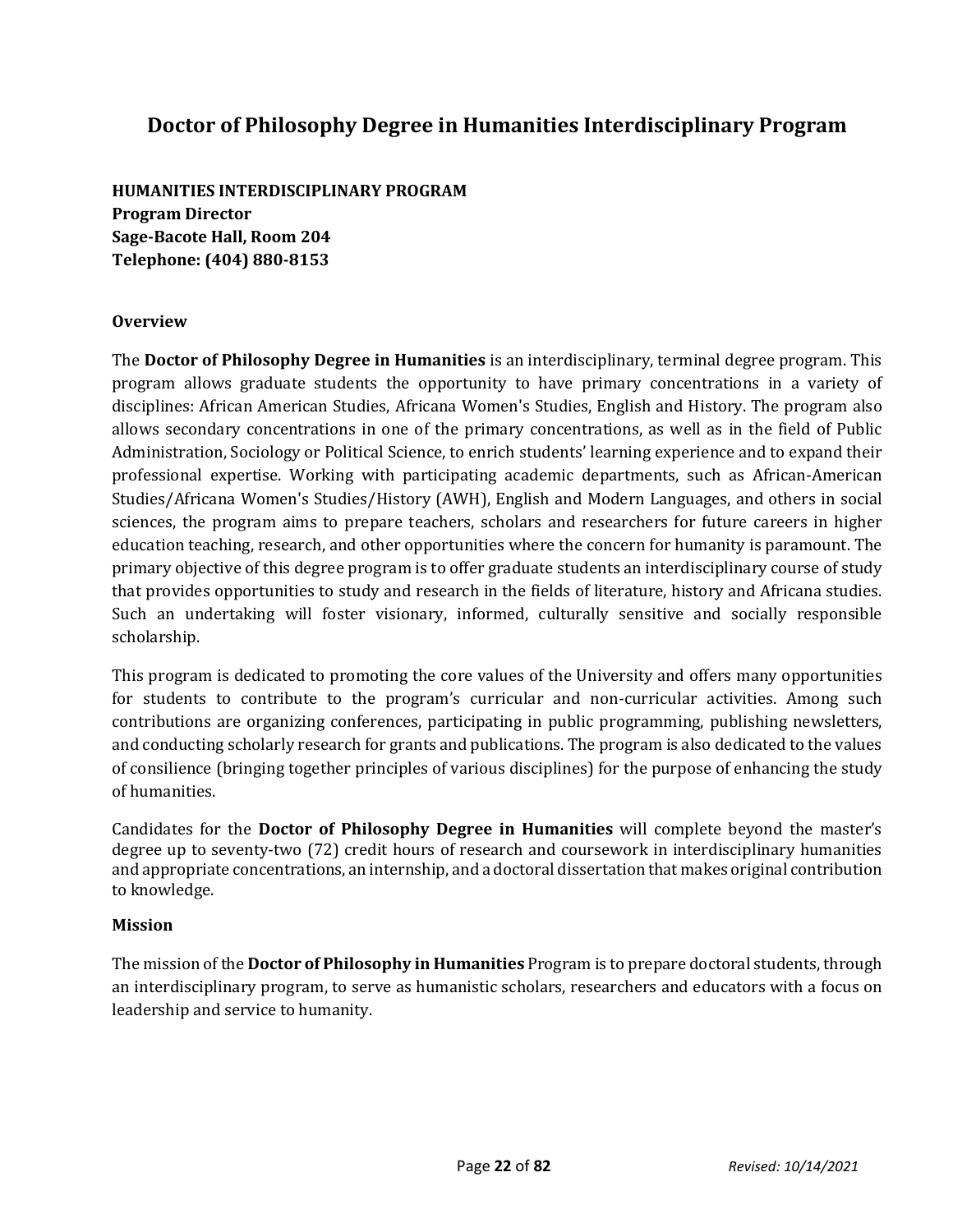# Doctor of Philosophy Degree in Humanities Interdisciplinary Program

**HUMANITIES INTERDISCIPLINARY PROGRAM**
**Program Director**
**Sage-Bacote Hall, Room 204**
**Telephone: (404) 880-8153**

### Overview

The **Doctor of Philosophy Degree in Humanities** is an interdisciplinary, terminal degree program. This program allows graduate students the opportunity to have primary concentrations in a variety of disciplines: African American Studies, Africana Women's Studies, English and History. The program also allows secondary concentrations in one of the primary concentrations, as well as in the field of Public Administration, Sociology or Political Science, to enrich students' learning experience and to expand their professional expertise. Working with participating academic departments, such as African-American Studies/Africana Women's Studies/History (AWH), English and Modern Languages, and others in social sciences, the program aims to prepare teachers, scholars and researchers for future careers in higher education teaching, research, and other opportunities where the concern for humanity is paramount. The primary objective of this degree program is to offer graduate students an interdisciplinary course of study that provides opportunities to study and research in the fields of literature, history and Africana studies. Such an undertaking will foster visionary, informed, culturally sensitive and socially responsible scholarship.

This program is dedicated to promoting the core values of the University and offers many opportunities for students to contribute to the program's curricular and non-curricular activities. Among such contributions are organizing conferences, participating in public programming, publishing newsletters, and conducting scholarly research for grants and publications. The program is also dedicated to the values of consilience (bringing together principles of various disciplines) for the purpose of enhancing the study of humanities.

Candidates for the **Doctor of Philosophy Degree in Humanities** will complete beyond the master's degree up to seventy-two (72) credit hours of research and coursework in interdisciplinary humanities and appropriate concentrations, an internship, and a doctoral dissertation that makes original contribution to knowledge.

### Mission

The mission of the **Doctor of Philosophy in Humanities** Program is to prepare doctoral students, through an interdisciplinary program, to serve as humanistic scholars, researchers and educators with a focus on leadership and service to humanity.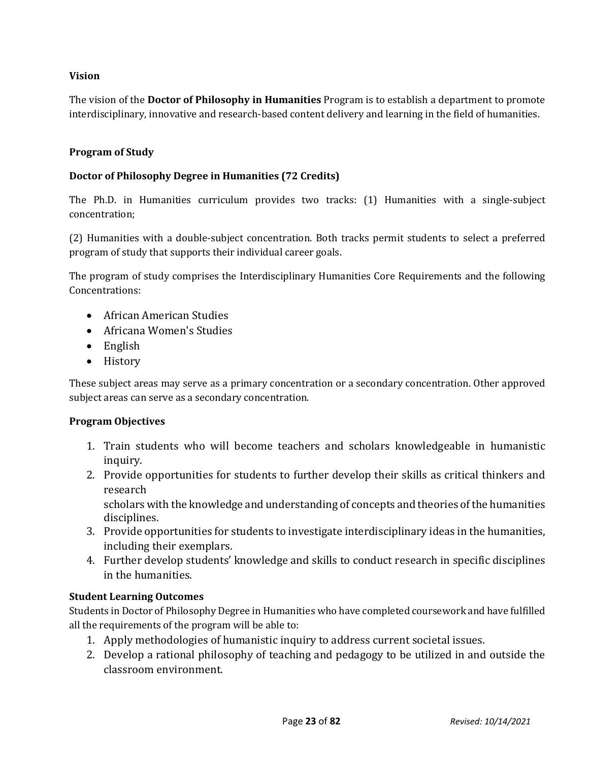### Vision

The vision of the **Doctor of Philosophy in Humanities** Program is to establish a department to promote interdisciplinary, innovative and research-based content delivery and learning in the field of humanities.

### Program of Study

### Doctor of Philosophy Degree in Humanities (72 Credits)

The Ph.D. in Humanities curriculum provides two tracks: (1) Humanities with a single-subject concentration;

(2) Humanities with a double-subject concentration. Both tracks permit students to select a preferred program of study that supports their individual career goals.

The program of study comprises the Interdisciplinary Humanities Core Requirements and the following Concentrations:

- African American Studies
- Africana Women's Studies
- English
- History

These subject areas may serve as a primary concentration or a secondary concentration. Other approved subject areas can serve as a secondary concentration.

### Program Objectives

1. Train students who will become teachers and scholars knowledgeable in humanistic inquiry.
2. Provide opportunities for students to further develop their skills as critical thinkers and research scholars with the knowledge and understanding of concepts and theories of the humanities disciplines.
3. Provide opportunities for students to investigate interdisciplinary ideas in the humanities, including their exemplars.
4. Further develop students' knowledge and skills to conduct research in specific disciplines in the humanities.

### Student Learning Outcomes

Students in Doctor of Philosophy Degree in Humanities who have completed coursework and have fulfilled all the requirements of the program will be able to:

1. Apply methodologies of humanistic inquiry to address current societal issues.
2. Develop a rational philosophy of teaching and pedagogy to be utilized in and outside the classroom environment.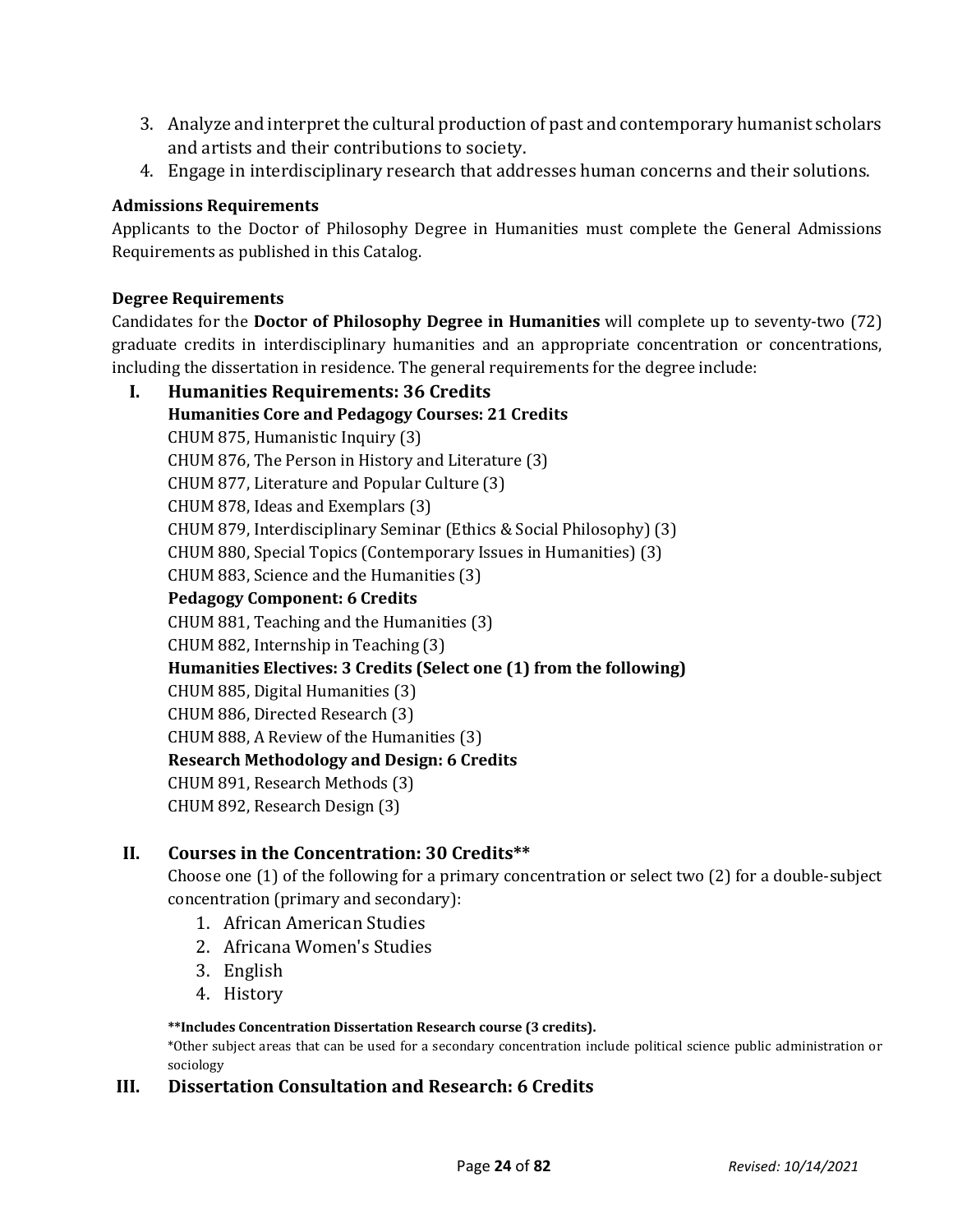3. Analyze and interpret the cultural production of past and contemporary humanist scholars and artists and their contributions to society.
4. Engage in interdisciplinary research that addresses human concerns and their solutions.

**Admissions Requirements**

Applicants to the Doctor of Philosophy Degree in Humanities must complete the General Admissions Requirements as published in this Catalog.

**Degree Requirements**

Candidates for the **Doctor of Philosophy Degree in Humanities** will complete up to seventy-two (72) graduate credits in interdisciplinary humanities and an appropriate concentration or concentrations, including the dissertation in residence. The general requirements for the degree include:

### I. Humanities Requirements: 36 Credits

**Humanities Core and Pedagogy Courses: 21 Credits**

CHUM 875, Humanistic Inquiry (3)
CHUM 876, The Person in History and Literature (3)
CHUM 877, Literature and Popular Culture (3)
CHUM 878, Ideas and Exemplars (3)
CHUM 879, Interdisciplinary Seminar (Ethics & Social Philosophy) (3)
CHUM 880, Special Topics (Contemporary Issues in Humanities) (3)
CHUM 883, Science and the Humanities (3)

**Pedagogy Component: 6 Credits**

CHUM 881, Teaching and the Humanities (3)
CHUM 882, Internship in Teaching (3)

**Humanities Electives: 3 Credits (Select one (1) from the following)**

CHUM 885, Digital Humanities (3)
CHUM 886, Directed Research (3)
CHUM 888, A Review of the Humanities (3)

**Research Methodology and Design: 6 Credits**

CHUM 891, Research Methods (3)
CHUM 892, Research Design (3)

### II. Courses in the Concentration: 30 Credits**

Choose one (1) of the following for a primary concentration or select two (2) for a double-subject concentration (primary and secondary):

1. African American Studies
2. Africana Women's Studies
3. English
4. History

**\*\*Includes Concentration Dissertation Research course (3 credits).**

*Other subject areas that can be used for a secondary concentration include political science public administration or sociology

### III. Dissertation Consultation and Research: 6 Credits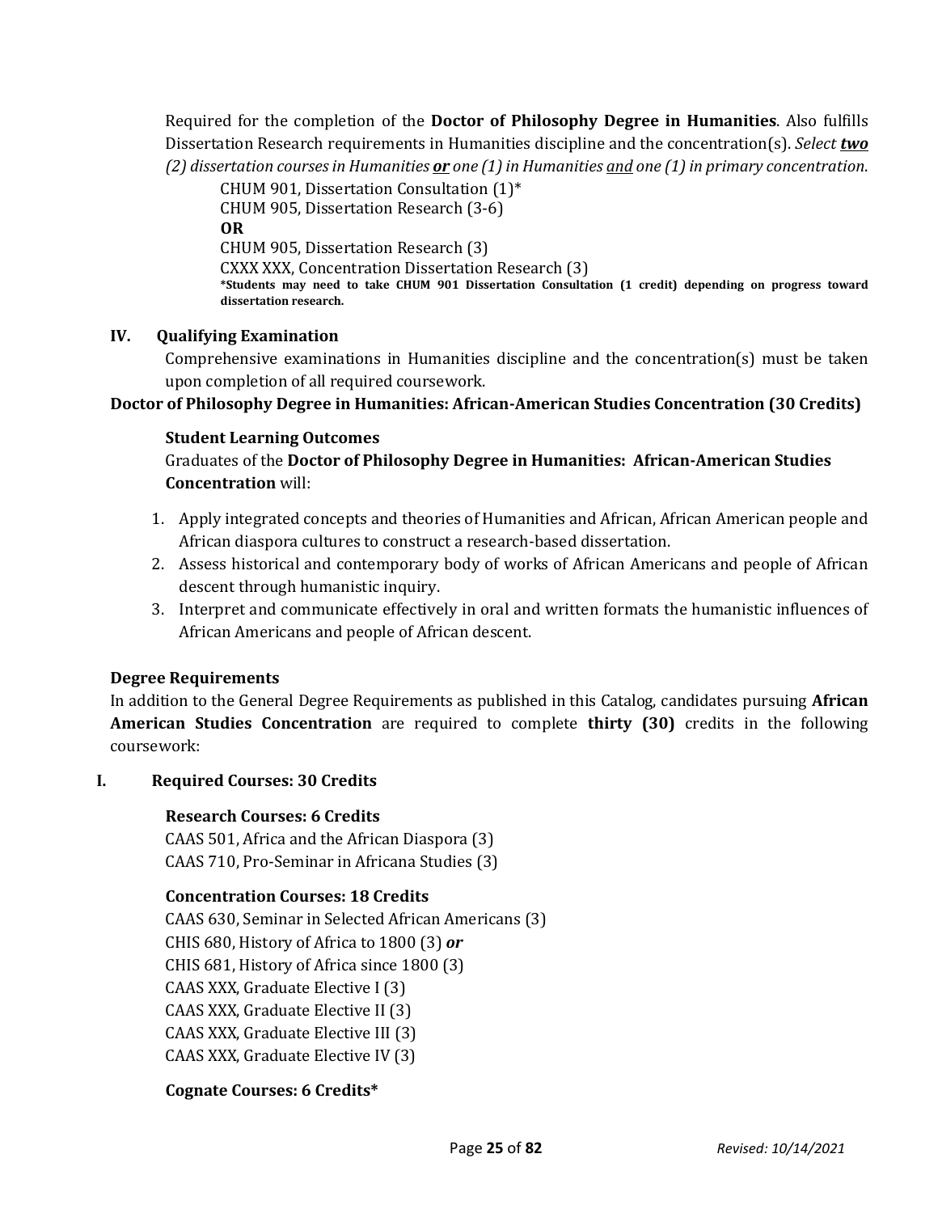Required for the completion of the **Doctor of Philosophy Degree in Humanities**. Also fulfills Dissertation Research requirements in Humanities discipline and the concentration(s). *Select **two** (2) dissertation courses in Humanities **or** one (1) in Humanities and one (1) in primary concentration*.

CHUM 901, Dissertation Consultation (1)*
CHUM 905, Dissertation Research (3-6)
**OR**
CHUM 905, Dissertation Research (3)
CXXX XXX, Concentration Dissertation Research (3)

**\*Students may need to take CHUM 901 Dissertation Consultation (1 credit) depending on progress toward dissertation research.**

### IV. Qualifying Examination

Comprehensive examinations in Humanities discipline and the concentration(s) must be taken upon completion of all required coursework.

## Doctor of Philosophy Degree in Humanities: African-American Studies Concentration (30 Credits)

### Student Learning Outcomes

Graduates of the **Doctor of Philosophy Degree in Humanities: African-American Studies Concentration** will:

1. Apply integrated concepts and theories of Humanities and African, African American people and African diaspora cultures to construct a research-based dissertation.
2. Assess historical and contemporary body of works of African Americans and people of African descent through humanistic inquiry.
3. Interpret and communicate effectively in oral and written formats the humanistic influences of African Americans and people of African descent.

### Degree Requirements

In addition to the General Degree Requirements as published in this Catalog, candidates pursuing **African American Studies Concentration** are required to complete **thirty (30)** credits in the following coursework:

### I. Required Courses: 30 Credits

**Research Courses: 6 Credits**

CAAS 501, Africa and the African Diaspora (3)
CAAS 710, Pro-Seminar in Africana Studies (3)

**Concentration Courses: 18 Credits**

CAAS 630, Seminar in Selected African Americans (3)
CHIS 680, History of Africa to 1800 (3) ***or***
CHIS 681, History of Africa since 1800 (3)
CAAS XXX, Graduate Elective I (3)
CAAS XXX, Graduate Elective II (3)
CAAS XXX, Graduate Elective III (3)
CAAS XXX, Graduate Elective IV (3)

**Cognate Courses: 6 Credits***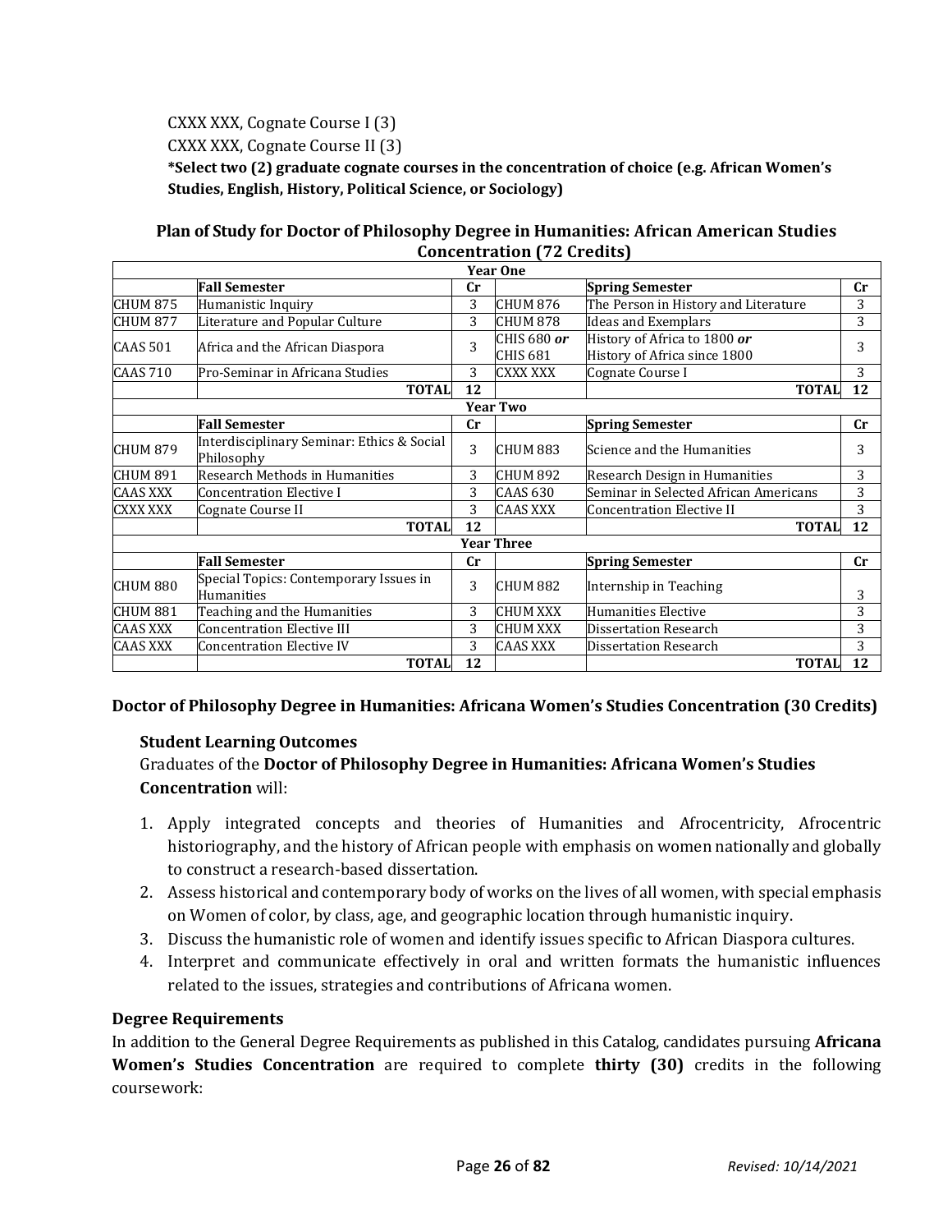CXXX XXX, Cognate Course I (3)
CXXX XXX, Cognate Course II (3)
**\*Select two (2) graduate cognate courses in the concentration of choice (e.g. African Women's Studies, English, History, Political Science, or Sociology)**

**Plan of Study for Doctor of Philosophy Degree in Humanities: African American Studies Concentration (72 Credits)**

| Year One | | | | | |
|---|---|---|---|---|---|
| | **Fall Semester** | **Cr** | | **Spring Semester** | **Cr** |
| CHUM 875 | Humanistic Inquiry | 3 | CHUM 876 | The Person in History and Literature | 3 |
| CHUM 877 | Literature and Popular Culture | 3 | CHUM 878 | Ideas and Exemplars | 3 |
| CAAS 501 | Africa and the African Diaspora | 3 | CHIS 680 *or* CHIS 681 | History of Africa to 1800 *or* History of Africa since 1800 | 3 |
| CAAS 710 | Pro-Seminar in Africana Studies | 3 | CXXX XXX | Cognate Course I | 3 |
| | **TOTAL** | **12** | | **TOTAL** | **12** |
| **Year Two** | | | | | |
| | **Fall Semester** | **Cr** | | **Spring Semester** | **Cr** |
| CHUM 879 | Interdisciplinary Seminar: Ethics & Social Philosophy | 3 | CHUM 883 | Science and the Humanities | 3 |
| CHUM 891 | Research Methods in Humanities | 3 | CHUM 892 | Research Design in Humanities | 3 |
| CAAS XXX | Concentration Elective I | 3 | CAAS 630 | Seminar in Selected African Americans | 3 |
| CXXX XXX | Cognate Course II | 3 | CAAS XXX | Concentration Elective II | 3 |
| | **TOTAL** | **12** | | **TOTAL** | **12** |
| **Year Three** | | | | | |
| | **Fall Semester** | **Cr** | | **Spring Semester** | **Cr** |
| CHUM 880 | Special Topics: Contemporary Issues in Humanities | 3 | CHUM 882 | Internship in Teaching | 3 |
| CHUM 881 | Teaching and the Humanities | 3 | CHUM XXX | Humanities Elective | 3 |
| CAAS XXX | Concentration Elective III | 3 | CHUM XXX | Dissertation Research | 3 |
| CAAS XXX | Concentration Elective IV | 3 | CAAS XXX | Dissertation Research | 3 |
| | **TOTAL** | **12** | | **TOTAL** | **12** |

## Doctor of Philosophy Degree in Humanities: Africana Women's Studies Concentration (30 Credits)

### Student Learning Outcomes

Graduates of the **Doctor of Philosophy Degree in Humanities: Africana Women's Studies Concentration** will:

1. Apply integrated concepts and theories of Humanities and Afrocentricity, Afrocentric historiography, and the history of African people with emphasis on women nationally and globally to construct a research-based dissertation.
2. Assess historical and contemporary body of works on the lives of all women, with special emphasis on Women of color, by class, age, and geographic location through humanistic inquiry.
3. Discuss the humanistic role of women and identify issues specific to African Diaspora cultures.
4. Interpret and communicate effectively in oral and written formats the humanistic influences related to the issues, strategies and contributions of Africana women.

### Degree Requirements

In addition to the General Degree Requirements as published in this Catalog, candidates pursuing **Africana Women's Studies Concentration** are required to complete **thirty (30)** credits in the following coursework: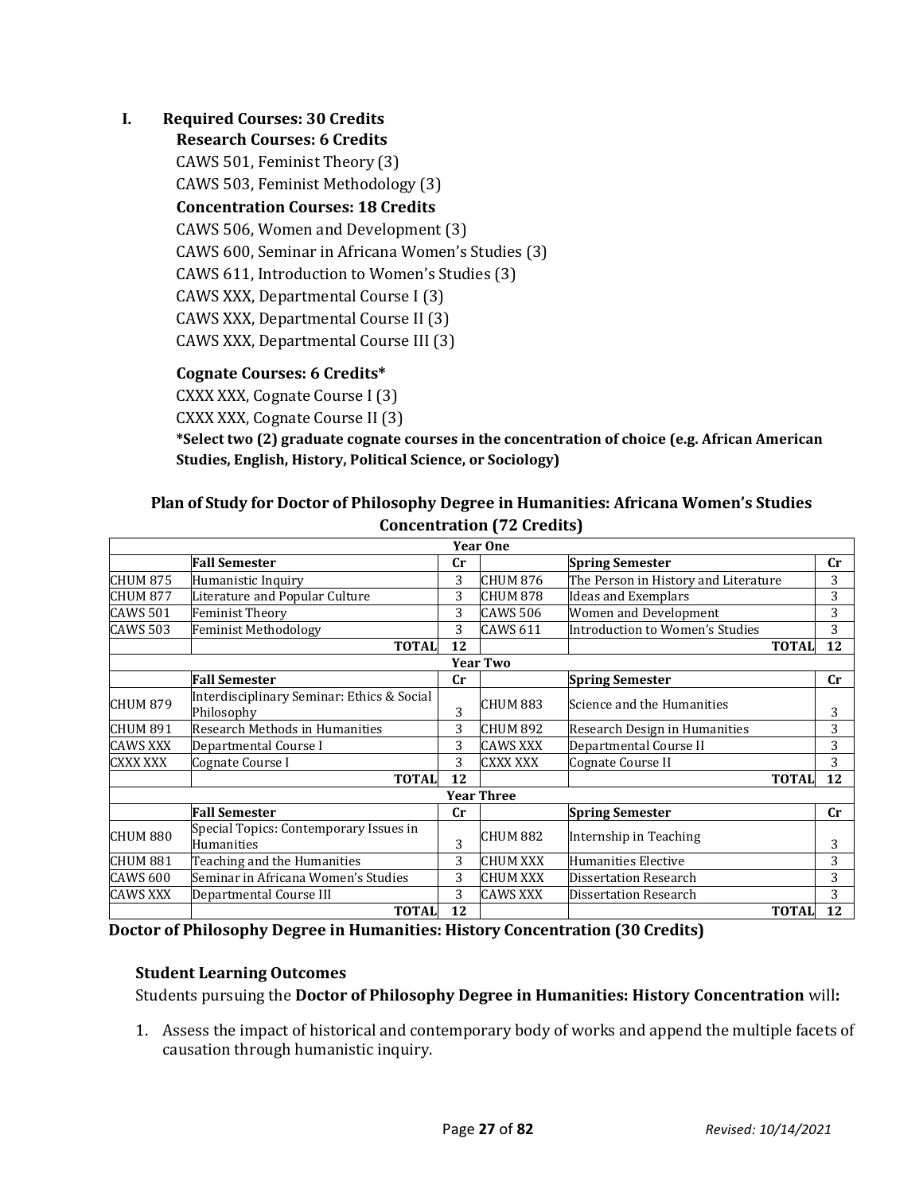## I. Required Courses: 30 Credits

**Research Courses: 6 Credits**

CAWS 501, Feminist Theory (3)
CAWS 503, Feminist Methodology (3)

**Concentration Courses: 18 Credits**

CAWS 506, Women and Development (3)
CAWS 600, Seminar in Africana Women's Studies (3)
CAWS 611, Introduction to Women's Studies (3)
CAWS XXX, Departmental Course I (3)
CAWS XXX, Departmental Course II (3)
CAWS XXX, Departmental Course III (3)

**Cognate Courses: 6 Credits***

CXXX XXX, Cognate Course I (3)
CXXX XXX, Cognate Course II (3)

***Select two (2) graduate cognate courses in the concentration of choice (e.g. African American Studies, English, History, Political Science, or Sociology)**

### Plan of Study for Doctor of Philosophy Degree in Humanities: Africana Women's Studies Concentration (72 Credits)

| | | | | | |
|---|---|---|---|---|---|
| **Year One** | | | | | |
| | **Fall Semester** | **Cr** | | **Spring Semester** | **Cr** |
| CHUM 875 | Humanistic Inquiry | 3 | CHUM 876 | The Person in History and Literature | 3 |
| CHUM 877 | Literature and Popular Culture | 3 | CHUM 878 | Ideas and Exemplars | 3 |
| CAWS 501 | Feminist Theory | 3 | CAWS 506 | Women and Development | 3 |
| CAWS 503 | Feminist Methodology | 3 | CAWS 611 | Introduction to Women's Studies | 3 |
| | **TOTAL** | **12** | | **TOTAL** | **12** |
| **Year Two** | | | | | |
| | **Fall Semester** | **Cr** | | **Spring Semester** | **Cr** |
| CHUM 879 | Interdisciplinary Seminar: Ethics & Social Philosophy | 3 | CHUM 883 | Science and the Humanities | 3 |
| CHUM 891 | Research Methods in Humanities | 3 | CHUM 892 | Research Design in Humanities | 3 |
| CAWS XXX | Departmental Course I | 3 | CAWS XXX | Departmental Course II | 3 |
| CXXX XXX | Cognate Course I | 3 | CXXX XXX | Cognate Course II | 3 |
| | **TOTAL** | **12** | | **TOTAL** | **12** |
| **Year Three** | | | | | |
| | **Fall Semester** | **Cr** | | **Spring Semester** | **Cr** |
| CHUM 880 | Special Topics: Contemporary Issues in Humanities | 3 | CHUM 882 | Internship in Teaching | 3 |
| CHUM 881 | Teaching and the Humanities | 3 | CHUM XXX | Humanities Elective | 3 |
| CAWS 600 | Seminar in Africana Women's Studies | 3 | CHUM XXX | Dissertation Research | 3 |
| CAWS XXX | Departmental Course III | 3 | CAWS XXX | Dissertation Research | 3 |
| | **TOTAL** | **12** | | **TOTAL** | **12** |

## Doctor of Philosophy Degree in Humanities: History Concentration (30 Credits)

### Student Learning Outcomes

Students pursuing the **Doctor of Philosophy Degree in Humanities: History Concentration** will**:**

1. Assess the impact of historical and contemporary body of works and append the multiple facets of causation through humanistic inquiry.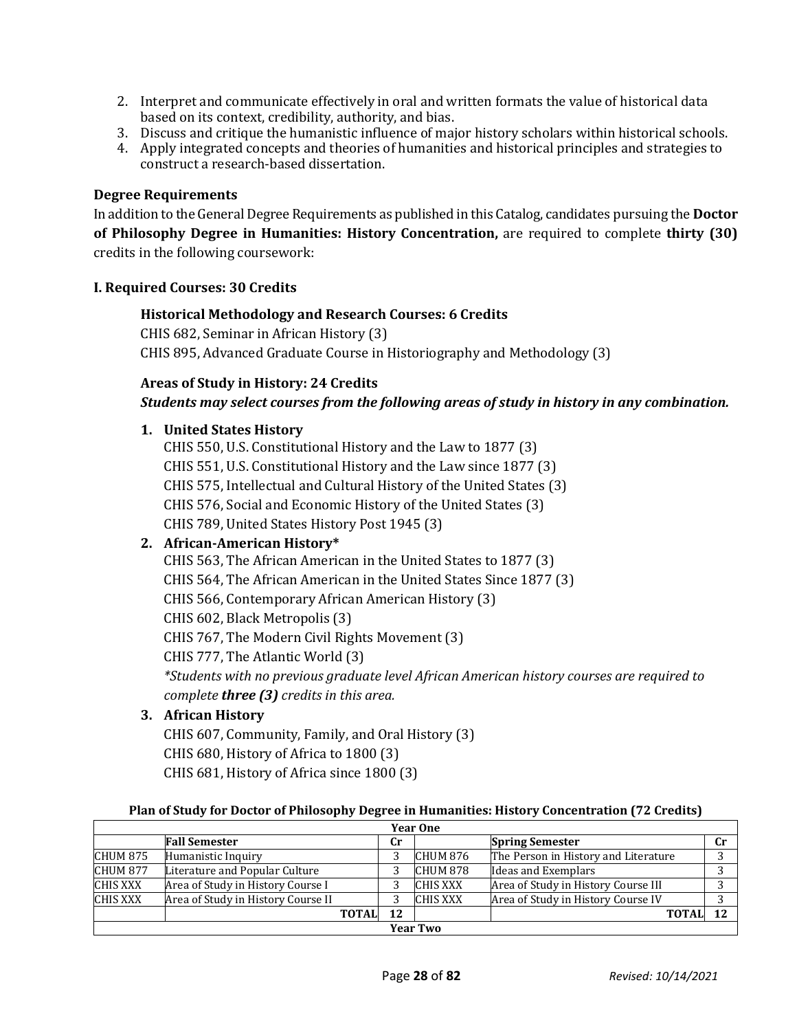2. Interpret and communicate effectively in oral and written formats the value of historical data based on its context, credibility, authority, and bias.
3. Discuss and critique the humanistic influence of major history scholars within historical schools.
4. Apply integrated concepts and theories of humanities and historical principles and strategies to construct a research-based dissertation.

### Degree Requirements

In addition to the General Degree Requirements as published in this Catalog, candidates pursuing the **Doctor of Philosophy Degree in Humanities: History Concentration,** are required to complete **thirty (30)** credits in the following coursework:

#### I. Required Courses: 30 Credits

**Historical Methodology and Research Courses: 6 Credits**

CHIS 682, Seminar in African History (3)
CHIS 895, Advanced Graduate Course in Historiography and Methodology (3)

**Areas of Study in History: 24 Credits**

***Students may select courses from the following areas of study in history in any combination.***

1. **United States History**
   CHIS 550, U.S. Constitutional History and the Law to 1877 (3)
   CHIS 551, U.S. Constitutional History and the Law since 1877 (3)
   CHIS 575, Intellectual and Cultural History of the United States (3)
   CHIS 576, Social and Economic History of the United States (3)
   CHIS 789, United States History Post 1945 (3)
2. **African-American History***
   CHIS 563, The African American in the United States to 1877 (3)
   CHIS 564, The African American in the United States Since 1877 (3)
   CHIS 566, Contemporary African American History (3)
   CHIS 602, Black Metropolis (3)
   CHIS 767, The Modern Civil Rights Movement (3)
   CHIS 777, The Atlantic World (3)
   *\*Students with no previous graduate level African American history courses are required to complete **three (3)** credits in this area.*
3. **African History**
   CHIS 607, Community, Family, and Oral History (3)
   CHIS 680, History of Africa to 1800 (3)
   CHIS 681, History of Africa since 1800 (3)

**Plan of Study for Doctor of Philosophy Degree in Humanities: History Concentration (72 Credits)**

| Year One | | | | | |
|---|---|---|---|---|---|
| | **Fall Semester** | **Cr** | | **Spring Semester** | **Cr** |
| CHUM 875 | Humanistic Inquiry | 3 | CHUM 876 | The Person in History and Literature | 3 |
| CHUM 877 | Literature and Popular Culture | 3 | CHUM 878 | Ideas and Exemplars | 3 |
| CHIS XXX | Area of Study in History Course I | 3 | CHIS XXX | Area of Study in History Course III | 3 |
| CHIS XXX | Area of Study in History Course II | 3 | CHIS XXX | Area of Study in History Course IV | 3 |
| | **TOTAL** | **12** | | **TOTAL** | **12** |
| **Year Two** | | | | | |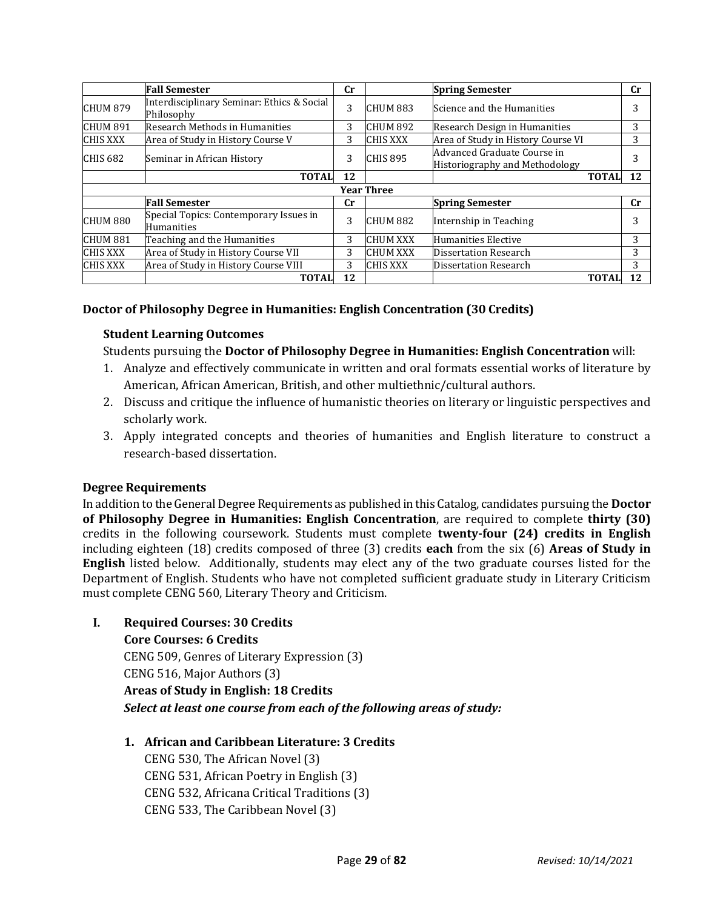| | Fall Semester | Cr | | Spring Semester | Cr |
|---|---|---|---|---|---|
| CHUM 879 | Interdisciplinary Seminar: Ethics & Social Philosophy | 3 | CHUM 883 | Science and the Humanities | 3 |
| CHUM 891 | Research Methods in Humanities | 3 | CHUM 892 | Research Design in Humanities | 3 |
| CHIS XXX | Area of Study in History Course V | 3 | CHIS XXX | Area of Study in History Course VI | 3 |
| CHIS 682 | Seminar in African History | 3 | CHIS 895 | Advanced Graduate Course in Historiography and Methodology | 3 |
| | **TOTAL** | **12** | | **TOTAL** | **12** |
| | | | **Year Three** | | |
| | **Fall Semester** | **Cr** | | **Spring Semester** | **Cr** |
| CHUM 880 | Special Topics: Contemporary Issues in Humanities | 3 | CHUM 882 | Internship in Teaching | 3 |
| CHUM 881 | Teaching and the Humanities | 3 | CHUM XXX | Humanities Elective | 3 |
| CHIS XXX | Area of Study in History Course VII | 3 | CHUM XXX | Dissertation Research | 3 |
| CHIS XXX | Area of Study in History Course VIII | 3 | CHIS XXX | Dissertation Research | 3 |
| | **TOTAL** | **12** | | **TOTAL** | **12** |

## Doctor of Philosophy Degree in Humanities: English Concentration (30 Credits)

### Student Learning Outcomes

Students pursuing the **Doctor of Philosophy Degree in Humanities: English Concentration** will:

1. Analyze and effectively communicate in written and oral formats essential works of literature by American, African American, British, and other multiethnic/cultural authors.
2. Discuss and critique the influence of humanistic theories on literary or linguistic perspectives and scholarly work.
3. Apply integrated concepts and theories of humanities and English literature to construct a research-based dissertation.

### Degree Requirements

In addition to the General Degree Requirements as published in this Catalog, candidates pursuing the **Doctor of Philosophy Degree in Humanities: English Concentration**, are required to complete **thirty (30)** credits in the following coursework. Students must complete **twenty-four (24) credits in English** including eighteen (18) credits composed of three (3) credits **each** from the six (6) **Areas of Study in English** listed below. Additionally, students may elect any of the two graduate courses listed for the Department of English. Students who have not completed sufficient graduate study in Literary Criticism must complete CENG 560, Literary Theory and Criticism.

**I. Required Courses: 30 Credits**

**Core Courses: 6 Credits**

CENG 509, Genres of Literary Expression (3)
CENG 516, Major Authors (3)

**Areas of Study in English: 18 Credits**

***Select at least one course from each of the following areas of study:***

**1. African and Caribbean Literature: 3 Credits**

CENG 530, The African Novel (3)
CENG 531, African Poetry in English (3)
CENG 532, Africana Critical Traditions (3)
CENG 533, The Caribbean Novel (3)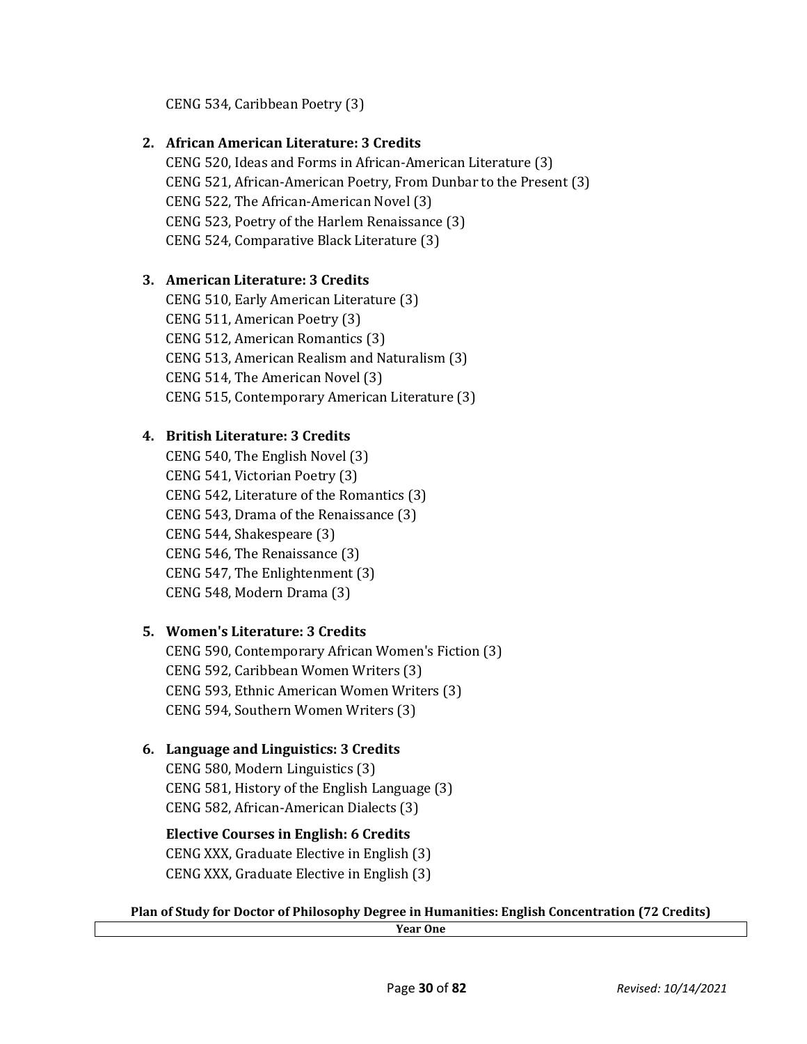CENG 534, Caribbean Poetry (3)

2. **African American Literature: 3 Credits**
   CENG 520, Ideas and Forms in African-American Literature (3)
   CENG 521, African-American Poetry, From Dunbar to the Present (3)
   CENG 522, The African-American Novel (3)
   CENG 523, Poetry of the Harlem Renaissance (3)
   CENG 524, Comparative Black Literature (3)

3. **American Literature: 3 Credits**
   CENG 510, Early American Literature (3)
   CENG 511, American Poetry (3)
   CENG 512, American Romantics (3)
   CENG 513, American Realism and Naturalism (3)
   CENG 514, The American Novel (3)
   CENG 515, Contemporary American Literature (3)

4. **British Literature: 3 Credits**
   CENG 540, The English Novel (3)
   CENG 541, Victorian Poetry (3)
   CENG 542, Literature of the Romantics (3)
   CENG 543, Drama of the Renaissance (3)
   CENG 544, Shakespeare (3)
   CENG 546, The Renaissance (3)
   CENG 547, The Enlightenment (3)
   CENG 548, Modern Drama (3)

5. **Women's Literature: 3 Credits**
   CENG 590, Contemporary African Women's Fiction (3)
   CENG 592, Caribbean Women Writers (3)
   CENG 593, Ethnic American Women Writers (3)
   CENG 594, Southern Women Writers (3)

6. **Language and Linguistics: 3 Credits**
   CENG 580, Modern Linguistics (3)
   CENG 581, History of the English Language (3)
   CENG 582, African-American Dialects (3)

   **Elective Courses in English: 6 Credits**
   CENG XXX, Graduate Elective in English (3)
   CENG XXX, Graduate Elective in English (3)

**Plan of Study for Doctor of Philosophy Degree in Humanities: English Concentration (72 Credits)**

| Year One |
| --- |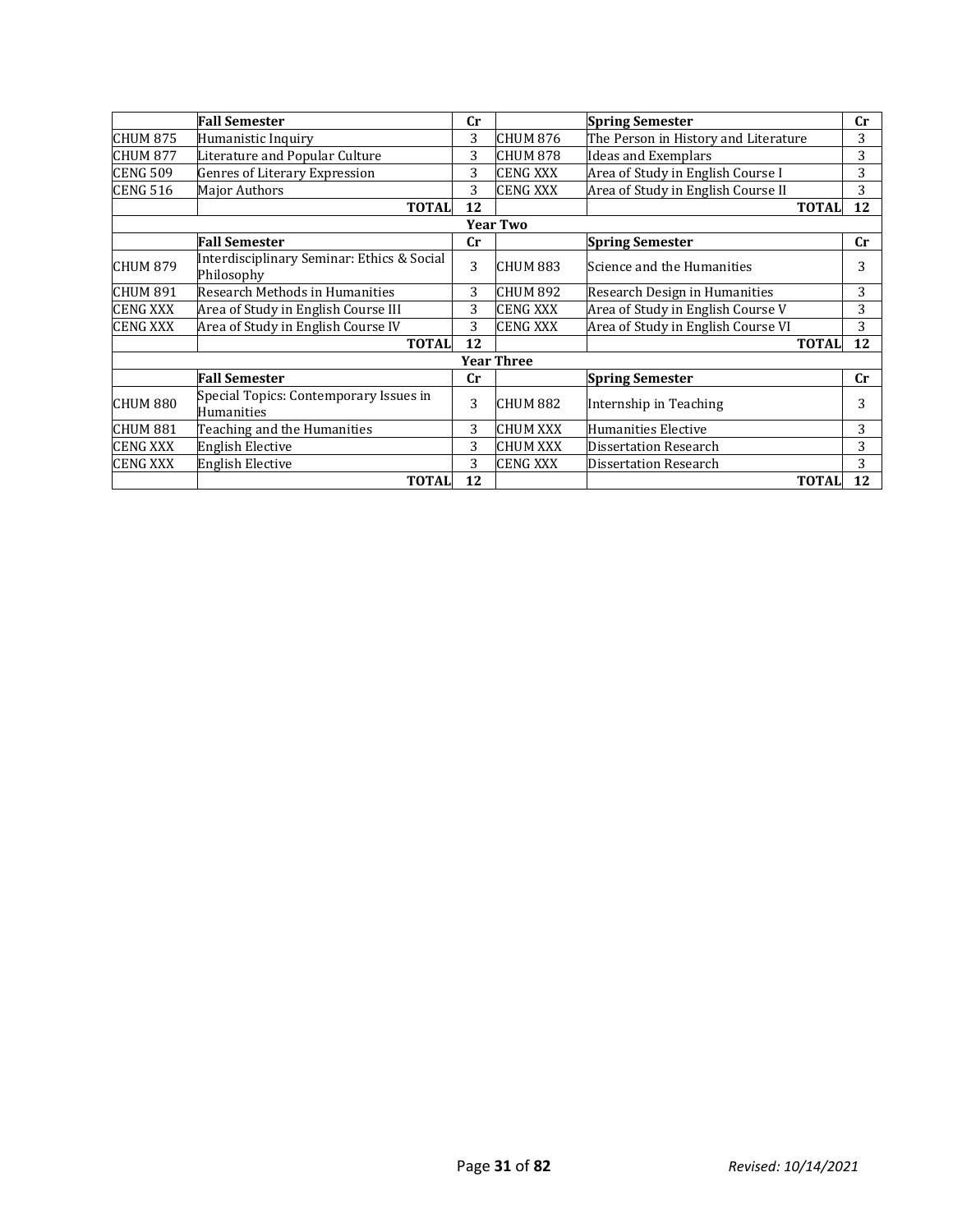| | Fall Semester | Cr | | Spring Semester | Cr |
|---|---|---|---|---|---|
| CHUM 875 | Humanistic Inquiry | 3 | CHUM 876 | The Person in History and Literature | 3 |
| CHUM 877 | Literature and Popular Culture | 3 | CHUM 878 | Ideas and Exemplars | 3 |
| CENG 509 | Genres of Literary Expression | 3 | CENG XXX | Area of Study in English Course I | 3 |
| CENG 516 | Major Authors | 3 | CENG XXX | Area of Study in English Course II | 3 |
| | **TOTAL** | **12** | | **TOTAL** | **12** |
| | | | **Year Two** | | |
| | **Fall Semester** | **Cr** | | **Spring Semester** | **Cr** |
| CHUM 879 | Interdisciplinary Seminar: Ethics & Social Philosophy | 3 | CHUM 883 | Science and the Humanities | 3 |
| CHUM 891 | Research Methods in Humanities | 3 | CHUM 892 | Research Design in Humanities | 3 |
| CENG XXX | Area of Study in English Course III | 3 | CENG XXX | Area of Study in English Course V | 3 |
| CENG XXX | Area of Study in English Course IV | 3 | CENG XXX | Area of Study in English Course VI | 3 |
| | **TOTAL** | **12** | | **TOTAL** | **12** |
| | | | **Year Three** | | |
| | **Fall Semester** | **Cr** | | **Spring Semester** | **Cr** |
| CHUM 880 | Special Topics: Contemporary Issues in Humanities | 3 | CHUM 882 | Internship in Teaching | 3 |
| CHUM 881 | Teaching and the Humanities | 3 | CHUM XXX | Humanities Elective | 3 |
| CENG XXX | English Elective | 3 | CHUM XXX | Dissertation Research | 3 |
| CENG XXX | English Elective | 3 | CENG XXX | Dissertation Research | 3 |
| | **TOTAL** | **12** | | **TOTAL** | **12** |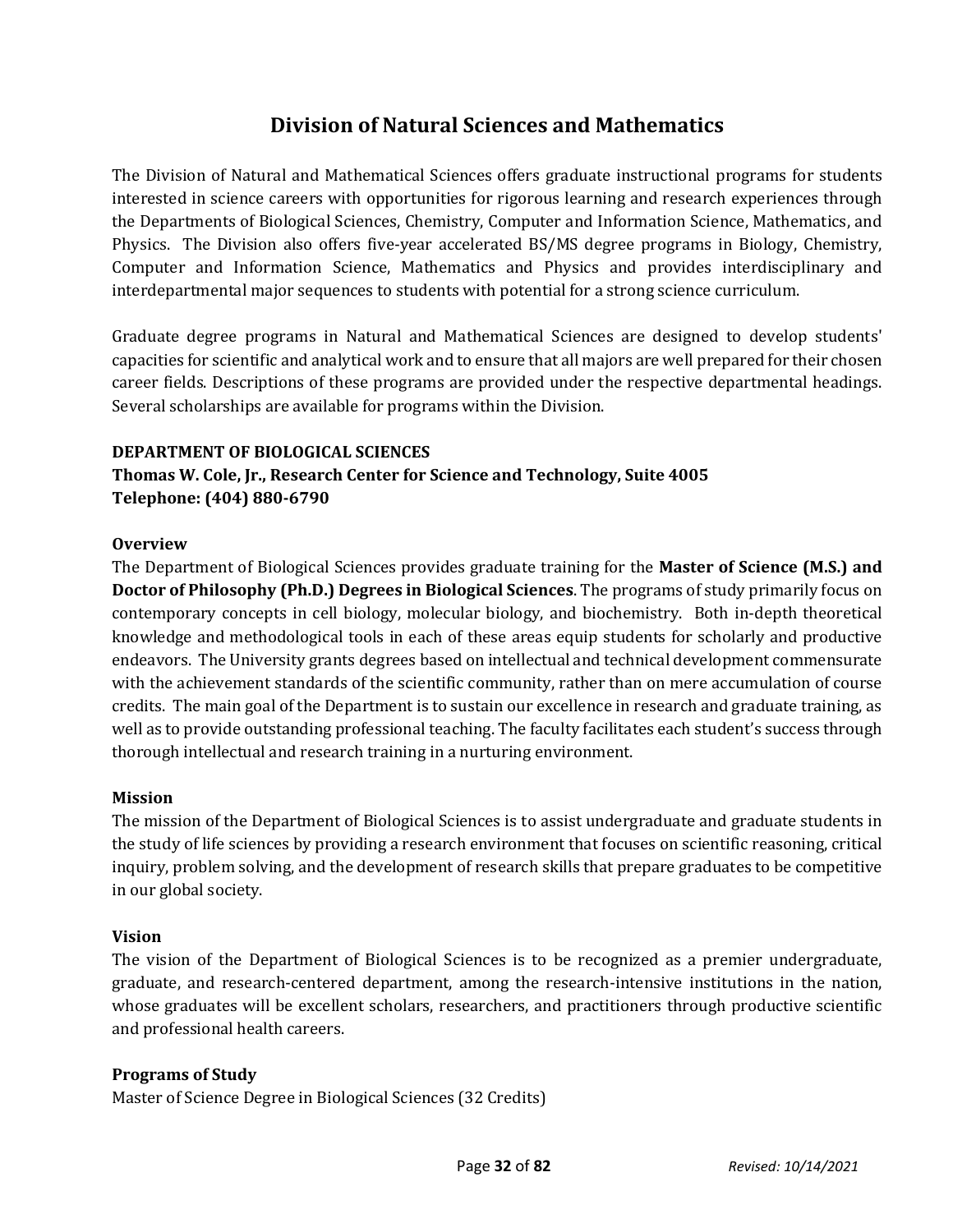# Division of Natural Sciences and Mathematics

The Division of Natural and Mathematical Sciences offers graduate instructional programs for students interested in science careers with opportunities for rigorous learning and research experiences through the Departments of Biological Sciences, Chemistry, Computer and Information Science, Mathematics, and Physics. The Division also offers five-year accelerated BS/MS degree programs in Biology, Chemistry, Computer and Information Science, Mathematics and Physics and provides interdisciplinary and interdepartmental major sequences to students with potential for a strong science curriculum.

Graduate degree programs in Natural and Mathematical Sciences are designed to develop students' capacities for scientific and analytical work and to ensure that all majors are well prepared for their chosen career fields. Descriptions of these programs are provided under the respective departmental headings. Several scholarships are available for programs within the Division.

**DEPARTMENT OF BIOLOGICAL SCIENCES**
**Thomas W. Cole, Jr., Research Center for Science and Technology, Suite 4005**
**Telephone: (404) 880-6790**

**Overview**

The Department of Biological Sciences provides graduate training for the **Master of Science (M.S.) and Doctor of Philosophy (Ph.D.) Degrees in Biological Sciences**. The programs of study primarily focus on contemporary concepts in cell biology, molecular biology, and biochemistry. Both in-depth theoretical knowledge and methodological tools in each of these areas equip students for scholarly and productive endeavors. The University grants degrees based on intellectual and technical development commensurate with the achievement standards of the scientific community, rather than on mere accumulation of course credits. The main goal of the Department is to sustain our excellence in research and graduate training, as well as to provide outstanding professional teaching. The faculty facilitates each student's success through thorough intellectual and research training in a nurturing environment.

**Mission**

The mission of the Department of Biological Sciences is to assist undergraduate and graduate students in the study of life sciences by providing a research environment that focuses on scientific reasoning, critical inquiry, problem solving, and the development of research skills that prepare graduates to be competitive in our global society.

**Vision**

The vision of the Department of Biological Sciences is to be recognized as a premier undergraduate, graduate, and research-centered department, among the research-intensive institutions in the nation, whose graduates will be excellent scholars, researchers, and practitioners through productive scientific and professional health careers.

**Programs of Study**

Master of Science Degree in Biological Sciences (32 Credits)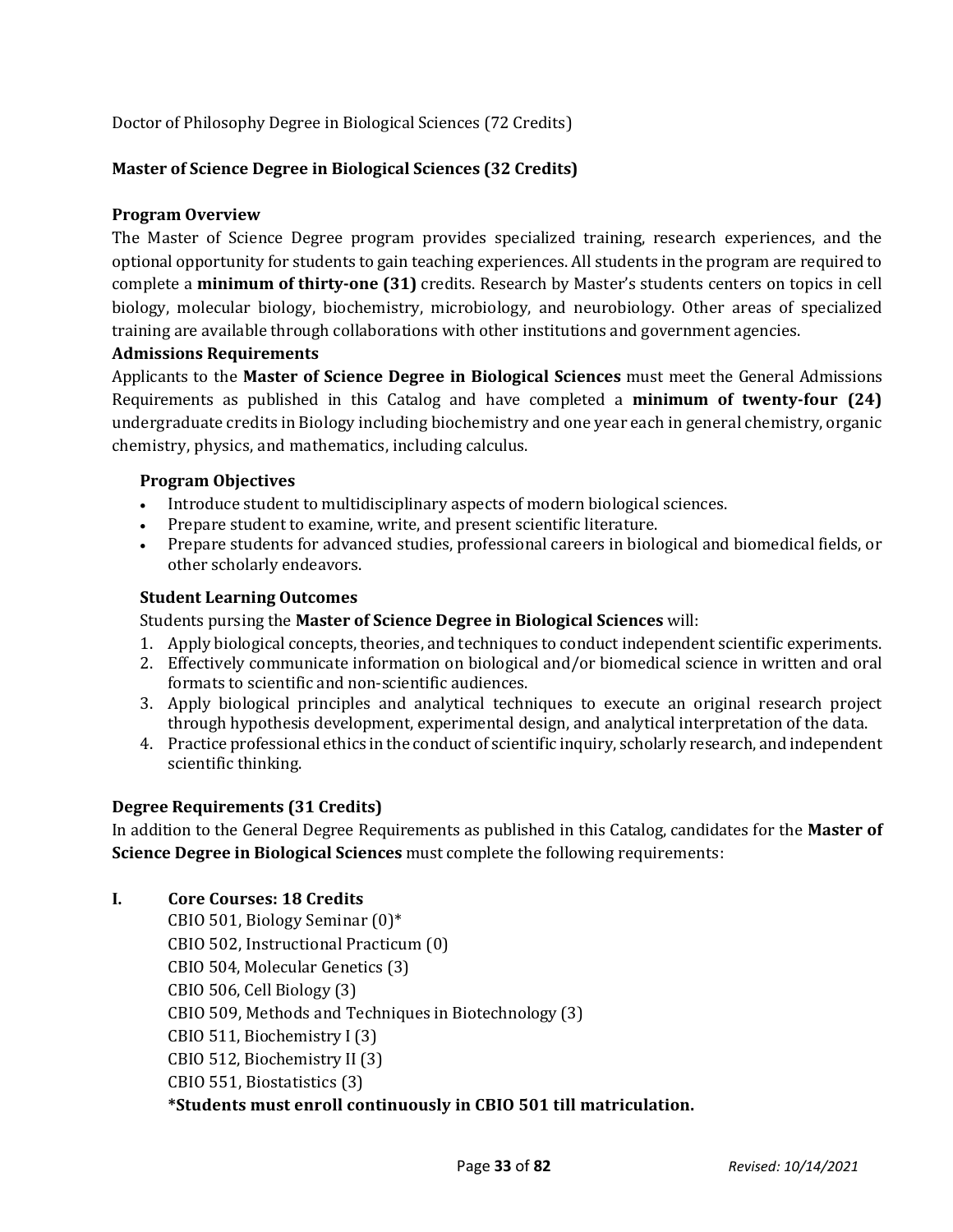Doctor of Philosophy Degree in Biological Sciences (72 Credits)

## Master of Science Degree in Biological Sciences (32 Credits)

### Program Overview

The Master of Science Degree program provides specialized training, research experiences, and the optional opportunity for students to gain teaching experiences. All students in the program are required to complete a **minimum of thirty-one (31)** credits. Research by Master's students centers on topics in cell biology, molecular biology, biochemistry, microbiology, and neurobiology. Other areas of specialized training are available through collaborations with other institutions and government agencies.

### Admissions Requirements

Applicants to the **Master of Science Degree in Biological Sciences** must meet the General Admissions Requirements as published in this Catalog and have completed a **minimum of twenty-four (24)** undergraduate credits in Biology including biochemistry and one year each in general chemistry, organic chemistry, physics, and mathematics, including calculus.

#### Program Objectives

- Introduce student to multidisciplinary aspects of modern biological sciences.
- Prepare student to examine, write, and present scientific literature.
- Prepare students for advanced studies, professional careers in biological and biomedical fields, or other scholarly endeavors.

#### Student Learning Outcomes

Students pursing the **Master of Science Degree in Biological Sciences** will:

1. Apply biological concepts, theories, and techniques to conduct independent scientific experiments.
2. Effectively communicate information on biological and/or biomedical science in written and oral formats to scientific and non-scientific audiences.
3. Apply biological principles and analytical techniques to execute an original research project through hypothesis development, experimental design, and analytical interpretation of the data.
4. Practice professional ethics in the conduct of scientific inquiry, scholarly research, and independent scientific thinking.

### Degree Requirements (31 Credits)

In addition to the General Degree Requirements as published in this Catalog, candidates for the **Master of Science Degree in Biological Sciences** must complete the following requirements:

**I. Core Courses: 18 Credits**

CBIO 501, Biology Seminar (0)*
CBIO 502, Instructional Practicum (0)
CBIO 504, Molecular Genetics (3)
CBIO 506, Cell Biology (3)
CBIO 509, Methods and Techniques in Biotechnology (3)
CBIO 511, Biochemistry I (3)
CBIO 512, Biochemistry II (3)
CBIO 551, Biostatistics (3)

**\*Students must enroll continuously in CBIO 501 till matriculation.**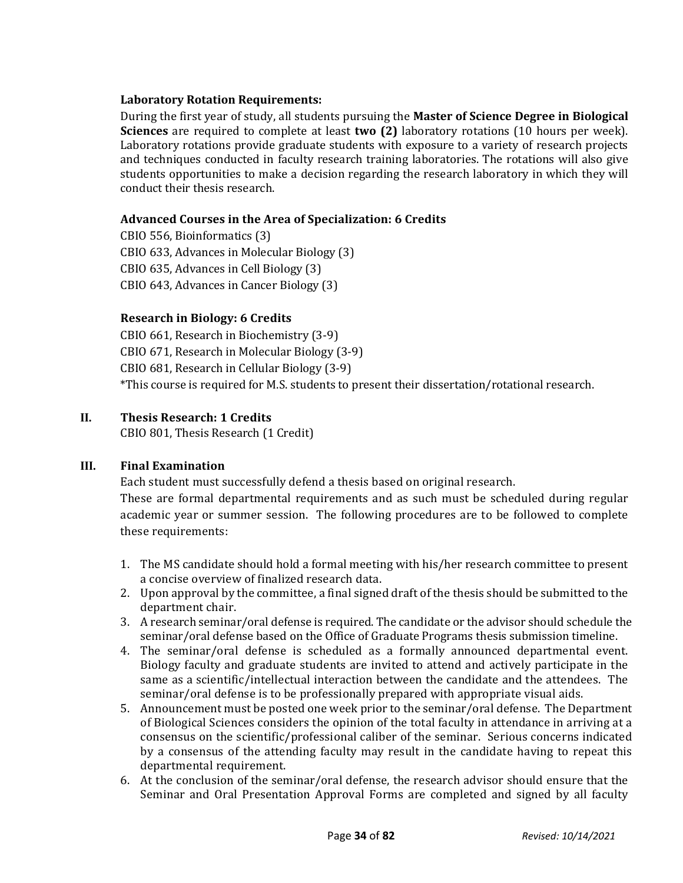**Laboratory Rotation Requirements:**

During the first year of study, all students pursuing the **Master of Science Degree in Biological Sciences** are required to complete at least **two (2)** laboratory rotations (10 hours per week). Laboratory rotations provide graduate students with exposure to a variety of research projects and techniques conducted in faculty research training laboratories. The rotations will also give students opportunities to make a decision regarding the research laboratory in which they will conduct their thesis research.

**Advanced Courses in the Area of Specialization: 6 Credits**

CBIO 556, Bioinformatics (3)
CBIO 633, Advances in Molecular Biology (3)
CBIO 635, Advances in Cell Biology (3)
CBIO 643, Advances in Cancer Biology (3)

**Research in Biology: 6 Credits**

CBIO 661, Research in Biochemistry (3-9)
CBIO 671, Research in Molecular Biology (3-9)
CBIO 681, Research in Cellular Biology (3-9)
*This course is required for M.S. students to present their dissertation/rotational research.

**II. Thesis Research: 1 Credits**

CBIO 801, Thesis Research (1 Credit)

**III. Final Examination**

Each student must successfully defend a thesis based on original research.
These are formal departmental requirements and as such must be scheduled during regular academic year or summer session. The following procedures are to be followed to complete these requirements:

1. The MS candidate should hold a formal meeting with his/her research committee to present a concise overview of finalized research data.
2. Upon approval by the committee, a final signed draft of the thesis should be submitted to the department chair.
3. A research seminar/oral defense is required. The candidate or the advisor should schedule the seminar/oral defense based on the Office of Graduate Programs thesis submission timeline.
4. The seminar/oral defense is scheduled as a formally announced departmental event. Biology faculty and graduate students are invited to attend and actively participate in the same as a scientific/intellectual interaction between the candidate and the attendees. The seminar/oral defense is to be professionally prepared with appropriate visual aids.
5. Announcement must be posted one week prior to the seminar/oral defense. The Department of Biological Sciences considers the opinion of the total faculty in attendance in arriving at a consensus on the scientific/professional caliber of the seminar. Serious concerns indicated by a consensus of the attending faculty may result in the candidate having to repeat this departmental requirement.
6. At the conclusion of the seminar/oral defense, the research advisor should ensure that the Seminar and Oral Presentation Approval Forms are completed and signed by all faculty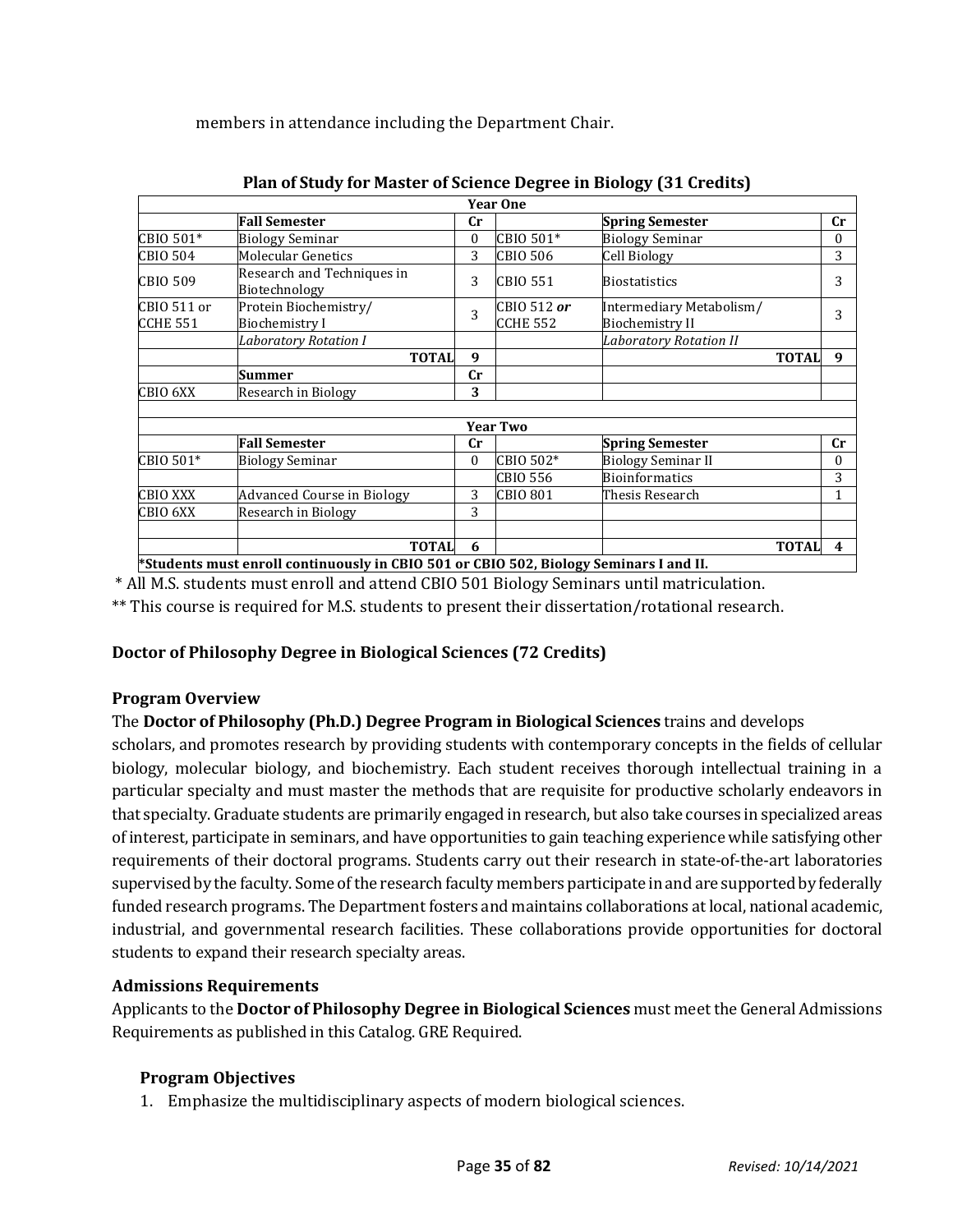members in attendance including the Department Chair.

**Plan of Study for Master of Science Degree in Biology (31 Credits)**

| **Year One** | | | | | |
|---|---|---|---|---|---|
| | **Fall Semester** | **Cr** | | **Spring Semester** | **Cr** |
| CBIO 501* | Biology Seminar | 0 | CBIO 501* | Biology Seminar | 0 |
| CBIO 504 | Molecular Genetics | 3 | CBIO 506 | Cell Biology | 3 |
| CBIO 509 | Research and Techniques in Biotechnology | 3 | CBIO 551 | Biostatistics | 3 |
| CBIO 511 or CCHE 551 | Protein Biochemistry/ Biochemistry I | 3 | CBIO 512 *or* CCHE 552 | Intermediary Metabolism/ Biochemistry II | 3 |
| | *Laboratory Rotation I* | | | *Laboratory Rotation II* | |
| | **TOTAL** | **9** | | **TOTAL** | **9** |
| | **Summer** | **Cr** | | | |
| CBIO 6XX | Research in Biology | **3** | | | |
| | | | | | |
| **Year Two** | | | | | |
| | **Fall Semester** | **Cr** | | **Spring Semester** | **Cr** |
| CBIO 501* | Biology Seminar | 0 | CBIO 502* | Biology Seminar II | 0 |
| | | | CBIO 556 | Bioinformatics | 3 |
| CBIO XXX | Advanced Course in Biology | 3 | CBIO 801 | Thesis Research | 1 |
| CBIO 6XX | Research in Biology | 3 | | | |
| | | | | | |
| | **TOTAL** | **6** | | **TOTAL** | **4** |
| ***Students must enroll continuously in CBIO 501 or CBIO 502, Biology Seminars I and II.** | | | | | |

\* All M.S. students must enroll and attend CBIO 501 Biology Seminars until matriculation.

** This course is required for M.S. students to present their dissertation/rotational research.

### Doctor of Philosophy Degree in Biological Sciences (72 Credits)

#### Program Overview

The **Doctor of Philosophy (Ph.D.) Degree Program in Biological Sciences** trains and develops scholars, and promotes research by providing students with contemporary concepts in the fields of cellular biology, molecular biology, and biochemistry. Each student receives thorough intellectual training in a particular specialty and must master the methods that are requisite for productive scholarly endeavors in that specialty. Graduate students are primarily engaged in research, but also take courses in specialized areas of interest, participate in seminars, and have opportunities to gain teaching experience while satisfying other requirements of their doctoral programs. Students carry out their research in state-of-the-art laboratories supervised by the faculty. Some of the research faculty members participate in and are supported by federally funded research programs. The Department fosters and maintains collaborations at local, national academic, industrial, and governmental research facilities. These collaborations provide opportunities for doctoral students to expand their research specialty areas.

#### Admissions Requirements

Applicants to the **Doctor of Philosophy Degree in Biological Sciences** must meet the General Admissions Requirements as published in this Catalog. GRE Required.

#### Program Objectives

1. Emphasize the multidisciplinary aspects of modern biological sciences.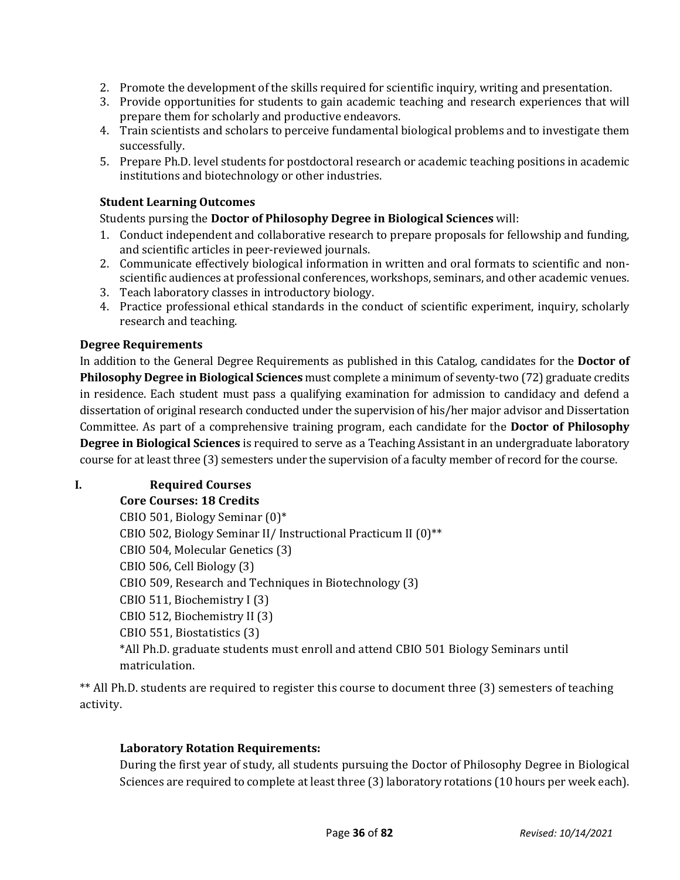2. Promote the development of the skills required for scientific inquiry, writing and presentation.
3. Provide opportunities for students to gain academic teaching and research experiences that will prepare them for scholarly and productive endeavors.
4. Train scientists and scholars to perceive fundamental biological problems and to investigate them successfully.
5. Prepare Ph.D. level students for postdoctoral research or academic teaching positions in academic institutions and biotechnology or other industries.

### Student Learning Outcomes

Students pursing the **Doctor of Philosophy Degree in Biological Sciences** will:

1. Conduct independent and collaborative research to prepare proposals for fellowship and funding, and scientific articles in peer-reviewed journals.
2. Communicate effectively biological information in written and oral formats to scientific and non-scientific audiences at professional conferences, workshops, seminars, and other academic venues.
3. Teach laboratory classes in introductory biology.
4. Practice professional ethical standards in the conduct of scientific experiment, inquiry, scholarly research and teaching.

### Degree Requirements

In addition to the General Degree Requirements as published in this Catalog, candidates for the **Doctor of Philosophy Degree in Biological Sciences** must complete a minimum of seventy-two (72) graduate credits in residence. Each student must pass a qualifying examination for admission to candidacy and defend a dissertation of original research conducted under the supervision of his/her major advisor and Dissertation Committee. As part of a comprehensive training program, each candidate for the **Doctor of Philosophy Degree in Biological Sciences** is required to serve as a Teaching Assistant in an undergraduate laboratory course for at least three (3) semesters under the supervision of a faculty member of record for the course.

**I. Required Courses**

**Core Courses: 18 Credits**

CBIO 501, Biology Seminar (0)*
CBIO 502, Biology Seminar II/ Instructional Practicum II (0)**
CBIO 504, Molecular Genetics (3)
CBIO 506, Cell Biology (3)
CBIO 509, Research and Techniques in Biotechnology (3)
CBIO 511, Biochemistry I (3)
CBIO 512, Biochemistry II (3)
CBIO 551, Biostatistics (3)

*All Ph.D. graduate students must enroll and attend CBIO 501 Biology Seminars until matriculation.

** All Ph.D. students are required to register this course to document three (3) semesters of teaching activity.

**Laboratory Rotation Requirements:**

During the first year of study, all students pursuing the Doctor of Philosophy Degree in Biological Sciences are required to complete at least three (3) laboratory rotations (10 hours per week each).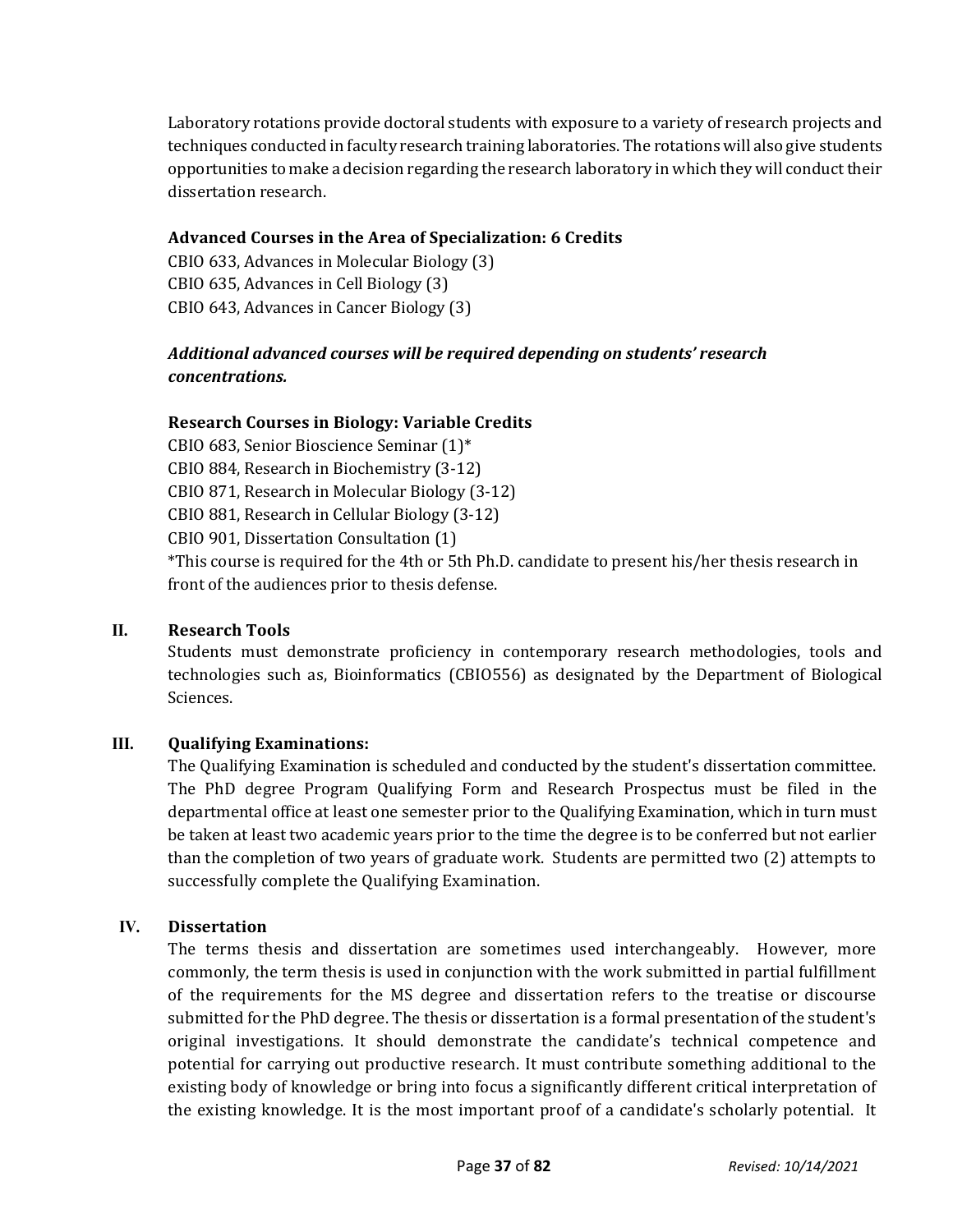Laboratory rotations provide doctoral students with exposure to a variety of research projects and techniques conducted in faculty research training laboratories. The rotations will also give students opportunities to make a decision regarding the research laboratory in which they will conduct their dissertation research.

**Advanced Courses in the Area of Specialization: 6 Credits**

CBIO 633, Advances in Molecular Biology (3)
CBIO 635, Advances in Cell Biology (3)
CBIO 643, Advances in Cancer Biology (3)

***Additional advanced courses will be required depending on students' research concentrations.***

**Research Courses in Biology: Variable Credits**

CBIO 683, Senior Bioscience Seminar (1)*
CBIO 884, Research in Biochemistry (3-12)
CBIO 871, Research in Molecular Biology (3-12)
CBIO 881, Research in Cellular Biology (3-12)
CBIO 901, Dissertation Consultation (1)
*This course is required for the 4th or 5th Ph.D. candidate to present his/her thesis research in front of the audiences prior to thesis defense.

## II. Research Tools

Students must demonstrate proficiency in contemporary research methodologies, tools and technologies such as, Bioinformatics (CBIO556) as designated by the Department of Biological Sciences.

## III. Qualifying Examinations:

The Qualifying Examination is scheduled and conducted by the student's dissertation committee. The PhD degree Program Qualifying Form and Research Prospectus must be filed in the departmental office at least one semester prior to the Qualifying Examination, which in turn must be taken at least two academic years prior to the time the degree is to be conferred but not earlier than the completion of two years of graduate work. Students are permitted two (2) attempts to successfully complete the Qualifying Examination.

## IV. Dissertation

The terms thesis and dissertation are sometimes used interchangeably. However, more commonly, the term thesis is used in conjunction with the work submitted in partial fulfillment of the requirements for the MS degree and dissertation refers to the treatise or discourse submitted for the PhD degree. The thesis or dissertation is a formal presentation of the student's original investigations. It should demonstrate the candidate's technical competence and potential for carrying out productive research. It must contribute something additional to the existing body of knowledge or bring into focus a significantly different critical interpretation of the existing knowledge. It is the most important proof of a candidate's scholarly potential. It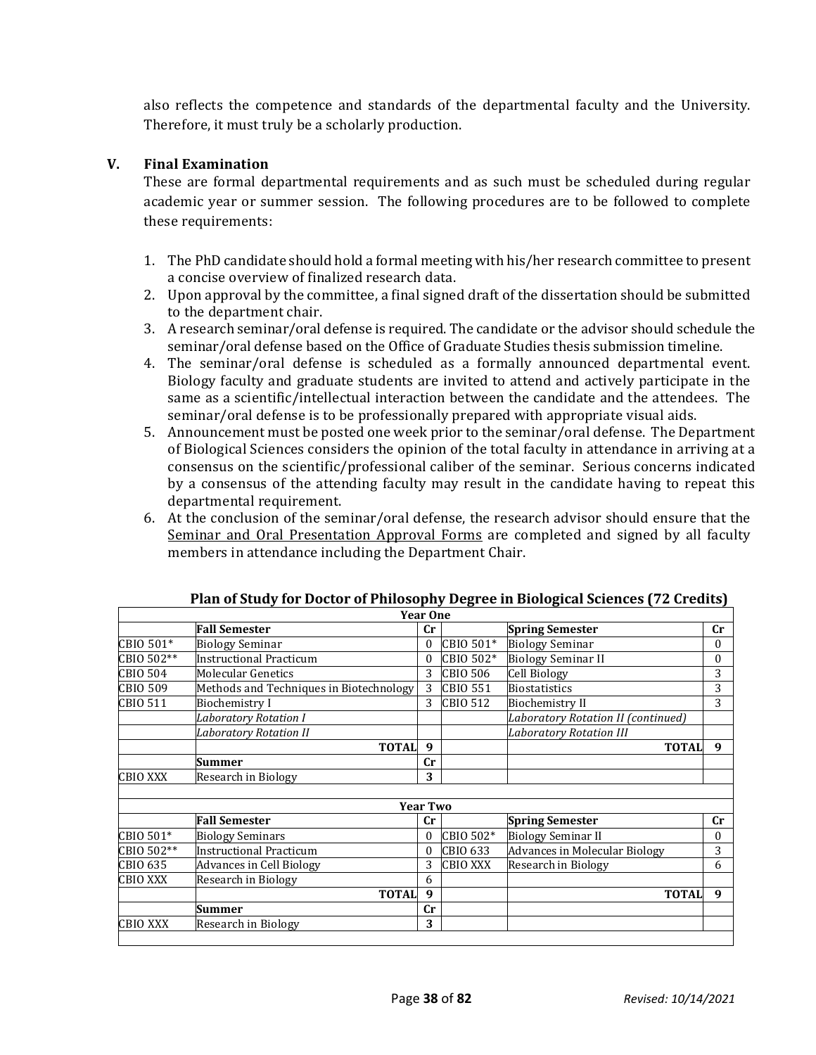also reflects the competence and standards of the departmental faculty and the University. Therefore, it must truly be a scholarly production.

## V. Final Examination

These are formal departmental requirements and as such must be scheduled during regular academic year or summer session. The following procedures are to be followed to complete these requirements:

1. The PhD candidate should hold a formal meeting with his/her research committee to present a concise overview of finalized research data.
2. Upon approval by the committee, a final signed draft of the dissertation should be submitted to the department chair.
3. A research seminar/oral defense is required. The candidate or the advisor should schedule the seminar/oral defense based on the Office of Graduate Studies thesis submission timeline.
4. The seminar/oral defense is scheduled as a formally announced departmental event. Biology faculty and graduate students are invited to attend and actively participate in the same as a scientific/intellectual interaction between the candidate and the attendees. The seminar/oral defense is to be professionally prepared with appropriate visual aids.
5. Announcement must be posted one week prior to the seminar/oral defense. The Department of Biological Sciences considers the opinion of the total faculty in attendance in arriving at a consensus on the scientific/professional caliber of the seminar. Serious concerns indicated by a consensus of the attending faculty may result in the candidate having to repeat this departmental requirement.
6. At the conclusion of the seminar/oral defense, the research advisor should ensure that the Seminar and Oral Presentation Approval Forms are completed and signed by all faculty members in attendance including the Department Chair.

**Plan of Study for Doctor of Philosophy Degree in Biological Sciences (72 Credits)**

| | | | | | |
|---|---|---|---|---|---|
| | | **Year One** | | | |
| | **Fall Semester** | **Cr** | | **Spring Semester** | **Cr** |
| CBIO 501* | Biology Seminar | 0 | CBIO 501* | Biology Seminar | 0 |
| CBIO 502** | Instructional Practicum | 0 | CBIO 502* | Biology Seminar II | 0 |
| CBIO 504 | Molecular Genetics | 3 | CBIO 506 | Cell Biology | 3 |
| CBIO 509 | Methods and Techniques in Biotechnology | 3 | CBIO 551 | Biostatistics | 3 |
| CBIO 511 | Biochemistry I | 3 | CBIO 512 | Biochemistry II | 3 |
| | *Laboratory Rotation I* | | | *Laboratory Rotation II (continued)* | |
| | *Laboratory Rotation II* | | | *Laboratory Rotation III* | |
| | **TOTAL** | **9** | | **TOTAL** | **9** |
| | **Summer** | **Cr** | | | |
| CBIO XXX | Research in Biology | **3** | | | |
| | | | | | |
| | | **Year Two** | | | |
| | **Fall Semester** | **Cr** | | **Spring Semester** | **Cr** |
| CBIO 501* | Biology Seminars | 0 | CBIO 502* | Biology Seminar II | 0 |
| CBIO 502** | Instructional Practicum | 0 | CBIO 633 | Advances in Molecular Biology | 3 |
| CBIO 635 | Advances in Cell Biology | 3 | CBIO XXX | Research in Biology | 6 |
| CBIO XXX | Research in Biology | 6 | | | |
| | **TOTAL** | **9** | | **TOTAL** | **9** |
| | **Summer** | **Cr** | | | |
| CBIO XXX | Research in Biology | **3** | | | |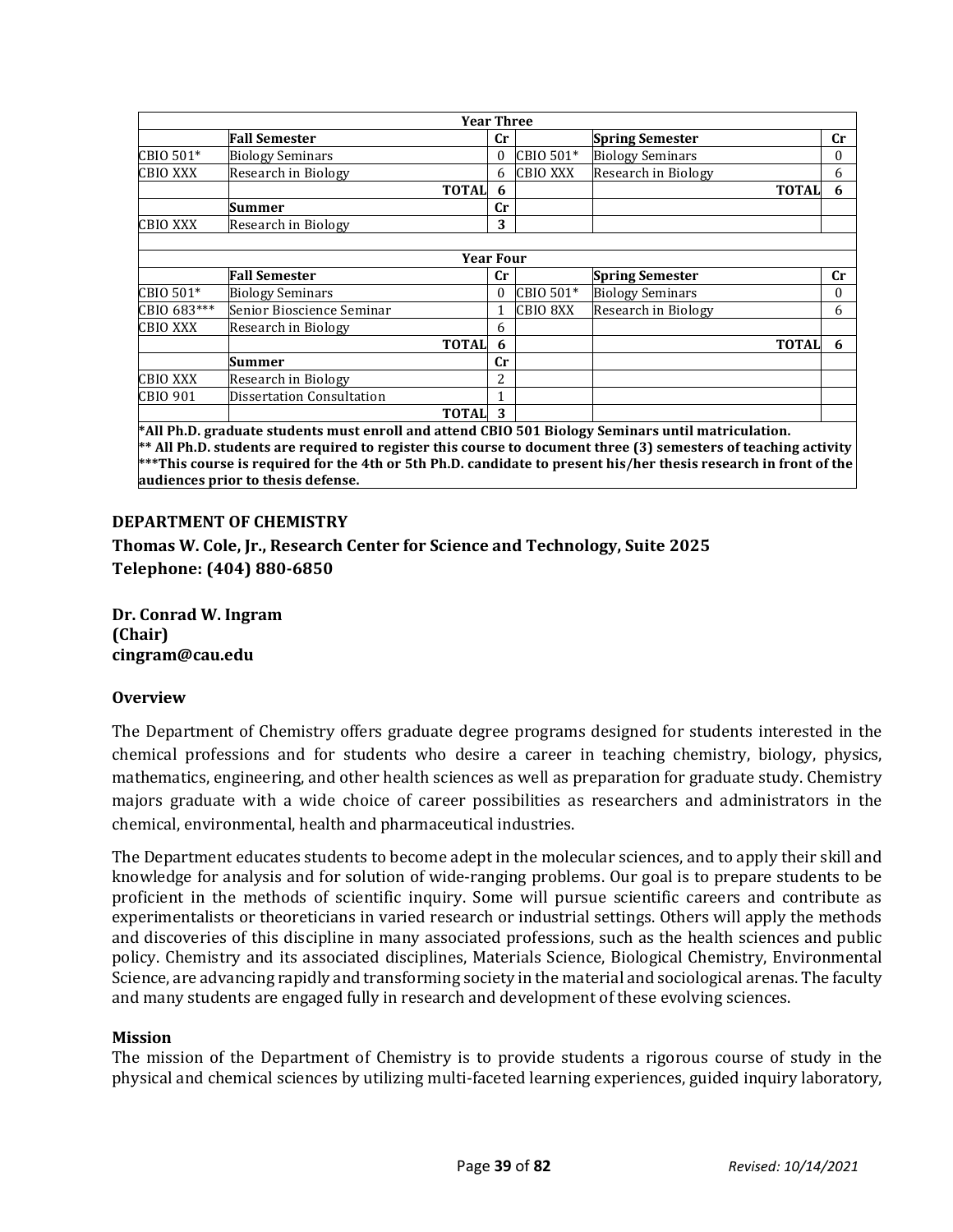| Year Three | | | | | |
|---|---|---|---|---|---|
| | **Fall Semester** | **Cr** | | **Spring Semester** | **Cr** |
| CBIO 501* | Biology Seminars | 0 | CBIO 501* | Biology Seminars | 0 |
| CBIO XXX | Research in Biology | 6 | CBIO XXX | Research in Biology | 6 |
| | **TOTAL** | **6** | | **TOTAL** | **6** |
| | **Summer** | **Cr** | | | |
| CBIO XXX | Research in Biology | **3** | | | |
| | | | | | |
| **Year Four** | | | | | |
| | **Fall Semester** | **Cr** | | **Spring Semester** | **Cr** |
| CBIO 501* | Biology Seminars | 0 | CBIO 501* | Biology Seminars | 0 |
| CBIO 683*** | Senior Bioscience Seminar | 1 | CBIO 8XX | Research in Biology | 6 |
| CBIO XXX | Research in Biology | 6 | | | |
| | **TOTAL** | **6** | | **TOTAL** | **6** |
| | **Summer** | **Cr** | | | |
| CBIO XXX | Research in Biology | 2 | | | |
| CBIO 901 | Dissertation Consultation | 1 | | | |
| | **TOTAL** | **3** | | | |

**\*All Ph.D. graduate students must enroll and attend CBIO 501 Biology Seminars until matriculation.**
**** All Ph.D. students are required to register this course to document three (3) semesters of teaching activity**
**\*\*\*This course is required for the 4th or 5th Ph.D. candidate to present his/her thesis research in front of the audiences prior to thesis defense.**

## DEPARTMENT OF CHEMISTRY

**Thomas W. Cole, Jr., Research Center for Science and Technology, Suite 2025**
**Telephone: (404) 880-6850**

**Dr. Conrad W. Ingram**
**(Chair)**
**cingram@cau.edu**

### Overview

The Department of Chemistry offers graduate degree programs designed for students interested in the chemical professions and for students who desire a career in teaching chemistry, biology, physics, mathematics, engineering, and other health sciences as well as preparation for graduate study. Chemistry majors graduate with a wide choice of career possibilities as researchers and administrators in the chemical, environmental, health and pharmaceutical industries.

The Department educates students to become adept in the molecular sciences, and to apply their skill and knowledge for analysis and for solution of wide-ranging problems. Our goal is to prepare students to be proficient in the methods of scientific inquiry. Some will pursue scientific careers and contribute as experimentalists or theoreticians in varied research or industrial settings. Others will apply the methods and discoveries of this discipline in many associated professions, such as the health sciences and public policy. Chemistry and its associated disciplines, Materials Science, Biological Chemistry, Environmental Science, are advancing rapidly and transforming society in the material and sociological arenas. The faculty and many students are engaged fully in research and development of these evolving sciences.

### Mission

The mission of the Department of Chemistry is to provide students a rigorous course of study in the physical and chemical sciences by utilizing multi-faceted learning experiences, guided inquiry laboratory,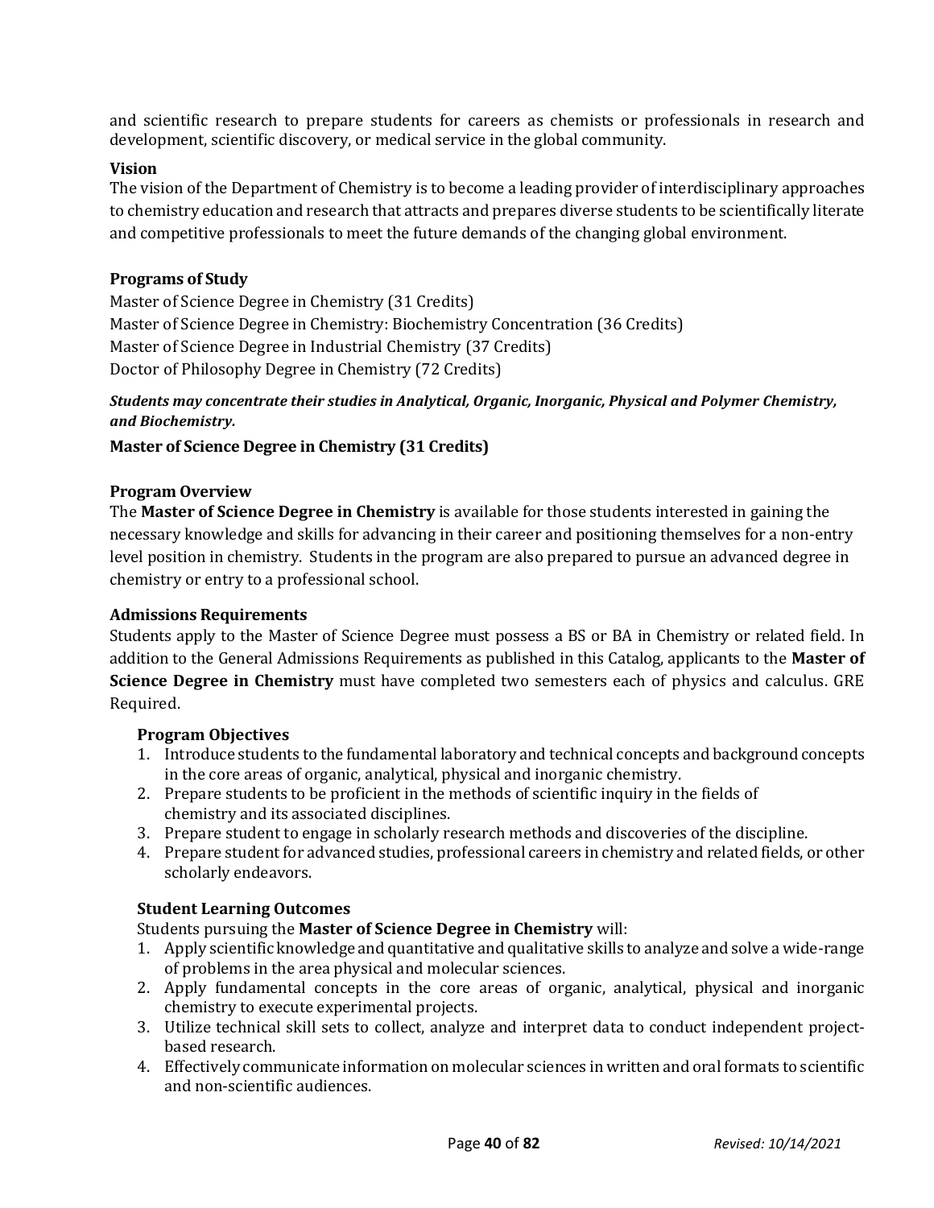and scientific research to prepare students for careers as chemists or professionals in research and development, scientific discovery, or medical service in the global community.

**Vision**

The vision of the Department of Chemistry is to become a leading provider of interdisciplinary approaches to chemistry education and research that attracts and prepares diverse students to be scientifically literate and competitive professionals to meet the future demands of the changing global environment.

**Programs of Study**

Master of Science Degree in Chemistry (31 Credits)
Master of Science Degree in Chemistry: Biochemistry Concentration (36 Credits)
Master of Science Degree in Industrial Chemistry (37 Credits)
Doctor of Philosophy Degree in Chemistry (72 Credits)

***Students may concentrate their studies in Analytical, Organic, Inorganic, Physical and Polymer Chemistry, and Biochemistry.***

**Master of Science Degree in Chemistry (31 Credits)**

**Program Overview**

The **Master of Science Degree in Chemistry** is available for those students interested in gaining the necessary knowledge and skills for advancing in their career and positioning themselves for a non-entry level position in chemistry. Students in the program are also prepared to pursue an advanced degree in chemistry or entry to a professional school.

**Admissions Requirements**

Students apply to the Master of Science Degree must possess a BS or BA in Chemistry or related field. In addition to the General Admissions Requirements as published in this Catalog, applicants to the **Master of Science Degree in Chemistry** must have completed two semesters each of physics and calculus. GRE Required.

**Program Objectives**

1. Introduce students to the fundamental laboratory and technical concepts and background concepts in the core areas of organic, analytical, physical and inorganic chemistry.
2. Prepare students to be proficient in the methods of scientific inquiry in the fields of chemistry and its associated disciplines.
3. Prepare student to engage in scholarly research methods and discoveries of the discipline.
4. Prepare student for advanced studies, professional careers in chemistry and related fields, or other scholarly endeavors.

**Student Learning Outcomes**

Students pursuing the **Master of Science Degree in Chemistry** will:

1. Apply scientific knowledge and quantitative and qualitative skills to analyze and solve a wide-range of problems in the area physical and molecular sciences.
2. Apply fundamental concepts in the core areas of organic, analytical, physical and inorganic chemistry to execute experimental projects.
3. Utilize technical skill sets to collect, analyze and interpret data to conduct independent project-based research.
4. Effectively communicate information on molecular sciences in written and oral formats to scientific and non-scientific audiences.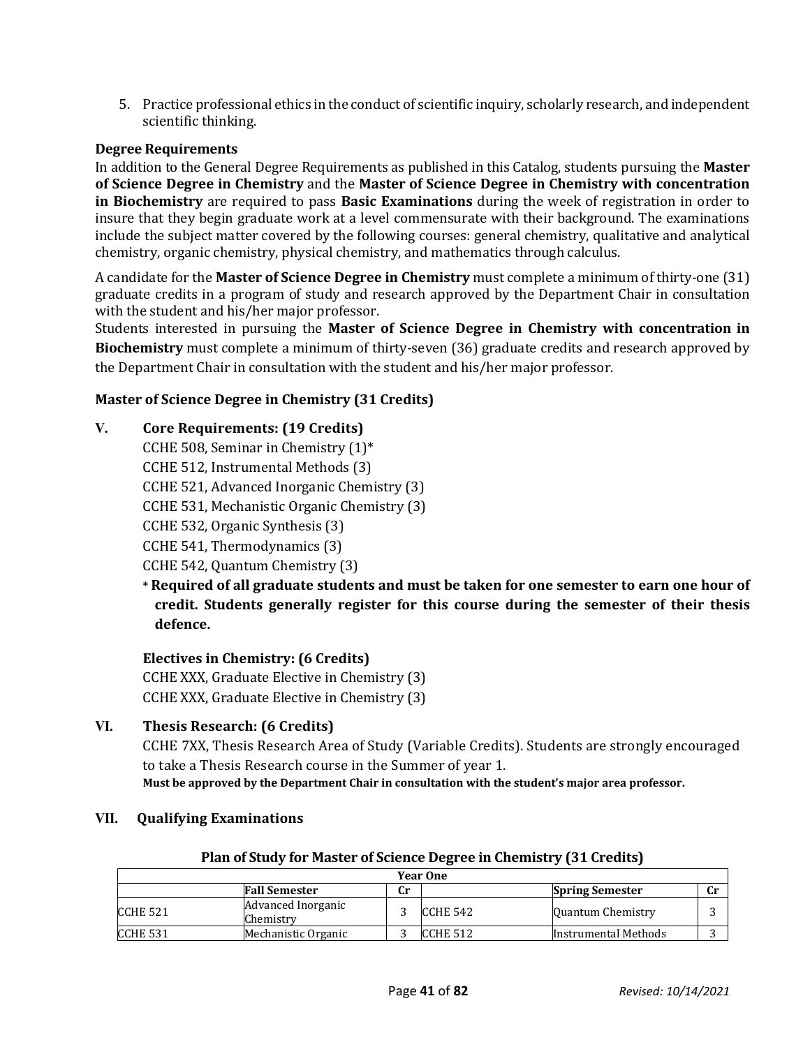5. Practice professional ethics in the conduct of scientific inquiry, scholarly research, and independent scientific thinking.

**Degree Requirements**

In addition to the General Degree Requirements as published in this Catalog, students pursuing the **Master of Science Degree in Chemistry** and the **Master of Science Degree in Chemistry with concentration in Biochemistry** are required to pass **Basic Examinations** during the week of registration in order to insure that they begin graduate work at a level commensurate with their background. The examinations include the subject matter covered by the following courses: general chemistry, qualitative and analytical chemistry, organic chemistry, physical chemistry, and mathematics through calculus.

A candidate for the **Master of Science Degree in Chemistry** must complete a minimum of thirty-one (31) graduate credits in a program of study and research approved by the Department Chair in consultation with the student and his/her major professor.

Students interested in pursuing the **Master of Science Degree in Chemistry with concentration in Biochemistry** must complete a minimum of thirty-seven (36) graduate credits and research approved by the Department Chair in consultation with the student and his/her major professor.

### Master of Science Degree in Chemistry (31 Credits)

**V. Core Requirements: (19 Credits)**

CCHE 508, Seminar in Chemistry (1)*
CCHE 512, Instrumental Methods (3)
CCHE 521, Advanced Inorganic Chemistry (3)
CCHE 531, Mechanistic Organic Chemistry (3)
CCHE 532, Organic Synthesis (3)
CCHE 541, Thermodynamics (3)
CCHE 542, Quantum Chemistry (3)

\* **Required of all graduate students and must be taken for one semester to earn one hour of credit. Students generally register for this course during the semester of their thesis defence.**

**Electives in Chemistry: (6 Credits)**

CCHE XXX, Graduate Elective in Chemistry (3)
CCHE XXX, Graduate Elective in Chemistry (3)

**VI. Thesis Research: (6 Credits)**

CCHE 7XX, Thesis Research Area of Study (Variable Credits). Students are strongly encouraged to take a Thesis Research course in the Summer of year 1.

**Must be approved by the Department Chair in consultation with the student's major area professor.**

**VII. Qualifying Examinations**

**Plan of Study for Master of Science Degree in Chemistry (31 Credits)**

| Year One | | | | | |
|---|---|---|---|---|---|
| | **Fall Semester** | **Cr** | | **Spring Semester** | **Cr** |
| CCHE 521 | Advanced Inorganic Chemistry | 3 | CCHE 542 | Quantum Chemistry | 3 |
| CCHE 531 | Mechanistic Organic | 3 | CCHE 512 | Instrumental Methods | 3 |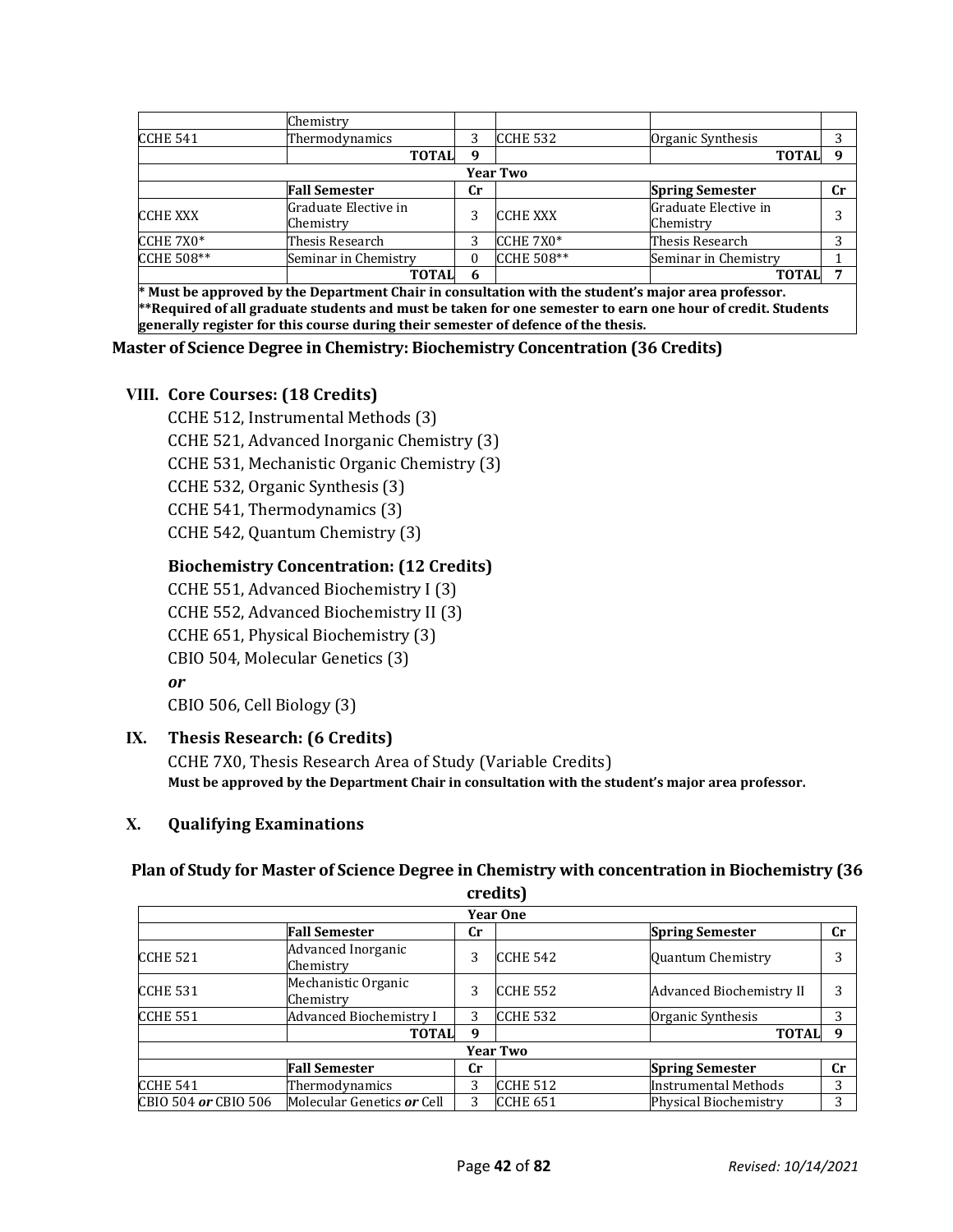| | Chemistry | | | | |
|---|---|---|---|---|---|
| CCHE 541 | Thermodynamics | 3 | CCHE 532 | Organic Synthesis | 3 |
| | **TOTAL** | **9** | | **TOTAL** | **9** |
| | | **Year Two** | | | |
| | **Fall Semester** | **Cr** | | **Spring Semester** | **Cr** |
| CCHE XXX | Graduate Elective in Chemistry | 3 | CCHE XXX | Graduate Elective in Chemistry | 3 |
| CCHE 7X0* | Thesis Research | 3 | CCHE 7X0* | Thesis Research | 3 |
| CCHE 508** | Seminar in Chemistry | 0 | CCHE 508** | Seminar in Chemistry | 1 |
| | **TOTAL** | **6** | | **TOTAL** | **7** |

**\* Must be approved by the Department Chair in consultation with the student's major area professor.**
**\*\*Required of all graduate students and must be taken for one semester to earn one hour of credit. Students generally register for this course during their semester of defence of the thesis.**

## Master of Science Degree in Chemistry: Biochemistry Concentration (36 Credits)

### VIII. Core Courses: (18 Credits)

CCHE 512, Instrumental Methods (3)
CCHE 521, Advanced Inorganic Chemistry (3)
CCHE 531, Mechanistic Organic Chemistry (3)
CCHE 532, Organic Synthesis (3)
CCHE 541, Thermodynamics (3)
CCHE 542, Quantum Chemistry (3)

### Biochemistry Concentration: (12 Credits)

CCHE 551, Advanced Biochemistry I (3)
CCHE 552, Advanced Biochemistry II (3)
CCHE 651, Physical Biochemistry (3)
CBIO 504, Molecular Genetics (3)
***or***
CBIO 506, Cell Biology (3)

### IX. Thesis Research: (6 Credits)

CCHE 7X0, Thesis Research Area of Study (Variable Credits)
**Must be approved by the Department Chair in consultation with the student's major area professor.**

### X. Qualifying Examinations

### Plan of Study for Master of Science Degree in Chemistry with concentration in Biochemistry (36 credits)

| | | **Year One** | | | |
|---|---|---|---|---|---|
| | **Fall Semester** | **Cr** | | **Spring Semester** | **Cr** |
| CCHE 521 | Advanced Inorganic Chemistry | 3 | CCHE 542 | Quantum Chemistry | 3 |
| CCHE 531 | Mechanistic Organic Chemistry | 3 | CCHE 552 | Advanced Biochemistry II | 3 |
| CCHE 551 | Advanced Biochemistry I | 3 | CCHE 532 | Organic Synthesis | 3 |
| | **TOTAL** | **9** | | **TOTAL** | **9** |
| | | **Year Two** | | | |
| | **Fall Semester** | **Cr** | | **Spring Semester** | **Cr** |
| CCHE 541 | Thermodynamics | 3 | CCHE 512 | Instrumental Methods | 3 |
| CBIO 504 ***or*** CBIO 506 | Molecular Genetics ***or*** Cell | 3 | CCHE 651 | Physical Biochemistry | 3 |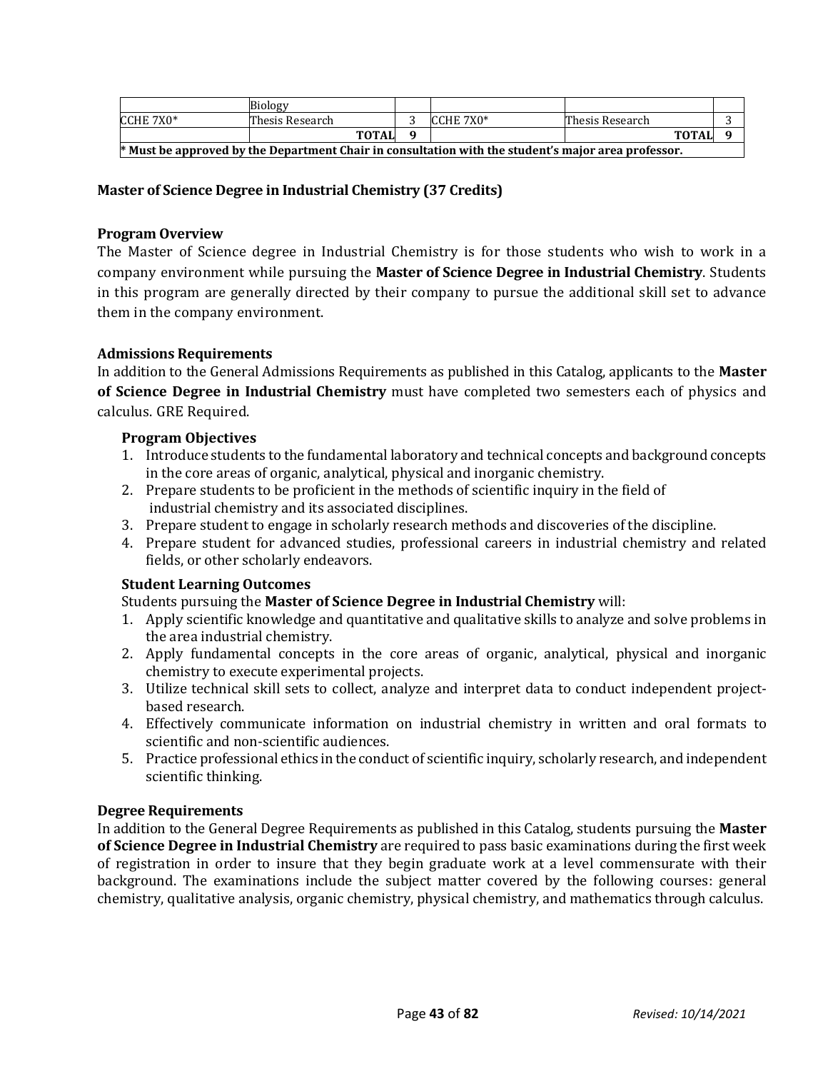|  | Biology |  |  |  |  |
|---|---|---|---|---|---|
| CCHE 7X0* | Thesis Research | 3 | CCHE 7X0* | Thesis Research | 3 |
|  | **TOTAL** | **9** |  | **TOTAL** | **9** |
| **\* Must be approved by the Department Chair in consultation with the student's major area professor.** |  |  |  |  |  |

## Master of Science Degree in Industrial Chemistry (37 Credits)

### Program Overview

The Master of Science degree in Industrial Chemistry is for those students who wish to work in a company environment while pursuing the **Master of Science Degree in Industrial Chemistry**. Students in this program are generally directed by their company to pursue the additional skill set to advance them in the company environment.

### Admissions Requirements

In addition to the General Admissions Requirements as published in this Catalog, applicants to the **Master of Science Degree in Industrial Chemistry** must have completed two semesters each of physics and calculus. GRE Required.

#### Program Objectives

1. Introduce students to the fundamental laboratory and technical concepts and background concepts in the core areas of organic, analytical, physical and inorganic chemistry.
2. Prepare students to be proficient in the methods of scientific inquiry in the field of industrial chemistry and its associated disciplines.
3. Prepare student to engage in scholarly research methods and discoveries of the discipline.
4. Prepare student for advanced studies, professional careers in industrial chemistry and related fields, or other scholarly endeavors.

#### Student Learning Outcomes

Students pursuing the **Master of Science Degree in Industrial Chemistry** will:

1. Apply scientific knowledge and quantitative and qualitative skills to analyze and solve problems in the area industrial chemistry.
2. Apply fundamental concepts in the core areas of organic, analytical, physical and inorganic chemistry to execute experimental projects.
3. Utilize technical skill sets to collect, analyze and interpret data to conduct independent project-based research.
4. Effectively communicate information on industrial chemistry in written and oral formats to scientific and non-scientific audiences.
5. Practice professional ethics in the conduct of scientific inquiry, scholarly research, and independent scientific thinking.

### Degree Requirements

In addition to the General Degree Requirements as published in this Catalog, students pursuing the **Master of Science Degree in Industrial Chemistry** are required to pass basic examinations during the first week of registration in order to insure that they begin graduate work at a level commensurate with their background. The examinations include the subject matter covered by the following courses: general chemistry, qualitative analysis, organic chemistry, physical chemistry, and mathematics through calculus.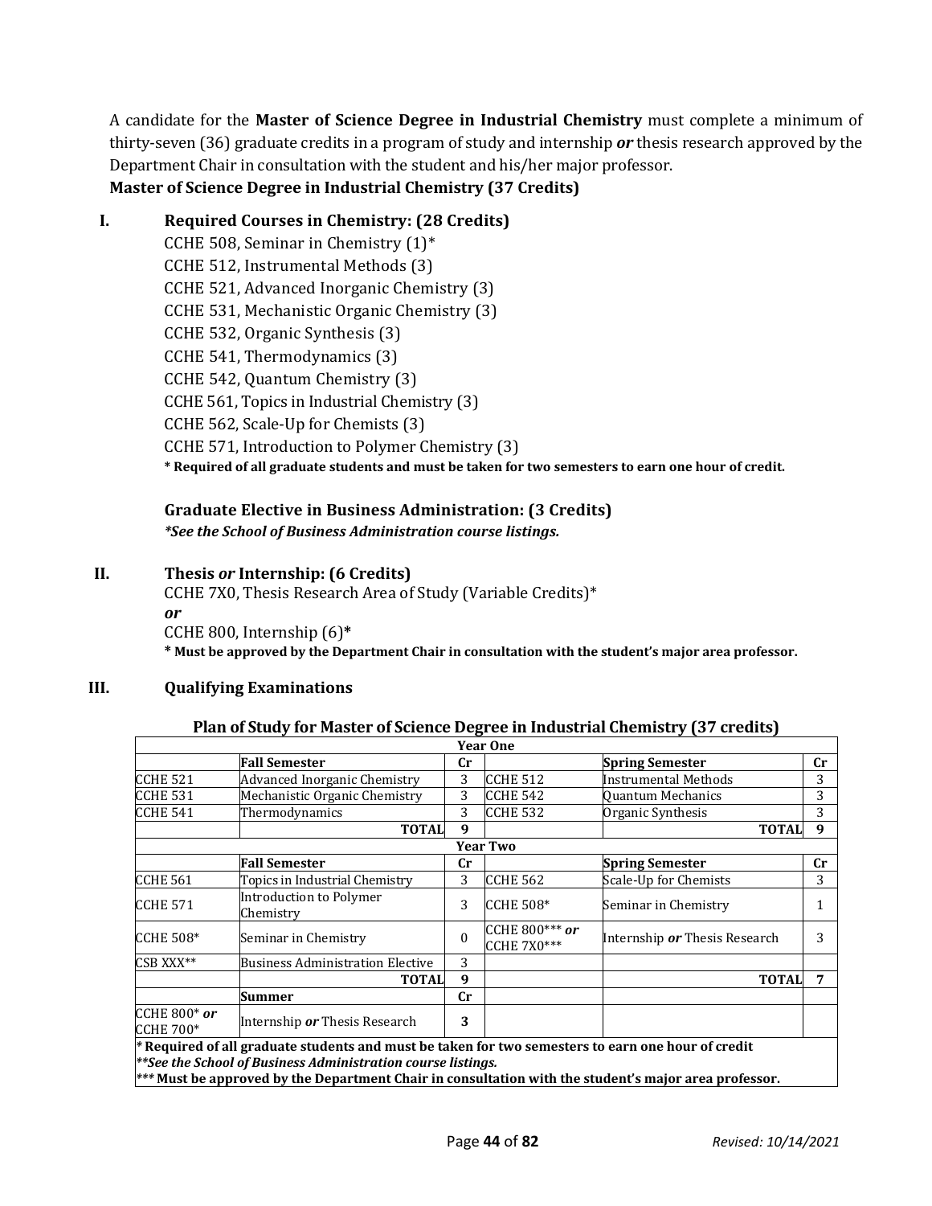A candidate for the **Master of Science Degree in Industrial Chemistry** must complete a minimum of thirty-seven (36) graduate credits in a program of study and internship ***or*** thesis research approved by the Department Chair in consultation with the student and his/her major professor.

**Master of Science Degree in Industrial Chemistry (37 Credits)**

## I. Required Courses in Chemistry: (28 Credits)

CCHE 508, Seminar in Chemistry (1)*
CCHE 512, Instrumental Methods (3)
CCHE 521, Advanced Inorganic Chemistry (3)
CCHE 531, Mechanistic Organic Chemistry (3)
CCHE 532, Organic Synthesis (3)
CCHE 541, Thermodynamics (3)
CCHE 542, Quantum Chemistry (3)
CCHE 561, Topics in Industrial Chemistry (3)
CCHE 562, Scale-Up for Chemists (3)
CCHE 571, Introduction to Polymer Chemistry (3)

**\* Required of all graduate students and must be taken for two semesters to earn one hour of credit.**

### Graduate Elective in Business Administration: (3 Credits)

***\*See the School of Business Administration course listings.***

## II. Thesis *or* Internship: (6 Credits)

CCHE 7X0, Thesis Research Area of Study (Variable Credits)*
***or***
CCHE 800, Internship (6)**\***

**\* Must be approved by the Department Chair in consultation with the student's major area professor.**

## III. Qualifying Examinations

**Plan of Study for Master of Science Degree in Industrial Chemistry (37 credits)**

| Year One | | | | | |
|---|---|---|---|---|---|
| | **Fall Semester** | **Cr** | | **Spring Semester** | **Cr** |
| CCHE 521 | Advanced Inorganic Chemistry | 3 | CCHE 512 | Instrumental Methods | 3 |
| CCHE 531 | Mechanistic Organic Chemistry | 3 | CCHE 542 | Quantum Mechanics | 3 |
| CCHE 541 | Thermodynamics | 3 | CCHE 532 | Organic Synthesis | 3 |
| | **TOTAL** | **9** | | **TOTAL** | **9** |
| **Year Two** | | | | | |
| | **Fall Semester** | **Cr** | | **Spring Semester** | **Cr** |
| CCHE 561 | Topics in Industrial Chemistry | 3 | CCHE 562 | Scale-Up for Chemists | 3 |
| CCHE 571 | Introduction to Polymer Chemistry | 3 | CCHE 508* | Seminar in Chemistry | 1 |
| CCHE 508* | Seminar in Chemistry | 0 | CCHE 800*** ***or*** CCHE 7X0*** | Internship ***or*** Thesis Research | 3 |
| CSB XXX** | Business Administration Elective | 3 | | | |
| | **TOTAL** | **9** | | **TOTAL** | **7** |
| | **Summer** | **Cr** | | | |
| CCHE 800* ***or*** CCHE 700* | Internship ***or*** Thesis Research | **3** | | | |

**\* Required of all graduate students and must be taken for two semesters to earn one hour of credit**
***\*\*See the School of Business Administration course listings.***
**\*\*\* Must be approved by the Department Chair in consultation with the student's major area professor.**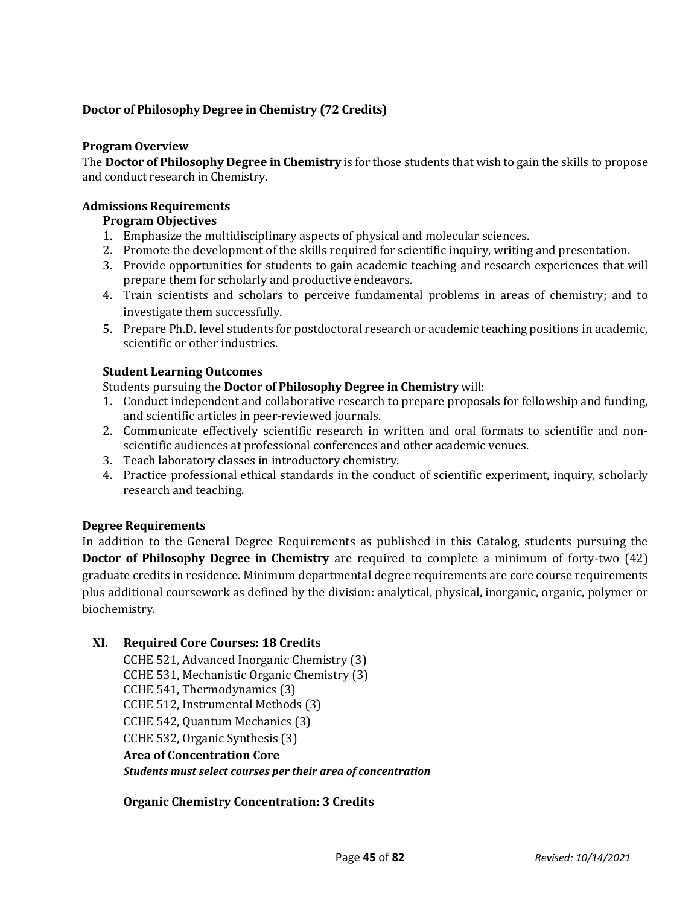**Doctor of Philosophy Degree in Chemistry (72 Credits)**

**Program Overview**

The **Doctor of Philosophy Degree in Chemistry** is for those students that wish to gain the skills to propose and conduct research in Chemistry.

**Admissions Requirements**

**Program Objectives**

1. Emphasize the multidisciplinary aspects of physical and molecular sciences.
2. Promote the development of the skills required for scientific inquiry, writing and presentation.
3. Provide opportunities for students to gain academic teaching and research experiences that will prepare them for scholarly and productive endeavors.
4. Train scientists and scholars to perceive fundamental problems in areas of chemistry; and to investigate them successfully.
5. Prepare Ph.D. level students for postdoctoral research or academic teaching positions in academic, scientific or other industries.

**Student Learning Outcomes**

Students pursuing the **Doctor of Philosophy Degree in Chemistry** will:

1. Conduct independent and collaborative research to prepare proposals for fellowship and funding, and scientific articles in peer-reviewed journals.
2. Communicate effectively scientific research in written and oral formats to scientific and non-scientific audiences at professional conferences and other academic venues.
3. Teach laboratory classes in introductory chemistry.
4. Practice professional ethical standards in the conduct of scientific experiment, inquiry, scholarly research and teaching.

**Degree Requirements**

In addition to the General Degree Requirements as published in this Catalog, students pursuing the **Doctor of Philosophy Degree in Chemistry** are required to complete a minimum of forty-two (42) graduate credits in residence. Minimum departmental degree requirements are core course requirements plus additional coursework as defined by the division: analytical, physical, inorganic, organic, polymer or biochemistry.

**XI. Required Core Courses: 18 Credits**

CCHE 521, Advanced Inorganic Chemistry (3)
CCHE 531, Mechanistic Organic Chemistry (3)
CCHE 541, Thermodynamics (3)
CCHE 512, Instrumental Methods (3)
CCHE 542, Quantum Mechanics (3)
CCHE 532, Organic Synthesis (3)

**Area of Concentration Core**

***Students must select courses per their area of concentration***

**Organic Chemistry Concentration: 3 Credits**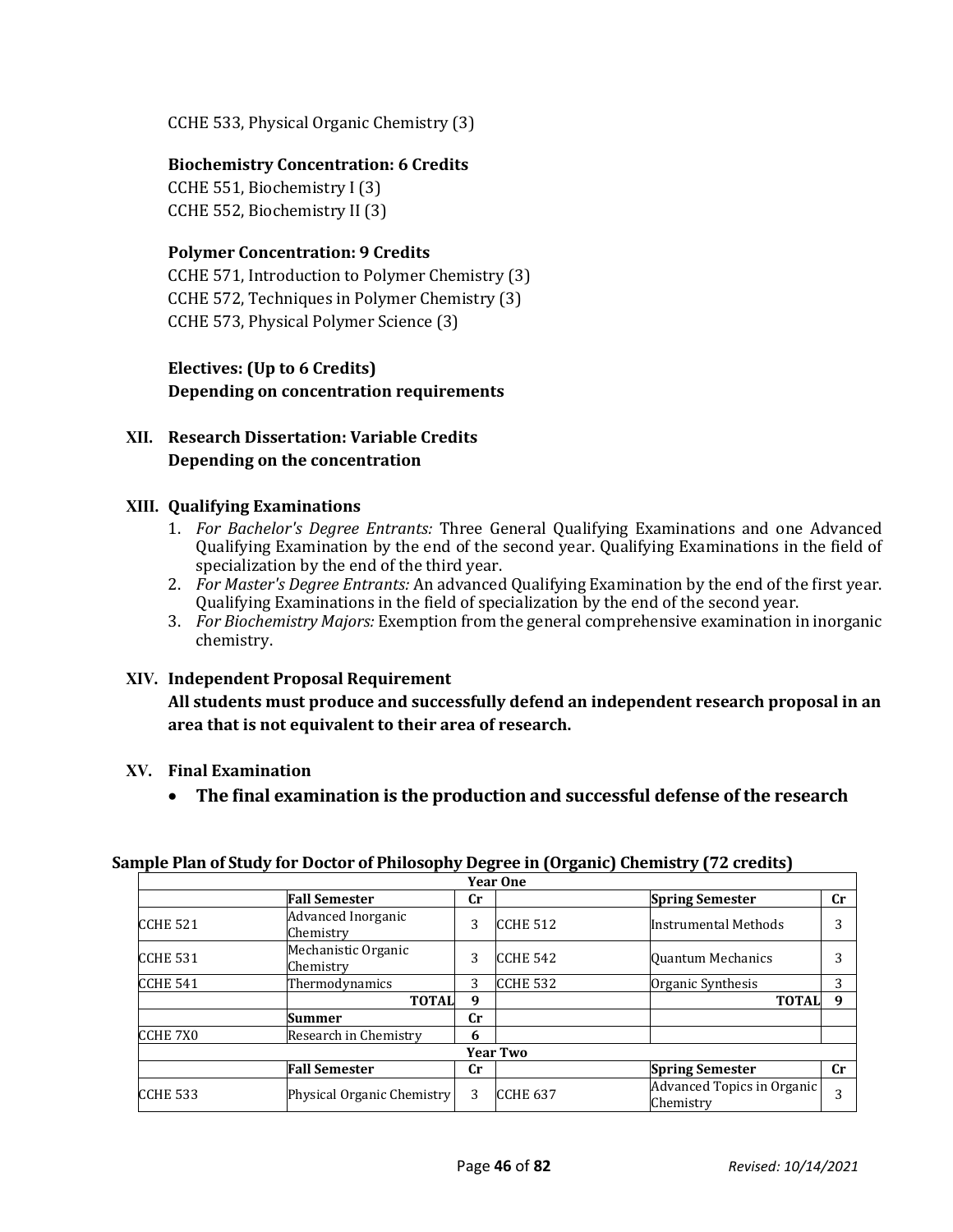CCHE 533, Physical Organic Chemistry (3)

**Biochemistry Concentration: 6 Credits**
CCHE 551, Biochemistry I (3)
CCHE 552, Biochemistry II (3)

**Polymer Concentration: 9 Credits**
CCHE 571, Introduction to Polymer Chemistry (3)
CCHE 572, Techniques in Polymer Chemistry (3)
CCHE 573, Physical Polymer Science (3)

**Electives: (Up to 6 Credits)**
**Depending on concentration requirements**

## XII. Research Dissertation: Variable Credits
**Depending on the concentration**

## XIII. Qualifying Examinations

1. *For Bachelor's Degree Entrants:* Three General Qualifying Examinations and one Advanced Qualifying Examination by the end of the second year. Qualifying Examinations in the field of specialization by the end of the third year.
2. *For Master's Degree Entrants:* An advanced Qualifying Examination by the end of the first year. Qualifying Examinations in the field of specialization by the end of the second year.
3. *For Biochemistry Majors:* Exemption from the general comprehensive examination in inorganic chemistry.

## XIV. Independent Proposal Requirement

**All students must produce and successfully defend an independent research proposal in an area that is not equivalent to their area of research.**

## XV. Final Examination

- **The final examination is the production and successful defense of the research**

**Sample Plan of Study for Doctor of Philosophy Degree in (Organic) Chemistry (72 credits)**

| | | | **Year One** | | |
|---|---|---|---|---|---|
| | **Fall Semester** | **Cr** | | **Spring Semester** | **Cr** |
| CCHE 521 | Advanced Inorganic Chemistry | 3 | CCHE 512 | Instrumental Methods | 3 |
| CCHE 531 | Mechanistic Organic Chemistry | 3 | CCHE 542 | Quantum Mechanics | 3 |
| CCHE 541 | Thermodynamics | 3 | CCHE 532 | Organic Synthesis | 3 |
| | **TOTAL** | **9** | | **TOTAL** | **9** |
| | **Summer** | **Cr** | | | |
| CCHE 7X0 | Research in Chemistry | **6** | | | |
| | | | **Year Two** | | |
| | **Fall Semester** | **Cr** | | **Spring Semester** | **Cr** |
| CCHE 533 | Physical Organic Chemistry | 3 | CCHE 637 | Advanced Topics in Organic Chemistry | 3 |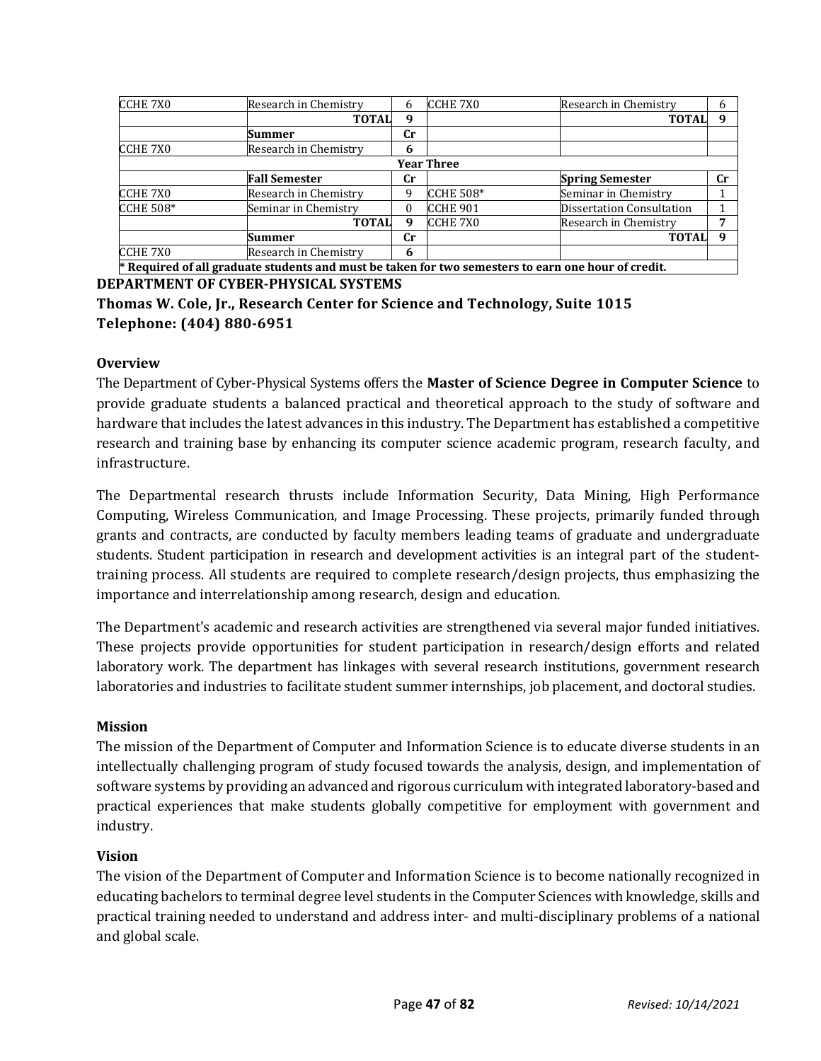| | | | | | |
|---|---|---|---|---|---|
| CCHE 7X0 | Research in Chemistry | 6 | CCHE 7X0 | Research in Chemistry | 6 |
| | **TOTAL** | **9** | | **TOTAL** | **9** |
| | **Summer** | **Cr** | | | |
| CCHE 7X0 | Research in Chemistry | **6** | | | |
| **Year Three** | | | | | |
| | **Fall Semester** | **Cr** | | **Spring Semester** | **Cr** |
| CCHE 7X0 | Research in Chemistry | 9 | CCHE 508* | Seminar in Chemistry | 1 |
| CCHE 508* | Seminar in Chemistry | 0 | CCHE 901 | Dissertation Consultation | 1 |
| | **TOTAL** | **9** | CCHE 7X0 | Research in Chemistry | **7** |
| | **Summer** | **Cr** | | **TOTAL** | **9** |
| CCHE 7X0 | Research in Chemistry | **6** | | | |

**\* Required of all graduate students and must be taken for two semesters to earn one hour of credit.**

## DEPARTMENT OF CYBER-PHYSICAL SYSTEMS

**Thomas W. Cole, Jr., Research Center for Science and Technology, Suite 1015**
**Telephone: (404) 880-6951**

### Overview

The Department of Cyber-Physical Systems offers the **Master of Science Degree in Computer Science** to provide graduate students a balanced practical and theoretical approach to the study of software and hardware that includes the latest advances in this industry. The Department has established a competitive research and training base by enhancing its computer science academic program, research faculty, and infrastructure.

The Departmental research thrusts include Information Security, Data Mining, High Performance Computing, Wireless Communication, and Image Processing. These projects, primarily funded through grants and contracts, are conducted by faculty members leading teams of graduate and undergraduate students. Student participation in research and development activities is an integral part of the student-training process. All students are required to complete research/design projects, thus emphasizing the importance and interrelationship among research, design and education.

The Department's academic and research activities are strengthened via several major funded initiatives. These projects provide opportunities for student participation in research/design efforts and related laboratory work. The department has linkages with several research institutions, government research laboratories and industries to facilitate student summer internships, job placement, and doctoral studies.

### Mission

The mission of the Department of Computer and Information Science is to educate diverse students in an intellectually challenging program of study focused towards the analysis, design, and implementation of software systems by providing an advanced and rigorous curriculum with integrated laboratory-based and practical experiences that make students globally competitive for employment with government and industry.

### Vision

The vision of the Department of Computer and Information Science is to become nationally recognized in educating bachelors to terminal degree level students in the Computer Sciences with knowledge, skills and practical training needed to understand and address inter- and multi-disciplinary problems of a national and global scale.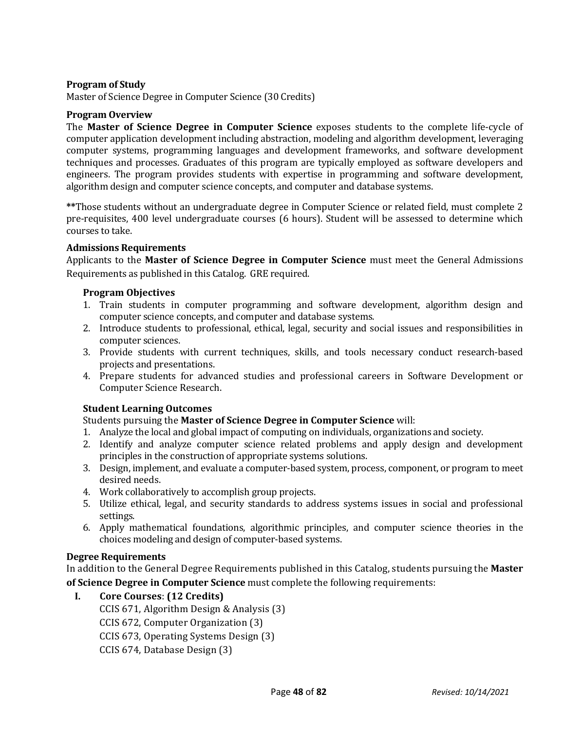**Program of Study**

Master of Science Degree in Computer Science (30 Credits)

**Program Overview**

The **Master of Science Degree in Computer Science** exposes students to the complete life-cycle of computer application development including abstraction, modeling and algorithm development, leveraging computer systems, programming languages and development frameworks, and software development techniques and processes. Graduates of this program are typically employed as software developers and engineers. The program provides students with expertise in programming and software development, algorithm design and computer science concepts, and computer and database systems.

**\*\***Those students without an undergraduate degree in Computer Science or related field, must complete 2 pre-requisites, 400 level undergraduate courses (6 hours). Student will be assessed to determine which courses to take.

**Admissions Requirements**

Applicants to the **Master of Science Degree in Computer Science** must meet the General Admissions Requirements as published in this Catalog. GRE required.

**Program Objectives**

1. Train students in computer programming and software development, algorithm design and computer science concepts, and computer and database systems.
2. Introduce students to professional, ethical, legal, security and social issues and responsibilities in computer sciences.
3. Provide students with current techniques, skills, and tools necessary conduct research-based projects and presentations.
4. Prepare students for advanced studies and professional careers in Software Development or Computer Science Research.

**Student Learning Outcomes**

Students pursuing the **Master of Science Degree in Computer Science** will:

1. Analyze the local and global impact of computing on individuals, organizations and society.
2. Identify and analyze computer science related problems and apply design and development principles in the construction of appropriate systems solutions.
3. Design, implement, and evaluate a computer-based system, process, component, or program to meet desired needs.
4. Work collaboratively to accomplish group projects.
5. Utilize ethical, legal, and security standards to address systems issues in social and professional settings.
6. Apply mathematical foundations, algorithmic principles, and computer science theories in the choices modeling and design of computer-based systems.

**Degree Requirements**

In addition to the General Degree Requirements published in this Catalog, students pursuing the **Master of Science Degree in Computer Science** must complete the following requirements:

I. **Core Courses**: **(12 Credits)**

CCIS 671, Algorithm Design & Analysis (3)
CCIS 672, Computer Organization (3)
CCIS 673, Operating Systems Design (3)
CCIS 674, Database Design (3)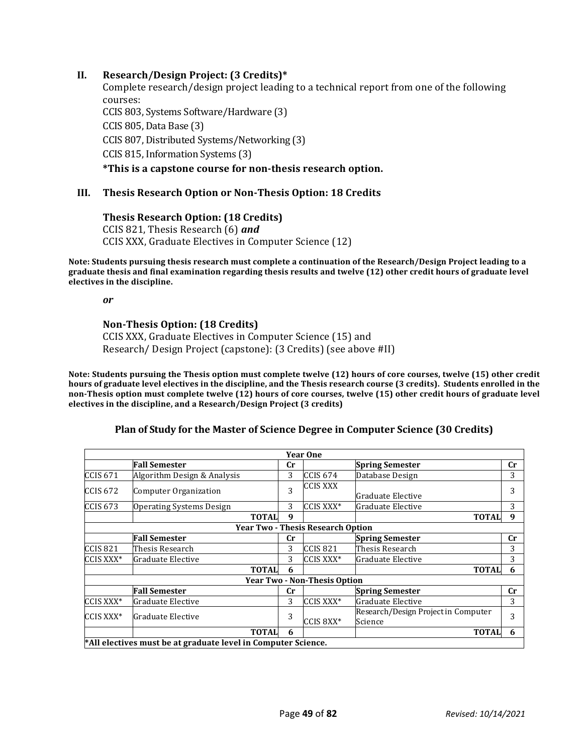## II. Research/Design Project: (3 Credits)*

Complete research/design project leading to a technical report from one of the following courses:

CCIS 803, Systems Software/Hardware (3)

CCIS 805, Data Base (3)

CCIS 807, Distributed Systems/Networking (3)

CCIS 815, Information Systems (3)

**\*This is a capstone course for non-thesis research option.**

## III. Thesis Research Option or Non-Thesis Option: 18 Credits

### Thesis Research Option: (18 Credits)

CCIS 821, Thesis Research (6) ***and***
CCIS XXX, Graduate Electives in Computer Science (12)

**Note: Students pursuing thesis research must complete a continuation of the Research/Design Project leading to a graduate thesis and final examination regarding thesis results and twelve (12) other credit hours of graduate level electives in the discipline.**

***or***

### Non-Thesis Option: (18 Credits)

CCIS XXX, Graduate Electives in Computer Science (15) and
Research/ Design Project (capstone): (3 Credits) (see above #II)

**Note: Students pursuing the Thesis option must complete twelve (12) hours of core courses, twelve (15) other credit hours of graduate level electives in the discipline, and the Thesis research course (3 credits). Students enrolled in the non-Thesis option must complete twelve (12) hours of core courses, twelve (15) other credit hours of graduate level electives in the discipline, and a Research/Design Project (3 credits)**

### Plan of Study for the Master of Science Degree in Computer Science (30 Credits)

| **Year One** | | | | | |
|---|---|---|---|---|---|
| | **Fall Semester** | **Cr** | | **Spring Semester** | **Cr** |
| CCIS 671 | Algorithm Design & Analysis | 3 | CCIS 674 | Database Design | 3 |
| CCIS 672 | Computer Organization | 3 | CCIS XXX | Graduate Elective | 3 |
| CCIS 673 | Operating Systems Design | 3 | CCIS XXX* | Graduate Elective | 3 |
| | **TOTAL** | **9** | | **TOTAL** | **9** |
| **Year Two - Thesis Research Option** | | | | | |
| | **Fall Semester** | **Cr** | | **Spring Semester** | **Cr** |
| CCIS 821 | Thesis Research | 3 | CCIS 821 | Thesis Research | 3 |
| CCIS XXX* | Graduate Elective | 3 | CCIS XXX* | Graduate Elective | 3 |
| | **TOTAL** | **6** | | **TOTAL** | **6** |
| **Year Two - Non-Thesis Option** | | | | | |
| | **Fall Semester** | **Cr** | | **Spring Semester** | **Cr** |
| CCIS XXX* | Graduate Elective | 3 | CCIS XXX* | Graduate Elective | 3 |
| CCIS XXX* | Graduate Elective | 3 | CCIS 8XX* | Research/Design Project in Computer Science | 3 |
| | **TOTAL** | **6** | | **TOTAL** | **6** |
| **\*All electives must be at graduate level in Computer Science.** | | | | | |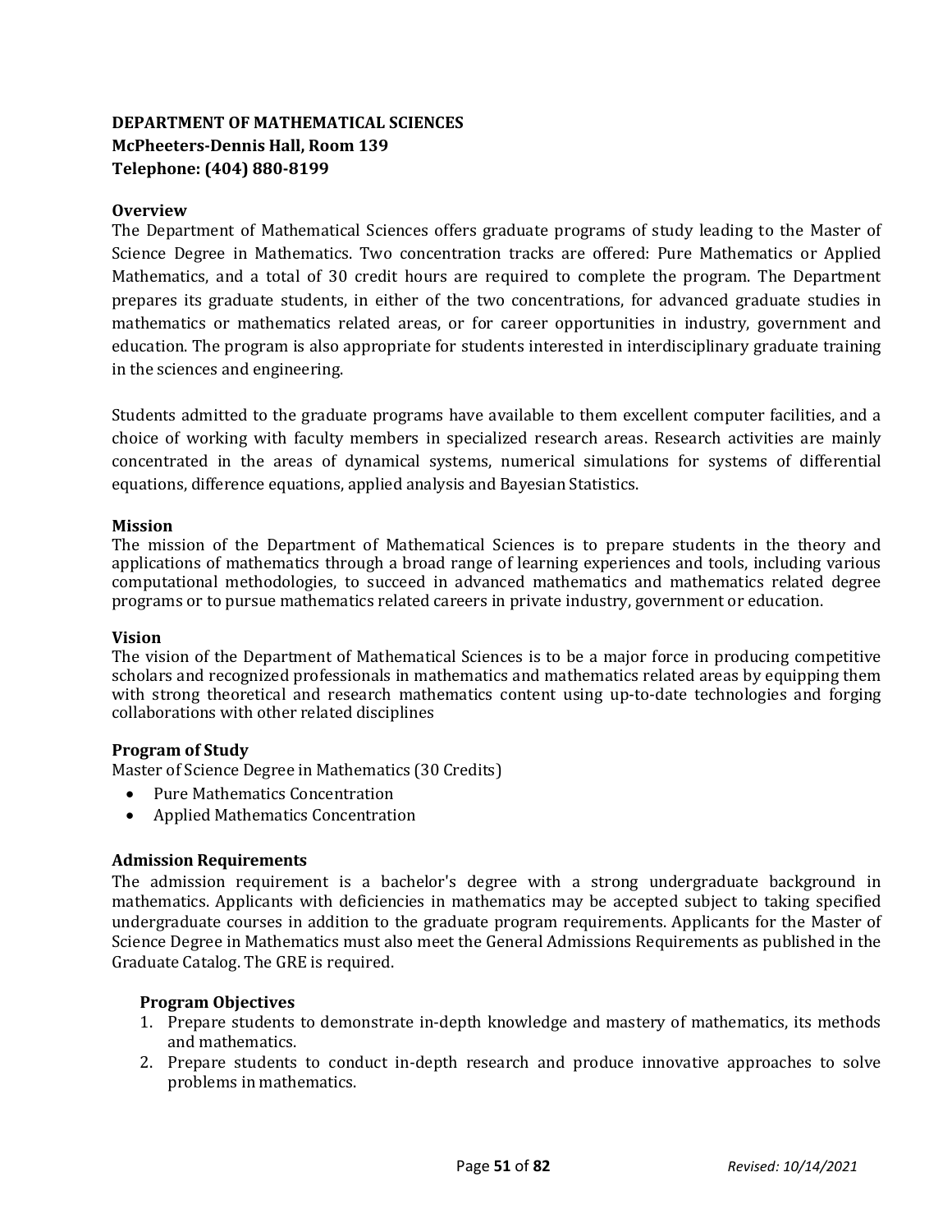**DEPARTMENT OF MATHEMATICAL SCIENCES**
**McPheeters-Dennis Hall, Room 139**
**Telephone: (404) 880-8199**

**Overview**

The Department of Mathematical Sciences offers graduate programs of study leading to the Master of Science Degree in Mathematics. Two concentration tracks are offered: Pure Mathematics or Applied Mathematics, and a total of 30 credit hours are required to complete the program. The Department prepares its graduate students, in either of the two concentrations, for advanced graduate studies in mathematics or mathematics related areas, or for career opportunities in industry, government and education. The program is also appropriate for students interested in interdisciplinary graduate training in the sciences and engineering.

Students admitted to the graduate programs have available to them excellent computer facilities, and a choice of working with faculty members in specialized research areas. Research activities are mainly concentrated in the areas of dynamical systems, numerical simulations for systems of differential equations, difference equations, applied analysis and Bayesian Statistics.

**Mission**

The mission of the Department of Mathematical Sciences is to prepare students in the theory and applications of mathematics through a broad range of learning experiences and tools, including various computational methodologies, to succeed in advanced mathematics and mathematics related degree programs or to pursue mathematics related careers in private industry, government or education.

**Vision**

The vision of the Department of Mathematical Sciences is to be a major force in producing competitive scholars and recognized professionals in mathematics and mathematics related areas by equipping them with strong theoretical and research mathematics content using up-to-date technologies and forging collaborations with other related disciplines

**Program of Study**

Master of Science Degree in Mathematics (30 Credits)

- Pure Mathematics Concentration
- Applied Mathematics Concentration

**Admission Requirements**

The admission requirement is a bachelor's degree with a strong undergraduate background in mathematics. Applicants with deficiencies in mathematics may be accepted subject to taking specified undergraduate courses in addition to the graduate program requirements. Applicants for the Master of Science Degree in Mathematics must also meet the General Admissions Requirements as published in the Graduate Catalog. The GRE is required.

**Program Objectives**

1. Prepare students to demonstrate in-depth knowledge and mastery of mathematics, its methods and mathematics.
2. Prepare students to conduct in-depth research and produce innovative approaches to solve problems in mathematics.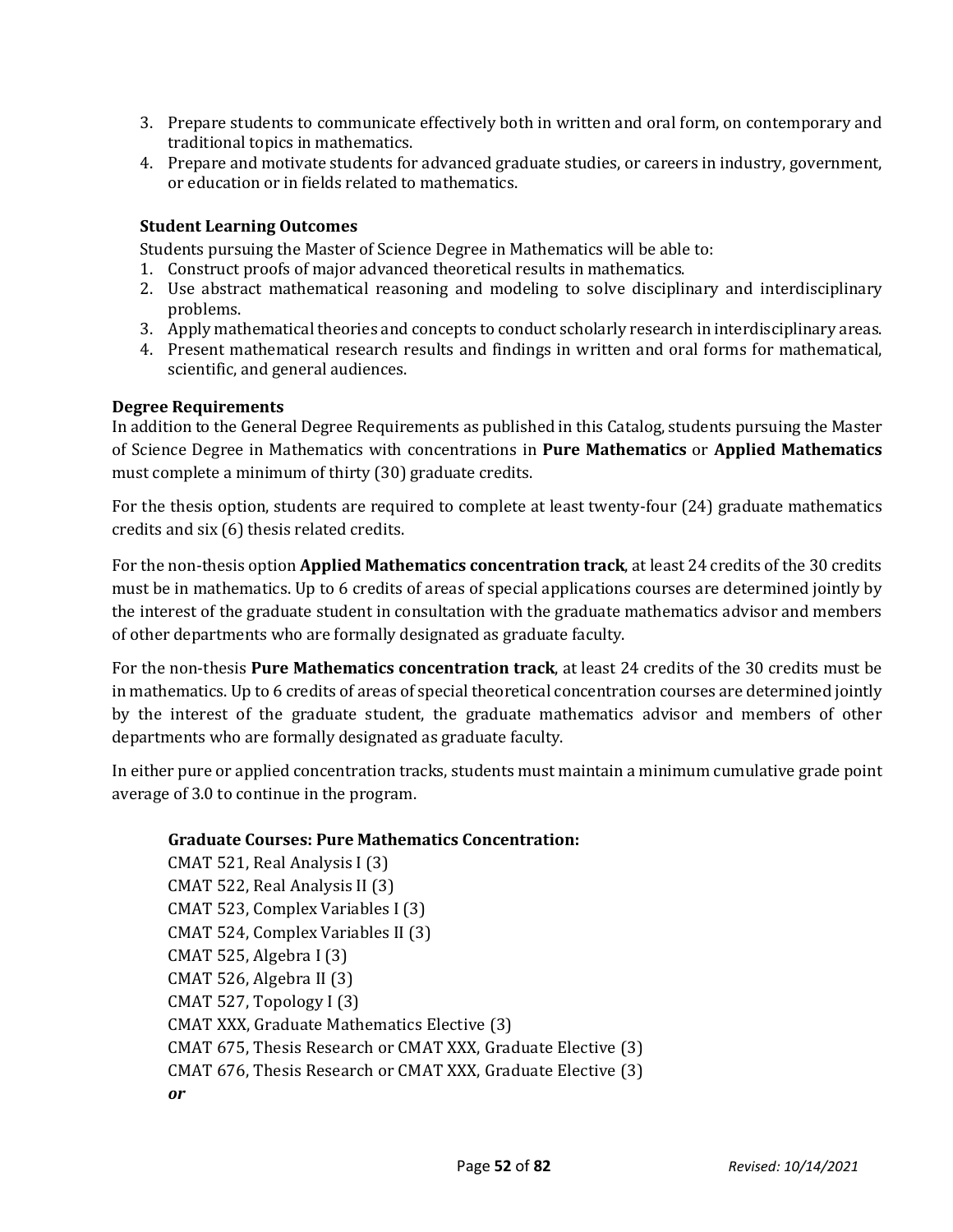3. Prepare students to communicate effectively both in written and oral form, on contemporary and traditional topics in mathematics.
4. Prepare and motivate students for advanced graduate studies, or careers in industry, government, or education or in fields related to mathematics.

**Student Learning Outcomes**

Students pursuing the Master of Science Degree in Mathematics will be able to:

1. Construct proofs of major advanced theoretical results in mathematics.
2. Use abstract mathematical reasoning and modeling to solve disciplinary and interdisciplinary problems.
3. Apply mathematical theories and concepts to conduct scholarly research in interdisciplinary areas.
4. Present mathematical research results and findings in written and oral forms for mathematical, scientific, and general audiences.

**Degree Requirements**

In addition to the General Degree Requirements as published in this Catalog, students pursuing the Master of Science Degree in Mathematics with concentrations in **Pure Mathematics** or **Applied Mathematics** must complete a minimum of thirty (30) graduate credits.

For the thesis option, students are required to complete at least twenty-four (24) graduate mathematics credits and six (6) thesis related credits.

For the non-thesis option **Applied Mathematics concentration track**, at least 24 credits of the 30 credits must be in mathematics. Up to 6 credits of areas of special applications courses are determined jointly by the interest of the graduate student in consultation with the graduate mathematics advisor and members of other departments who are formally designated as graduate faculty.

For the non-thesis **Pure Mathematics concentration track**, at least 24 credits of the 30 credits must be in mathematics. Up to 6 credits of areas of special theoretical concentration courses are determined jointly by the interest of the graduate student, the graduate mathematics advisor and members of other departments who are formally designated as graduate faculty.

In either pure or applied concentration tracks, students must maintain a minimum cumulative grade point average of 3.0 to continue in the program.

**Graduate Courses: Pure Mathematics Concentration:**

CMAT 521, Real Analysis I (3)
CMAT 522, Real Analysis II (3)
CMAT 523, Complex Variables I (3)
CMAT 524, Complex Variables II (3)
CMAT 525, Algebra I (3)
CMAT 526, Algebra II (3)
CMAT 527, Topology I (3)
CMAT XXX, Graduate Mathematics Elective (3)
CMAT 675, Thesis Research or CMAT XXX, Graduate Elective (3)
CMAT 676, Thesis Research or CMAT XXX, Graduate Elective (3)
***or***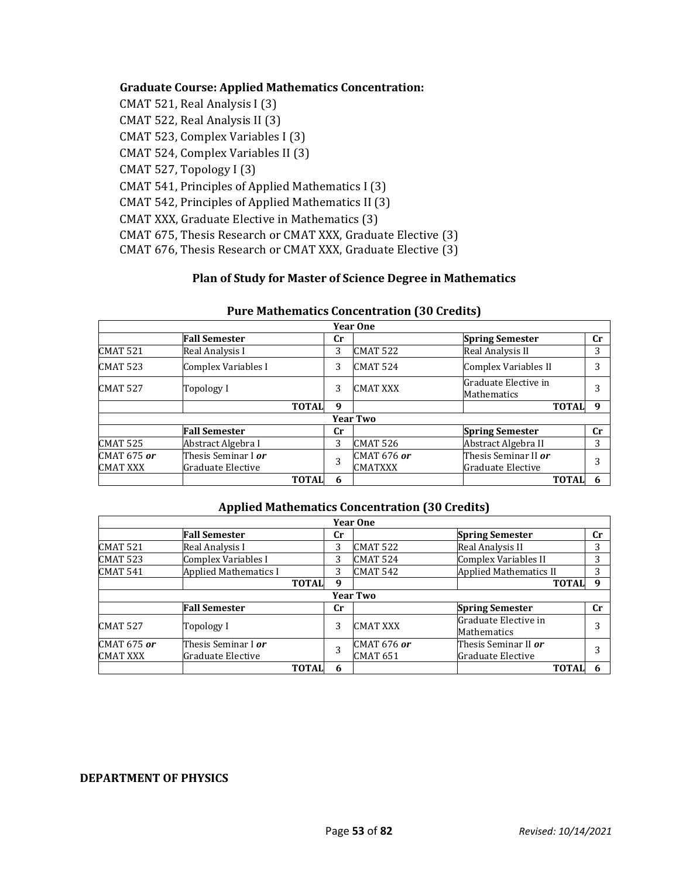**Graduate Course: Applied Mathematics Concentration:**

CMAT 521, Real Analysis I (3)
CMAT 522, Real Analysis II (3)
CMAT 523, Complex Variables I (3)
CMAT 524, Complex Variables II (3)
CMAT 527, Topology I (3)
CMAT 541, Principles of Applied Mathematics I (3)
CMAT 542, Principles of Applied Mathematics II (3)
CMAT XXX, Graduate Elective in Mathematics (3)
CMAT 675, Thesis Research or CMAT XXX, Graduate Elective (3)
CMAT 676, Thesis Research or CMAT XXX, Graduate Elective (3)

### Plan of Study for Master of Science Degree in Mathematics

#### Pure Mathematics Concentration (30 Credits)

| Year One | | | | | |
|---|---|---|---|---|---|
| | **Fall Semester** | **Cr** | | **Spring Semester** | **Cr** |
| CMAT 521 | Real Analysis I | 3 | CMAT 522 | Real Analysis II | 3 |
| CMAT 523 | Complex Variables I | 3 | CMAT 524 | Complex Variables II | 3 |
| CMAT 527 | Topology I | 3 | CMAT XXX | Graduate Elective in Mathematics | 3 |
| | **TOTAL** | **9** | | **TOTAL** | **9** |
| **Year Two** | | | | | |
| | **Fall Semester** | **Cr** | | **Spring Semester** | **Cr** |
| CMAT 525 | Abstract Algebra I | 3 | CMAT 526 | Abstract Algebra II | 3 |
| CMAT 675 ***or*** CMAT XXX | Thesis Seminar I ***or*** Graduate Elective | 3 | CMAT 676 ***or*** CMATXXX | Thesis Seminar II ***or*** Graduate Elective | 3 |
| | **TOTAL** | **6** | | **TOTAL** | **6** |

#### Applied Mathematics Concentration (30 Credits)

| Year One | | | | | |
|---|---|---|---|---|---|
| | **Fall Semester** | **Cr** | | **Spring Semester** | **Cr** |
| CMAT 521 | Real Analysis I | 3 | CMAT 522 | Real Analysis II | 3 |
| CMAT 523 | Complex Variables I | 3 | CMAT 524 | Complex Variables II | 3 |
| CMAT 541 | Applied Mathematics I | 3 | CMAT 542 | Applied Mathematics II | 3 |
| | **TOTAL** | **9** | | **TOTAL** | **9** |
| **Year Two** | | | | | |
| | **Fall Semester** | **Cr** | | **Spring Semester** | **Cr** |
| CMAT 527 | Topology I | 3 | CMAT XXX | Graduate Elective in Mathematics | 3 |
| CMAT 675 ***or*** CMAT XXX | Thesis Seminar I ***or*** Graduate Elective | 3 | CMAT 676 ***or*** CMAT 651 | Thesis Seminar II ***or*** Graduate Elective | 3 |
| | **TOTAL** | **6** | | **TOTAL** | **6** |

## DEPARTMENT OF PHYSICS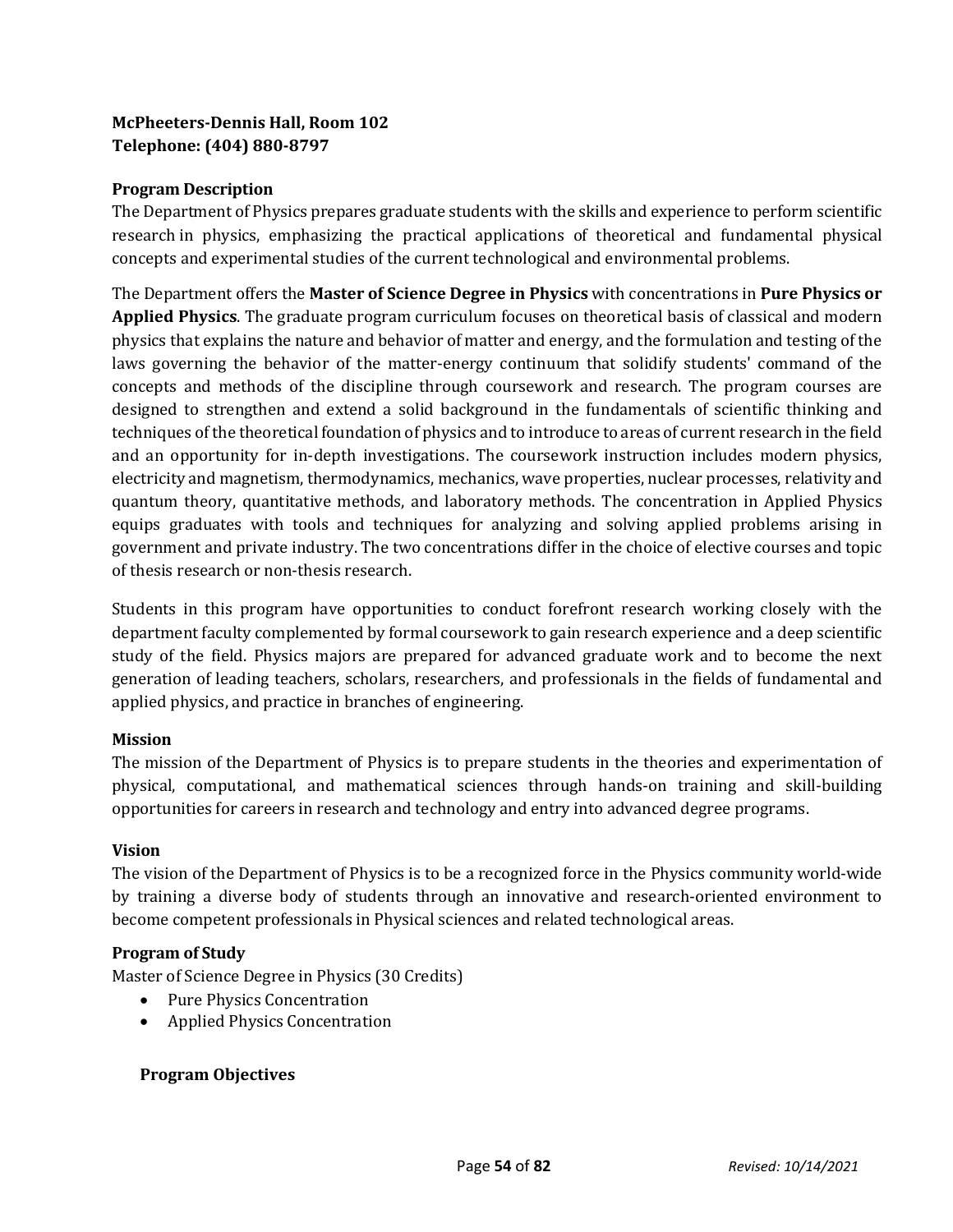**McPheeters-Dennis Hall, Room 102**
**Telephone: (404) 880-8797**

### Program Description

The Department of Physics prepares graduate students with the skills and experience to perform scientific research in physics, emphasizing the practical applications of theoretical and fundamental physical concepts and experimental studies of the current technological and environmental problems.

The Department offers the **Master of Science Degree in Physics** with concentrations in **Pure Physics or Applied Physics**. The graduate program curriculum focuses on theoretical basis of classical and modern physics that explains the nature and behavior of matter and energy, and the formulation and testing of the laws governing the behavior of the matter-energy continuum that solidify students' command of the concepts and methods of the discipline through coursework and research. The program courses are designed to strengthen and extend a solid background in the fundamentals of scientific thinking and techniques of the theoretical foundation of physics and to introduce to areas of current research in the field and an opportunity for in-depth investigations. The coursework instruction includes modern physics, electricity and magnetism, thermodynamics, mechanics, wave properties, nuclear processes, relativity and quantum theory, quantitative methods, and laboratory methods. The concentration in Applied Physics equips graduates with tools and techniques for analyzing and solving applied problems arising in government and private industry. The two concentrations differ in the choice of elective courses and topic of thesis research or non-thesis research.

Students in this program have opportunities to conduct forefront research working closely with the department faculty complemented by formal coursework to gain research experience and a deep scientific study of the field. Physics majors are prepared for advanced graduate work and to become the next generation of leading teachers, scholars, researchers, and professionals in the fields of fundamental and applied physics, and practice in branches of engineering.

### Mission

The mission of the Department of Physics is to prepare students in the theories and experimentation of physical, computational, and mathematical sciences through hands-on training and skill-building opportunities for careers in research and technology and entry into advanced degree programs.

### Vision

The vision of the Department of Physics is to be a recognized force in the Physics community world-wide by training a diverse body of students through an innovative and research-oriented environment to become competent professionals in Physical sciences and related technological areas.

### Program of Study

Master of Science Degree in Physics (30 Credits)

- Pure Physics Concentration
- Applied Physics Concentration

### Program Objectives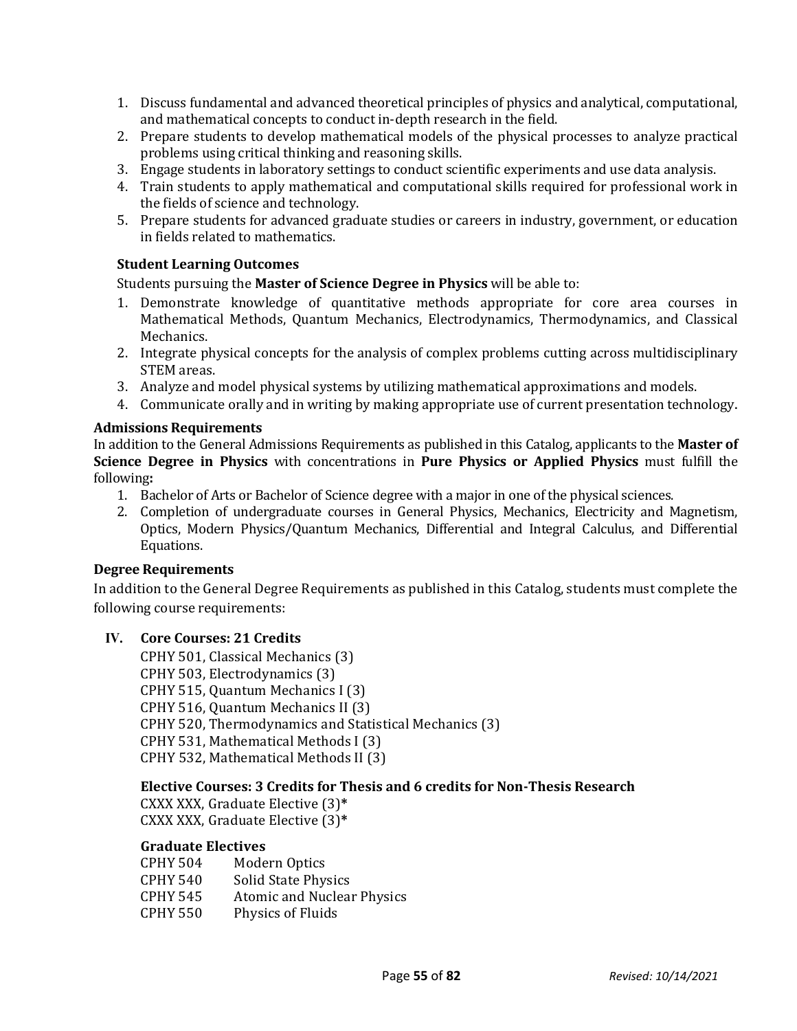1. Discuss fundamental and advanced theoretical principles of physics and analytical, computational, and mathematical concepts to conduct in-depth research in the field.
2. Prepare students to develop mathematical models of the physical processes to analyze practical problems using critical thinking and reasoning skills.
3. Engage students in laboratory settings to conduct scientific experiments and use data analysis.
4. Train students to apply mathematical and computational skills required for professional work in the fields of science and technology.
5. Prepare students for advanced graduate studies or careers in industry, government, or education in fields related to mathematics.

### Student Learning Outcomes

Students pursuing the **Master of Science Degree in Physics** will be able to:

1. Demonstrate knowledge of quantitative methods appropriate for core area courses in Mathematical Methods, Quantum Mechanics, Electrodynamics, Thermodynamics, and Classical Mechanics.
2. Integrate physical concepts for the analysis of complex problems cutting across multidisciplinary STEM areas.
3. Analyze and model physical systems by utilizing mathematical approximations and models.
4. Communicate orally and in writing by making appropriate use of current presentation technology.

### Admissions Requirements

In addition to the General Admissions Requirements as published in this Catalog, applicants to the **Master of Science Degree in Physics** with concentrations in **Pure Physics or Applied Physics** must fulfill the following**:**

1. Bachelor of Arts or Bachelor of Science degree with a major in one of the physical sciences.
2. Completion of undergraduate courses in General Physics, Mechanics, Electricity and Magnetism, Optics, Modern Physics/Quantum Mechanics, Differential and Integral Calculus, and Differential Equations.

### Degree Requirements

In addition to the General Degree Requirements as published in this Catalog, students must complete the following course requirements:

**IV. Core Courses: 21 Credits**

CPHY 501, Classical Mechanics (3)
CPHY 503, Electrodynamics (3)
CPHY 515, Quantum Mechanics I (3)
CPHY 516, Quantum Mechanics II (3)
CPHY 520, Thermodynamics and Statistical Mechanics (3)
CPHY 531, Mathematical Methods I (3)
CPHY 532, Mathematical Methods II (3)

**Elective Courses: 3 Credits for Thesis and 6 credits for Non-Thesis Research**

CXXX XXX, Graduate Elective (3)**\***
CXXX XXX, Graduate Elective (3)**\***

**Graduate Electives**

CPHY 504 Modern Optics
CPHY 540 Solid State Physics
CPHY 545 Atomic and Nuclear Physics
CPHY 550 Physics of Fluids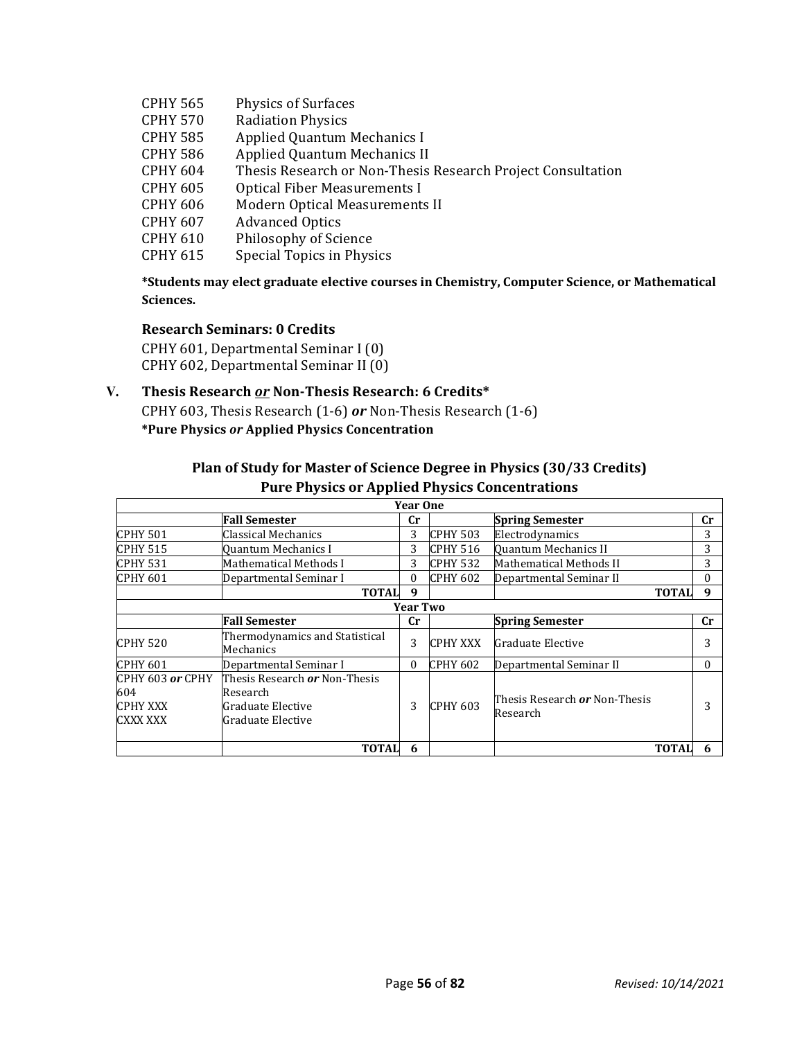CPHY 565 Physics of Surfaces
CPHY 570 Radiation Physics
CPHY 585 Applied Quantum Mechanics I
CPHY 586 Applied Quantum Mechanics II
CPHY 604 Thesis Research or Non-Thesis Research Project Consultation
CPHY 605 Optical Fiber Measurements I
CPHY 606 Modern Optical Measurements II
CPHY 607 Advanced Optics
CPHY 610 Philosophy of Science
CPHY 615 Special Topics in Physics

**\*Students may elect graduate elective courses in Chemistry, Computer Science, or Mathematical Sciences.**

### Research Seminars: 0 Credits

CPHY 601, Departmental Seminar I (0)
CPHY 602, Departmental Seminar II (0)

## V. Thesis Research *or* Non-Thesis Research: 6 Credits*

CPHY 603, Thesis Research (1-6) ***or*** Non-Thesis Research (1-6)
**\*Pure Physics *or* Applied Physics Concentration**

### Plan of Study for Master of Science Degree in Physics (30/33 Credits)
### Pure Physics or Applied Physics Concentrations

| Year One | | | | | |
|---|---|---|---|---|---|
| | **Fall Semester** | **Cr** | | **Spring Semester** | **Cr** |
| CPHY 501 | Classical Mechanics | 3 | CPHY 503 | Electrodynamics | 3 |
| CPHY 515 | Quantum Mechanics I | 3 | CPHY 516 | Quantum Mechanics II | 3 |
| CPHY 531 | Mathematical Methods I | 3 | CPHY 532 | Mathematical Methods II | 3 |
| CPHY 601 | Departmental Seminar I | 0 | CPHY 602 | Departmental Seminar II | 0 |
| | **TOTAL** | **9** | | **TOTAL** | **9** |
| **Year Two** | | | | | |
| | **Fall Semester** | **Cr** | | **Spring Semester** | **Cr** |
| CPHY 520 | Thermodynamics and Statistical Mechanics | 3 | CPHY XXX | Graduate Elective | 3 |
| CPHY 601 | Departmental Seminar I | 0 | CPHY 602 | Departmental Seminar II | 0 |
| CPHY 603 ***or*** CPHY 604<br>CPHY XXX<br>CXXX XXX | Thesis Research ***or*** Non-Thesis Research<br>Graduate Elective<br>Graduate Elective | 3 | CPHY 603 | Thesis Research ***or*** Non-Thesis Research | 3 |
| | **TOTAL** | **6** | | **TOTAL** | **6** |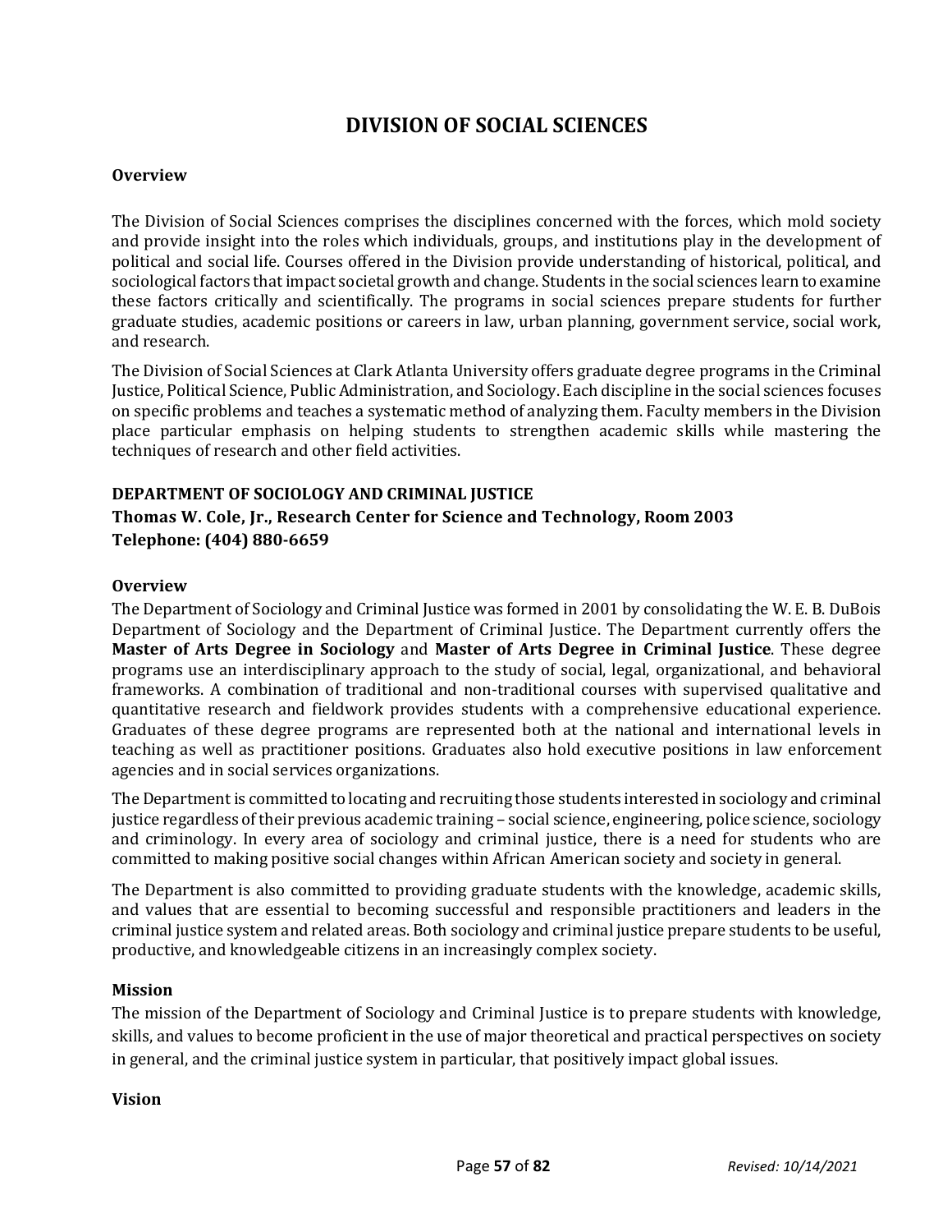# DIVISION OF SOCIAL SCIENCES

### Overview

The Division of Social Sciences comprises the disciplines concerned with the forces, which mold society and provide insight into the roles which individuals, groups, and institutions play in the development of political and social life. Courses offered in the Division provide understanding of historical, political, and sociological factors that impact societal growth and change. Students in the social sciences learn to examine these factors critically and scientifically. The programs in social sciences prepare students for further graduate studies, academic positions or careers in law, urban planning, government service, social work, and research.

The Division of Social Sciences at Clark Atlanta University offers graduate degree programs in the Criminal Justice, Political Science, Public Administration, and Sociology. Each discipline in the social sciences focuses on specific problems and teaches a systematic method of analyzing them. Faculty members in the Division place particular emphasis on helping students to strengthen academic skills while mastering the techniques of research and other field activities.

## DEPARTMENT OF SOCIOLOGY AND CRIMINAL JUSTICE

**Thomas W. Cole, Jr., Research Center for Science and Technology, Room 2003**
**Telephone: (404) 880-6659**

### Overview

The Department of Sociology and Criminal Justice was formed in 2001 by consolidating the W. E. B. DuBois Department of Sociology and the Department of Criminal Justice. The Department currently offers the **Master of Arts Degree in Sociology** and **Master of Arts Degree in Criminal Justice**. These degree programs use an interdisciplinary approach to the study of social, legal, organizational, and behavioral frameworks. A combination of traditional and non-traditional courses with supervised qualitative and quantitative research and fieldwork provides students with a comprehensive educational experience. Graduates of these degree programs are represented both at the national and international levels in teaching as well as practitioner positions. Graduates also hold executive positions in law enforcement agencies and in social services organizations.

The Department is committed to locating and recruiting those students interested in sociology and criminal justice regardless of their previous academic training – social science, engineering, police science, sociology and criminology. In every area of sociology and criminal justice, there is a need for students who are committed to making positive social changes within African American society and society in general.

The Department is also committed to providing graduate students with the knowledge, academic skills, and values that are essential to becoming successful and responsible practitioners and leaders in the criminal justice system and related areas. Both sociology and criminal justice prepare students to be useful, productive, and knowledgeable citizens in an increasingly complex society.

### Mission

The mission of the Department of Sociology and Criminal Justice is to prepare students with knowledge, skills, and values to become proficient in the use of major theoretical and practical perspectives on society in general, and the criminal justice system in particular, that positively impact global issues.

### Vision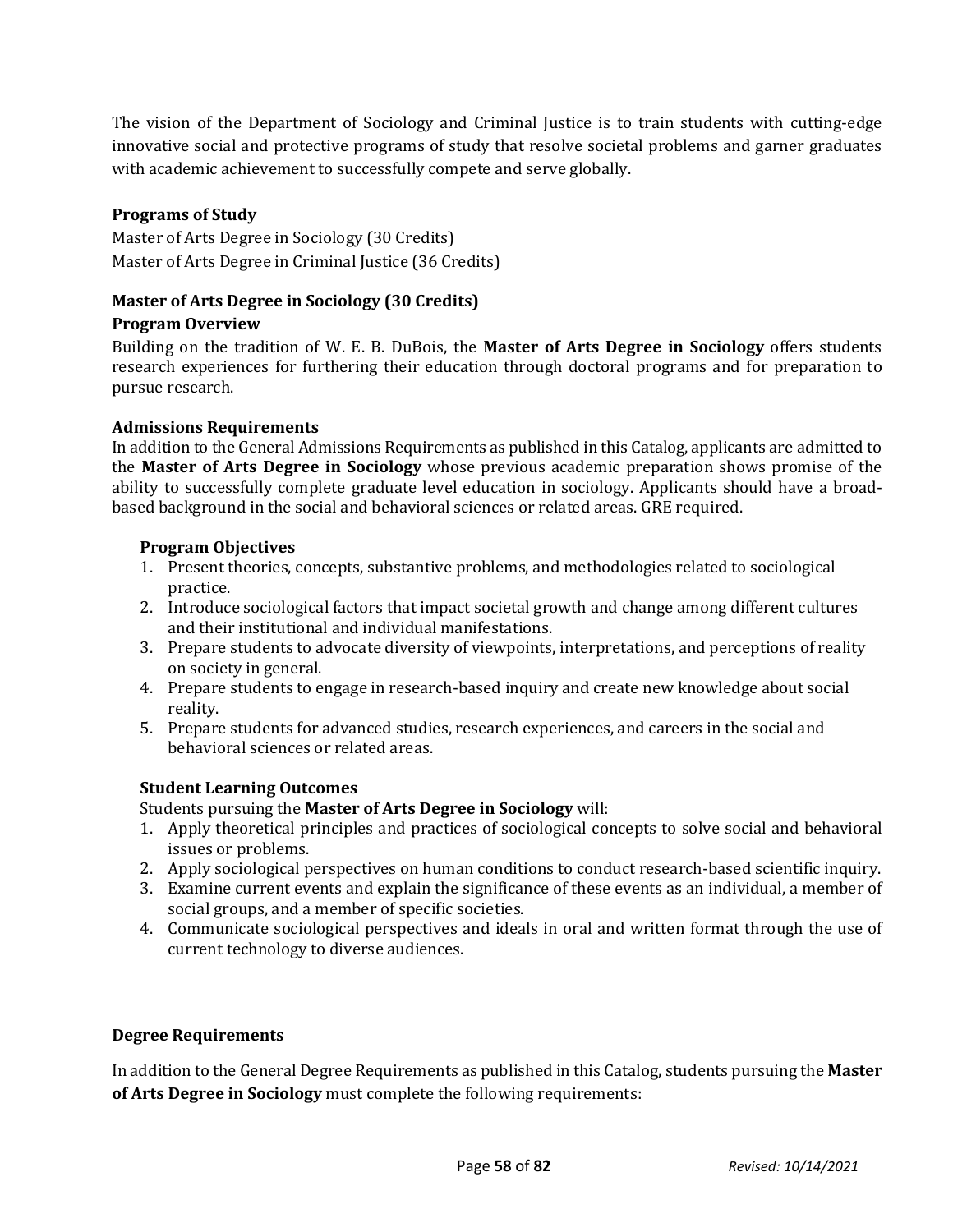The vision of the Department of Sociology and Criminal Justice is to train students with cutting-edge innovative social and protective programs of study that resolve societal problems and garner graduates with academic achievement to successfully compete and serve globally.

### Programs of Study

Master of Arts Degree in Sociology (30 Credits)
Master of Arts Degree in Criminal Justice (36 Credits)

### Master of Arts Degree in Sociology (30 Credits)

#### Program Overview

Building on the tradition of W. E. B. DuBois, the **Master of Arts Degree in Sociology** offers students research experiences for furthering their education through doctoral programs and for preparation to pursue research.

#### Admissions Requirements

In addition to the General Admissions Requirements as published in this Catalog, applicants are admitted to the **Master of Arts Degree in Sociology** whose previous academic preparation shows promise of the ability to successfully complete graduate level education in sociology. Applicants should have a broad-based background in the social and behavioral sciences or related areas. GRE required.

#### Program Objectives

1. Present theories, concepts, substantive problems, and methodologies related to sociological practice.
2. Introduce sociological factors that impact societal growth and change among different cultures and their institutional and individual manifestations.
3. Prepare students to advocate diversity of viewpoints, interpretations, and perceptions of reality on society in general.
4. Prepare students to engage in research-based inquiry and create new knowledge about social reality.
5. Prepare students for advanced studies, research experiences, and careers in the social and behavioral sciences or related areas.

#### Student Learning Outcomes

Students pursuing the **Master of Arts Degree in Sociology** will:

1. Apply theoretical principles and practices of sociological concepts to solve social and behavioral issues or problems.
2. Apply sociological perspectives on human conditions to conduct research-based scientific inquiry.
3. Examine current events and explain the significance of these events as an individual, a member of social groups, and a member of specific societies.
4. Communicate sociological perspectives and ideals in oral and written format through the use of current technology to diverse audiences.

#### Degree Requirements

In addition to the General Degree Requirements as published in this Catalog, students pursuing the **Master of Arts Degree in Sociology** must complete the following requirements: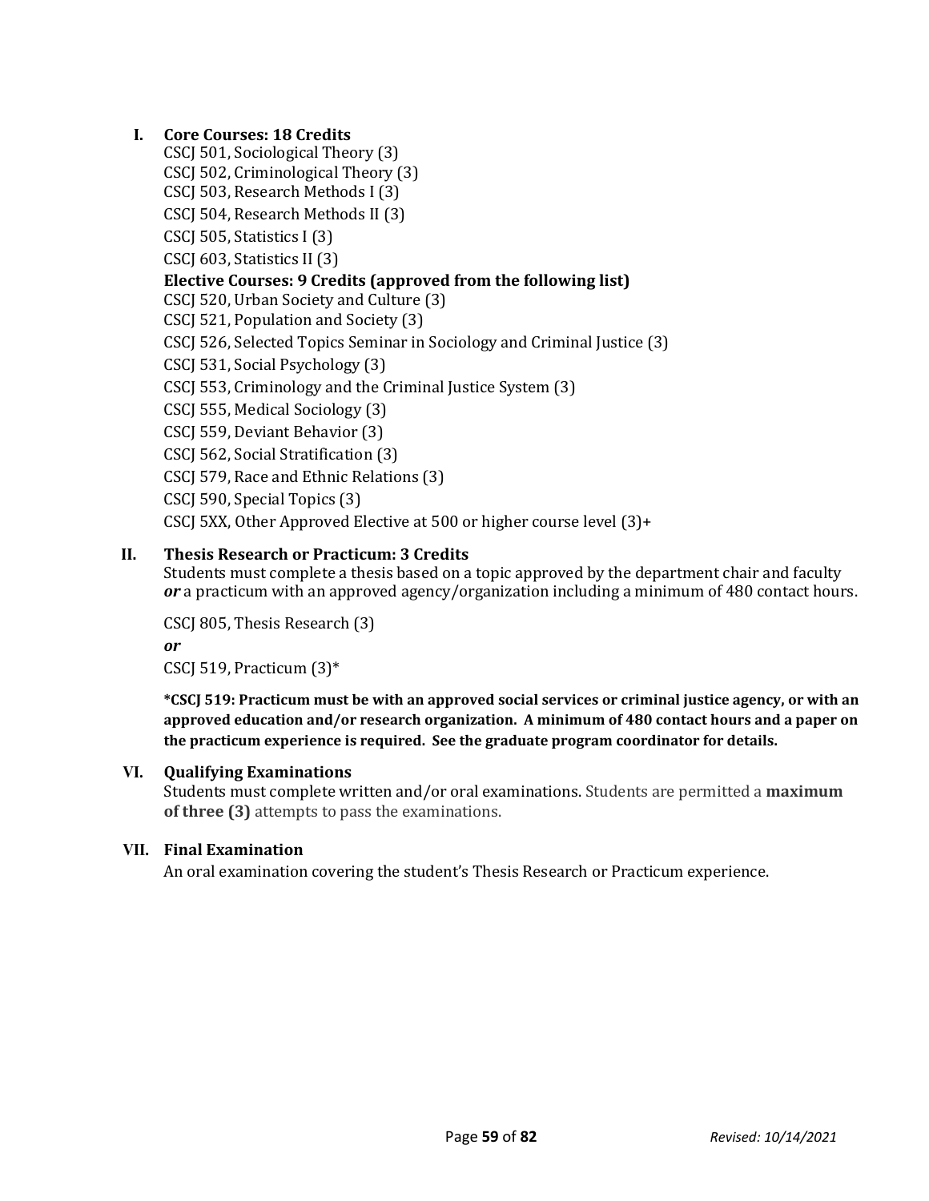## I. Core Courses: 18 Credits

CSCJ 501, Sociological Theory (3)
CSCJ 502, Criminological Theory (3)
CSCJ 503, Research Methods I (3)
CSCJ 504, Research Methods II (3)
CSCJ 505, Statistics I (3)
CSCJ 603, Statistics II (3)

**Elective Courses: 9 Credits (approved from the following list)**

CSCJ 520, Urban Society and Culture (3)
CSCJ 521, Population and Society (3)
CSCJ 526, Selected Topics Seminar in Sociology and Criminal Justice (3)
CSCJ 531, Social Psychology (3)
CSCJ 553, Criminology and the Criminal Justice System (3)
CSCJ 555, Medical Sociology (3)
CSCJ 559, Deviant Behavior (3)
CSCJ 562, Social Stratification (3)
CSCJ 579, Race and Ethnic Relations (3)
CSCJ 590, Special Topics (3)
CSCJ 5XX, Other Approved Elective at 500 or higher course level (3)+

## II. Thesis Research or Practicum: 3 Credits

Students must complete a thesis based on a topic approved by the department chair and faculty ***or*** a practicum with an approved agency/organization including a minimum of 480 contact hours.

CSCJ 805, Thesis Research (3)

***or***

CSCJ 519, Practicum (3)*

**\*CSCJ 519: Practicum must be with an approved social services or criminal justice agency, or with an approved education and/or research organization. A minimum of 480 contact hours and a paper on the practicum experience is required. See the graduate program coordinator for details.**

## VI. Qualifying Examinations

Students must complete written and/or oral examinations. Students are permitted a **maximum of three (3)** attempts to pass the examinations.

## VII. Final Examination

An oral examination covering the student's Thesis Research or Practicum experience.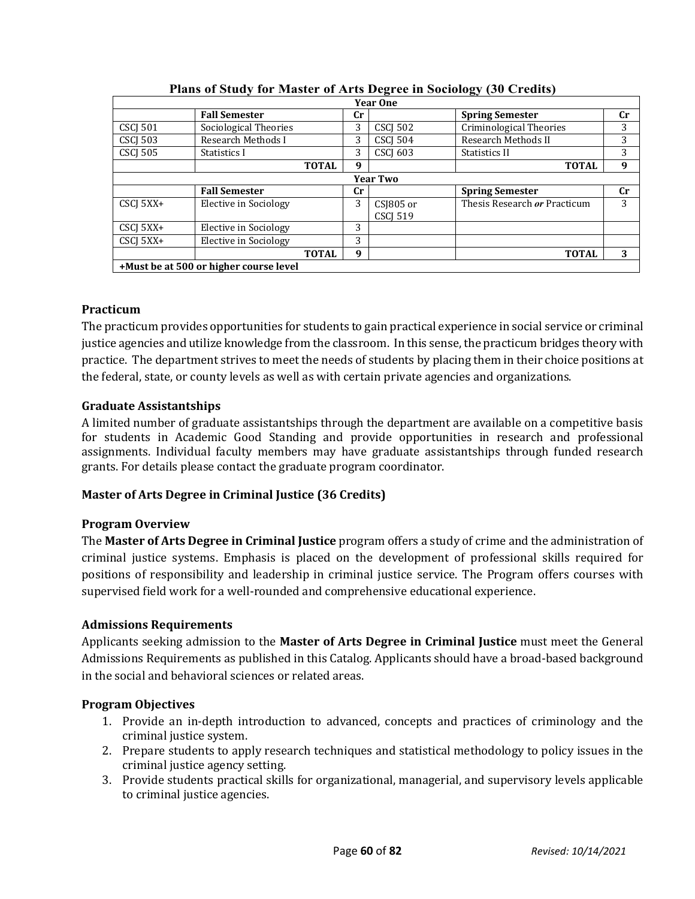**Plans of Study for Master of Arts Degree in Sociology (30 Credits)**

| Year One | | | | | |
|---|---|---|---|---|---|
| | **Fall Semester** | **Cr** | | **Spring Semester** | **Cr** |
| CSCJ 501 | Sociological Theories | 3 | CSCJ 502 | Criminological Theories | 3 |
| CSCJ 503 | Research Methods I | 3 | CSCJ 504 | Research Methods II | 3 |
| CSCJ 505 | Statistics I | 3 | CSCJ 603 | Statistics II | 3 |
| | **TOTAL** | **9** | | **TOTAL** | **9** |
| **Year Two** | | | | | |
| | **Fall Semester** | **Cr** | | **Spring Semester** | **Cr** |
| CSCJ 5XX+ | Elective in Sociology | 3 | CSJ805 or CSCJ 519 | Thesis Research *or* Practicum | 3 |
| CSCJ 5XX+ | Elective in Sociology | 3 | | | |
| CSCJ 5XX+ | Elective in Sociology | 3 | | | |
| | **TOTAL** | **9** | | **TOTAL** | **3** |
| **+Must be at 500 or higher course level** | | | | | |

### Practicum

The practicum provides opportunities for students to gain practical experience in social service or criminal justice agencies and utilize knowledge from the classroom. In this sense, the practicum bridges theory with practice. The department strives to meet the needs of students by placing them in their choice positions at the federal, state, or county levels as well as with certain private agencies and organizations.

### Graduate Assistantships

A limited number of graduate assistantships through the department are available on a competitive basis for students in Academic Good Standing and provide opportunities in research and professional assignments. Individual faculty members may have graduate assistantships through funded research grants. For details please contact the graduate program coordinator.

## Master of Arts Degree in Criminal Justice (36 Credits)

### Program Overview

The **Master of Arts Degree in Criminal Justice** program offers a study of crime and the administration of criminal justice systems. Emphasis is placed on the development of professional skills required for positions of responsibility and leadership in criminal justice service. The Program offers courses with supervised field work for a well-rounded and comprehensive educational experience.

### Admissions Requirements

Applicants seeking admission to the **Master of Arts Degree in Criminal Justice** must meet the General Admissions Requirements as published in this Catalog. Applicants should have a broad-based background in the social and behavioral sciences or related areas.

### Program Objectives

1. Provide an in-depth introduction to advanced, concepts and practices of criminology and the criminal justice system.
2. Prepare students to apply research techniques and statistical methodology to policy issues in the criminal justice agency setting.
3. Provide students practical skills for organizational, managerial, and supervisory levels applicable to criminal justice agencies.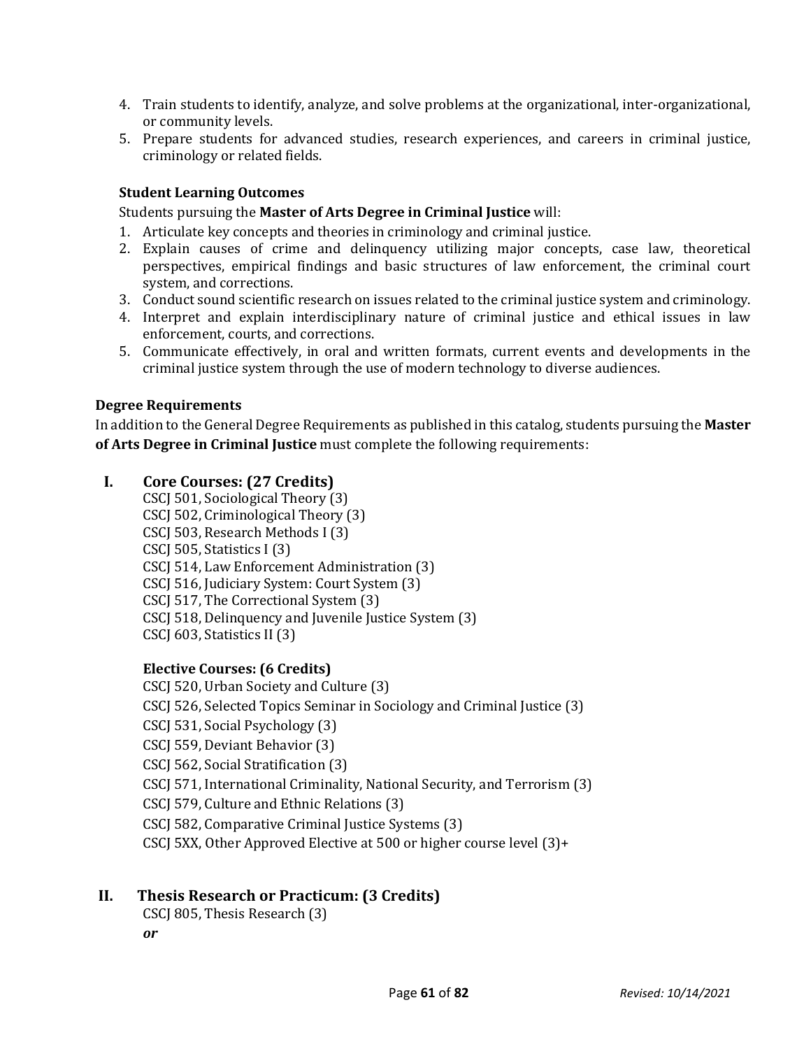4. Train students to identify, analyze, and solve problems at the organizational, inter-organizational, or community levels.
5. Prepare students for advanced studies, research experiences, and careers in criminal justice, criminology or related fields.

**Student Learning Outcomes**

Students pursuing the **Master of Arts Degree in Criminal Justice** will:

1. Articulate key concepts and theories in criminology and criminal justice.
2. Explain causes of crime and delinquency utilizing major concepts, case law, theoretical perspectives, empirical findings and basic structures of law enforcement, the criminal court system, and corrections.
3. Conduct sound scientific research on issues related to the criminal justice system and criminology.
4. Interpret and explain interdisciplinary nature of criminal justice and ethical issues in law enforcement, courts, and corrections.
5. Communicate effectively, in oral and written formats, current events and developments in the criminal justice system through the use of modern technology to diverse audiences.

### Degree Requirements

In addition to the General Degree Requirements as published in this catalog, students pursuing the **Master of Arts Degree in Criminal Justice** must complete the following requirements:

## I. Core Courses: (27 Credits)

CSCJ 501, Sociological Theory (3)
CSCJ 502, Criminological Theory (3)
CSCJ 503, Research Methods I (3)
CSCJ 505, Statistics I (3)
CSCJ 514, Law Enforcement Administration (3)
CSCJ 516, Judiciary System: Court System (3)
CSCJ 517, The Correctional System (3)
CSCJ 518, Delinquency and Juvenile Justice System (3)
CSCJ 603, Statistics II (3)

**Elective Courses: (6 Credits)**

CSCJ 520, Urban Society and Culture (3)
CSCJ 526, Selected Topics Seminar in Sociology and Criminal Justice (3)
CSCJ 531, Social Psychology (3)
CSCJ 559, Deviant Behavior (3)
CSCJ 562, Social Stratification (3)
CSCJ 571, International Criminality, National Security, and Terrorism (3)
CSCJ 579, Culture and Ethnic Relations (3)
CSCJ 582, Comparative Criminal Justice Systems (3)
CSCJ 5XX, Other Approved Elective at 500 or higher course level (3)+

## II. Thesis Research or Practicum: (3 Credits)

CSCJ 805, Thesis Research (3)
***or***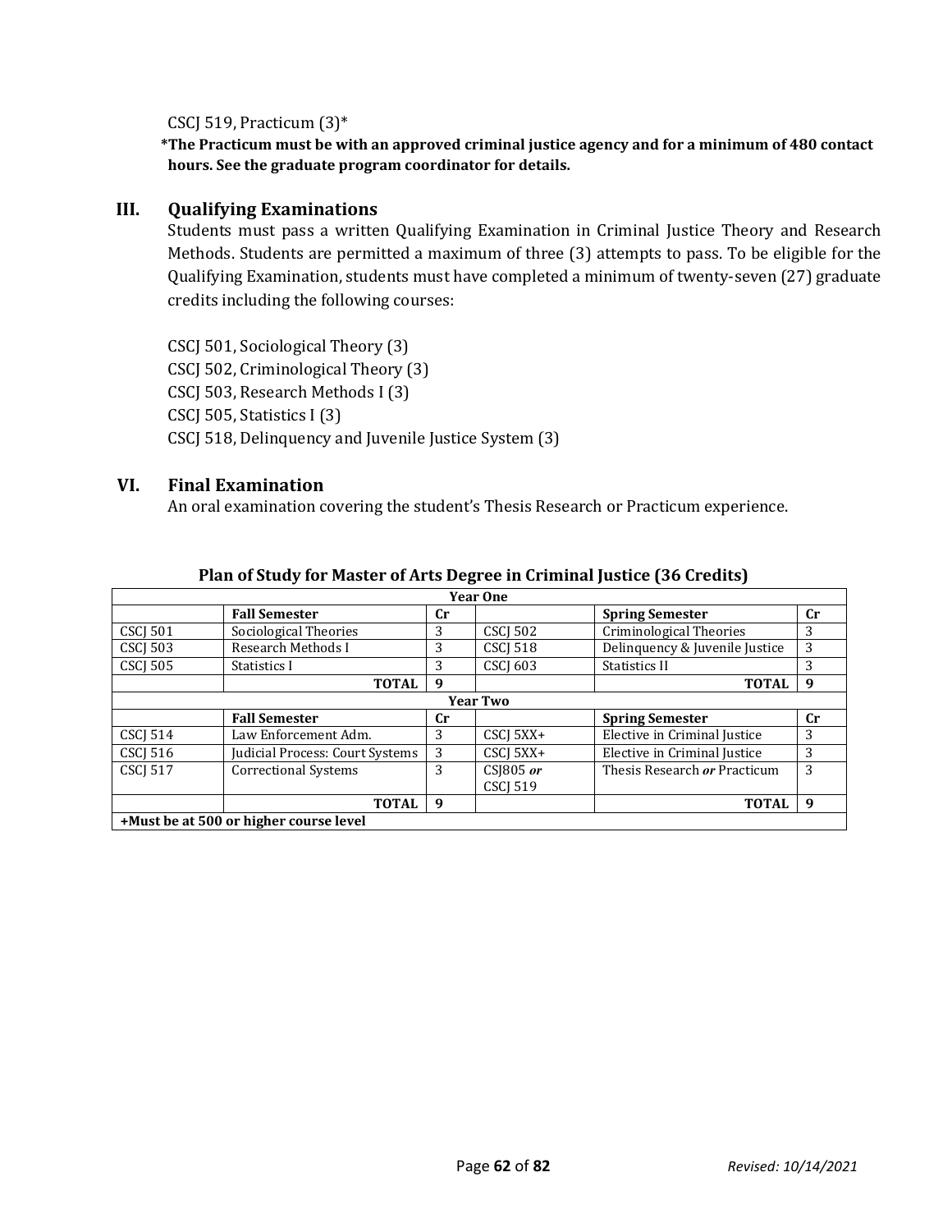CSCJ 519, Practicum (3)*

**\*The Practicum must be with an approved criminal justice agency and for a minimum of 480 contact hours. See the graduate program coordinator for details.**

## III. Qualifying Examinations

Students must pass a written Qualifying Examination in Criminal Justice Theory and Research Methods. Students are permitted a maximum of three (3) attempts to pass. To be eligible for the Qualifying Examination, students must have completed a minimum of twenty-seven (27) graduate credits including the following courses:

CSCJ 501, Sociological Theory (3)
CSCJ 502, Criminological Theory (3)
CSCJ 503, Research Methods I (3)
CSCJ 505, Statistics I (3)
CSCJ 518, Delinquency and Juvenile Justice System (3)

## VI. Final Examination

An oral examination covering the student's Thesis Research or Practicum experience.

**Plan of Study for Master of Arts Degree in Criminal Justice (36 Credits)**

| **Year One** | | | | | |
|---|---|---|---|---|---|
| | **Fall Semester** | **Cr** | | **Spring Semester** | **Cr** |
| CSCJ 501 | Sociological Theories | 3 | CSCJ 502 | Criminological Theories | 3 |
| CSCJ 503 | Research Methods I | 3 | CSCJ 518 | Delinquency & Juvenile Justice | 3 |
| CSCJ 505 | Statistics I | 3 | CSCJ 603 | Statistics II | 3 |
| | **TOTAL** | **9** | | **TOTAL** | **9** |
| **Year Two** | | | | | |
| | **Fall Semester** | **Cr** | | **Spring Semester** | **Cr** |
| CSCJ 514 | Law Enforcement Adm. | 3 | CSCJ 5XX+ | Elective in Criminal Justice | 3 |
| CSCJ 516 | Judicial Process: Court Systems | 3 | CSCJ 5XX+ | Elective in Criminal Justice | 3 |
| CSCJ 517 | Correctional Systems | 3 | CSJ805 *or* CSCJ 519 | Thesis Research *or* Practicum | 3 |
| | **TOTAL** | **9** | | **TOTAL** | **9** |
| **+Must be at 500 or higher course level** | | | | | |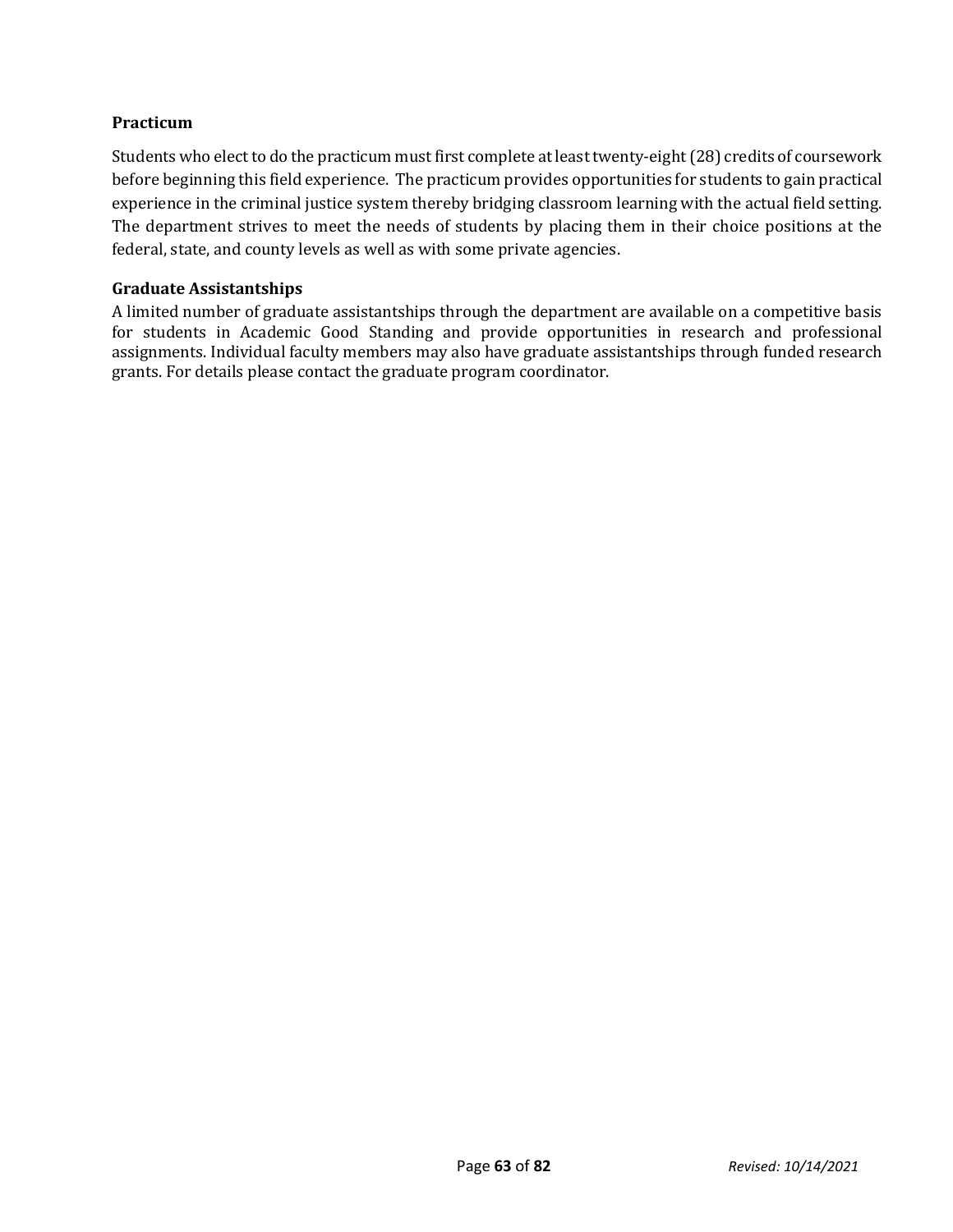### Practicum

Students who elect to do the practicum must first complete at least twenty-eight (28) credits of coursework before beginning this field experience. The practicum provides opportunities for students to gain practical experience in the criminal justice system thereby bridging classroom learning with the actual field setting. The department strives to meet the needs of students by placing them in their choice positions at the federal, state, and county levels as well as with some private agencies.

### Graduate Assistantships

A limited number of graduate assistantships through the department are available on a competitive basis for students in Academic Good Standing and provide opportunities in research and professional assignments. Individual faculty members may also have graduate assistantships through funded research grants. For details please contact the graduate program coordinator.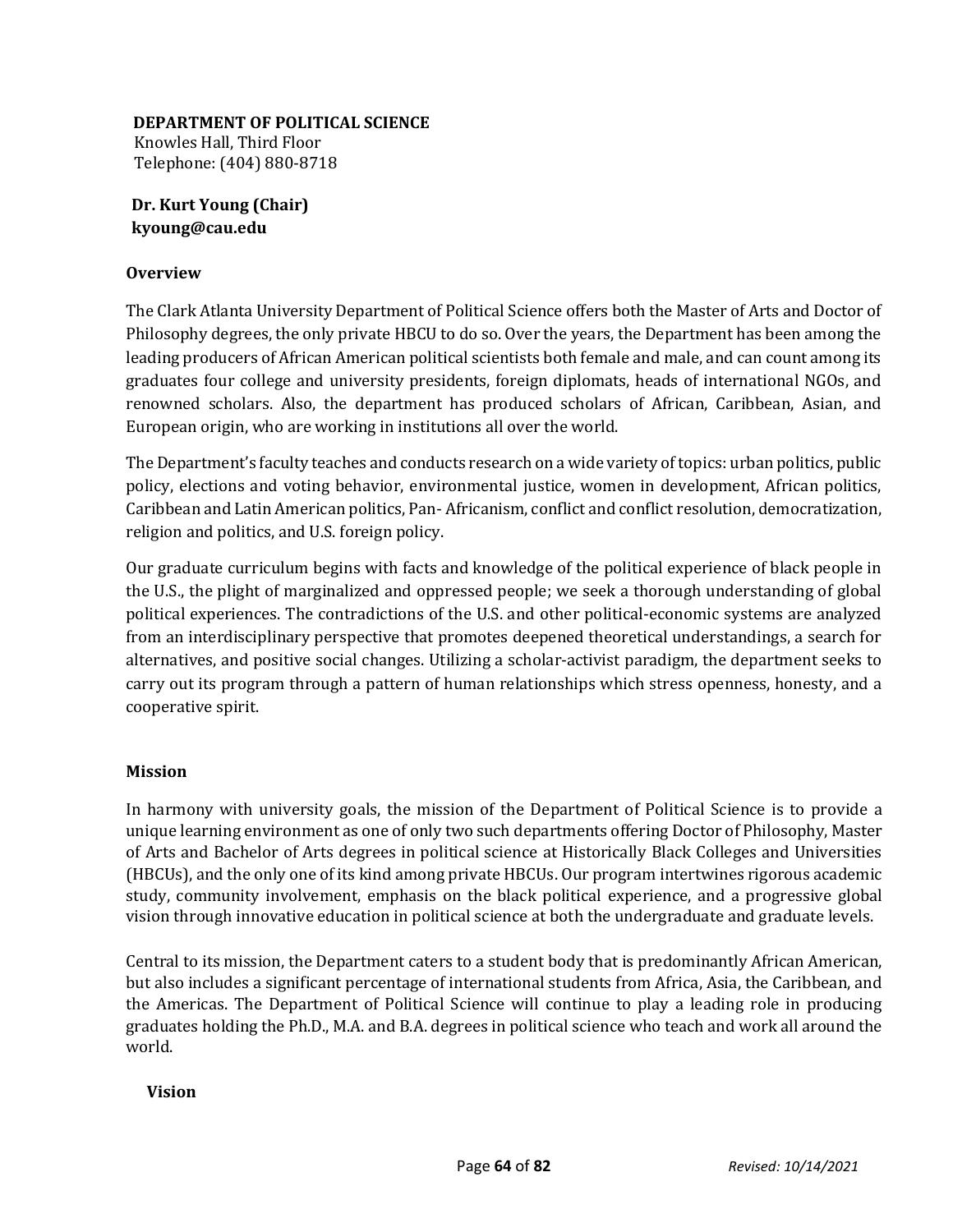**DEPARTMENT OF POLITICAL SCIENCE**
Knowles Hall, Third Floor
Telephone: (404) 880-8718

**Dr. Kurt Young (Chair)**
**kyoung@cau.edu**

**Overview**

The Clark Atlanta University Department of Political Science offers both the Master of Arts and Doctor of Philosophy degrees, the only private HBCU to do so. Over the years, the Department has been among the leading producers of African American political scientists both female and male, and can count among its graduates four college and university presidents, foreign diplomats, heads of international NGOs, and renowned scholars. Also, the department has produced scholars of African, Caribbean, Asian, and European origin, who are working in institutions all over the world.

The Department's faculty teaches and conducts research on a wide variety of topics: urban politics, public policy, elections and voting behavior, environmental justice, women in development, African politics, Caribbean and Latin American politics, Pan- Africanism, conflict and conflict resolution, democratization, religion and politics, and U.S. foreign policy.

Our graduate curriculum begins with facts and knowledge of the political experience of black people in the U.S., the plight of marginalized and oppressed people; we seek a thorough understanding of global political experiences. The contradictions of the U.S. and other political-economic systems are analyzed from an interdisciplinary perspective that promotes deepened theoretical understandings, a search for alternatives, and positive social changes. Utilizing a scholar-activist paradigm, the department seeks to carry out its program through a pattern of human relationships which stress openness, honesty, and a cooperative spirit.

**Mission**

In harmony with university goals, the mission of the Department of Political Science is to provide a unique learning environment as one of only two such departments offering Doctor of Philosophy, Master of Arts and Bachelor of Arts degrees in political science at Historically Black Colleges and Universities (HBCUs), and the only one of its kind among private HBCUs. Our program intertwines rigorous academic study, community involvement, emphasis on the black political experience, and a progressive global vision through innovative education in political science at both the undergraduate and graduate levels.

Central to its mission, the Department caters to a student body that is predominantly African American, but also includes a significant percentage of international students from Africa, Asia, the Caribbean, and the Americas. The Department of Political Science will continue to play a leading role in producing graduates holding the Ph.D., M.A. and B.A. degrees in political science who teach and work all around the world.

**Vision**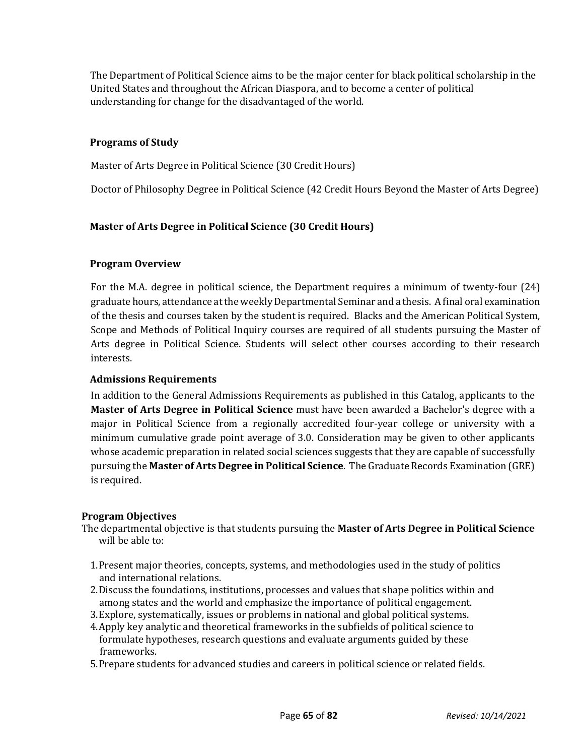The Department of Political Science aims to be the major center for black political scholarship in the United States and throughout the African Diaspora, and to become a center of political understanding for change for the disadvantaged of the world.

## Programs of Study

Master of Arts Degree in Political Science (30 Credit Hours)

Doctor of Philosophy Degree in Political Science (42 Credit Hours Beyond the Master of Arts Degree)

## Master of Arts Degree in Political Science (30 Credit Hours)

### Program Overview

For the M.A. degree in political science, the Department requires a minimum of twenty-four (24) graduate hours, attendance at the weekly Departmental Seminar and a thesis. A final oral examination of the thesis and courses taken by the student is required. Blacks and the American Political System, Scope and Methods of Political Inquiry courses are required of all students pursuing the Master of Arts degree in Political Science. Students will select other courses according to their research interests.

### Admissions Requirements

In addition to the General Admissions Requirements as published in this Catalog, applicants to the **Master of Arts Degree in Political Science** must have been awarded a Bachelor's degree with a major in Political Science from a regionally accredited four-year college or university with a minimum cumulative grade point average of 3.0. Consideration may be given to other applicants whose academic preparation in related social sciences suggests that they are capable of successfully pursuing the **Master of Arts Degree in Political Science**. The Graduate Records Examination (GRE) is required.

### Program Objectives

The departmental objective is that students pursuing the **Master of Arts Degree in Political Science** will be able to:

1. Present major theories, concepts, systems, and methodologies used in the study of politics and international relations.
2. Discuss the foundations, institutions, processes and values that shape politics within and among states and the world and emphasize the importance of political engagement.
3. Explore, systematically, issues or problems in national and global political systems.
4. Apply key analytic and theoretical frameworks in the subfields of political science to formulate hypotheses, research questions and evaluate arguments guided by these frameworks.
5. Prepare students for advanced studies and careers in political science or related fields.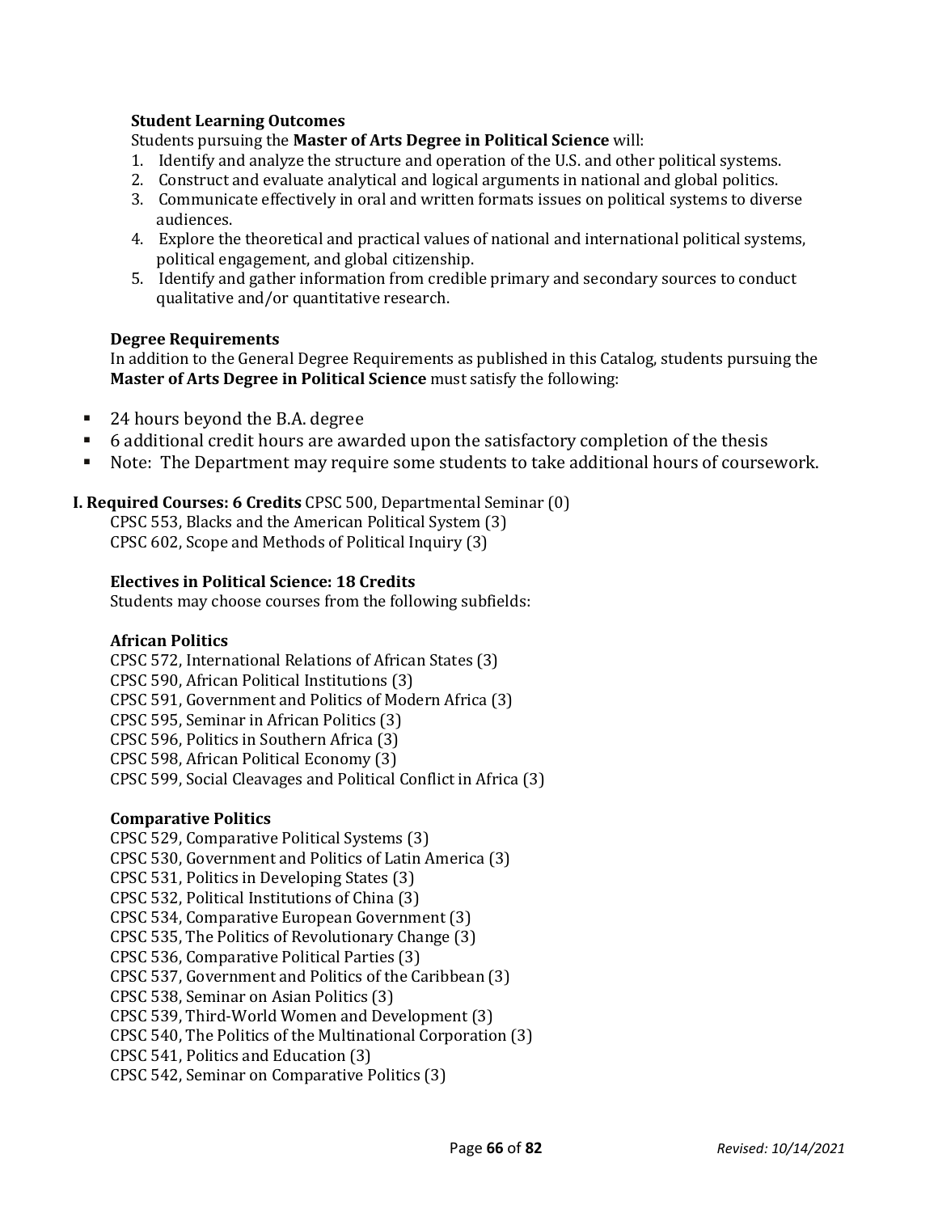**Student Learning Outcomes**

Students pursuing the **Master of Arts Degree in Political Science** will:

1. Identify and analyze the structure and operation of the U.S. and other political systems.
2. Construct and evaluate analytical and logical arguments in national and global politics.
3. Communicate effectively in oral and written formats issues on political systems to diverse audiences.
4. Explore the theoretical and practical values of national and international political systems, political engagement, and global citizenship.
5. Identify and gather information from credible primary and secondary sources to conduct qualitative and/or quantitative research.

**Degree Requirements**

In addition to the General Degree Requirements as published in this Catalog, students pursuing the **Master of Arts Degree in Political Science** must satisfy the following:

- 24 hours beyond the B.A. degree
- 6 additional credit hours are awarded upon the satisfactory completion of the thesis
- Note: The Department may require some students to take additional hours of coursework.

**I. Required Courses: 6 Credits** CPSC 500, Departmental Seminar (0)
CPSC 553, Blacks and the American Political System (3)
CPSC 602, Scope and Methods of Political Inquiry (3)

**Electives in Political Science: 18 Credits**

Students may choose courses from the following subfields:

**African Politics**

CPSC 572, International Relations of African States (3)
CPSC 590, African Political Institutions (3)
CPSC 591, Government and Politics of Modern Africa (3)
CPSC 595, Seminar in African Politics (3)
CPSC 596, Politics in Southern Africa (3)
CPSC 598, African Political Economy (3)
CPSC 599, Social Cleavages and Political Conflict in Africa (3)

**Comparative Politics**

CPSC 529, Comparative Political Systems (3)
CPSC 530, Government and Politics of Latin America (3)
CPSC 531, Politics in Developing States (3)
CPSC 532, Political Institutions of China (3)
CPSC 534, Comparative European Government (3)
CPSC 535, The Politics of Revolutionary Change (3)
CPSC 536, Comparative Political Parties (3)
CPSC 537, Government and Politics of the Caribbean (3)
CPSC 538, Seminar on Asian Politics (3)
CPSC 539, Third-World Women and Development (3)
CPSC 540, The Politics of the Multinational Corporation (3)
CPSC 541, Politics and Education (3)
CPSC 542, Seminar on Comparative Politics (3)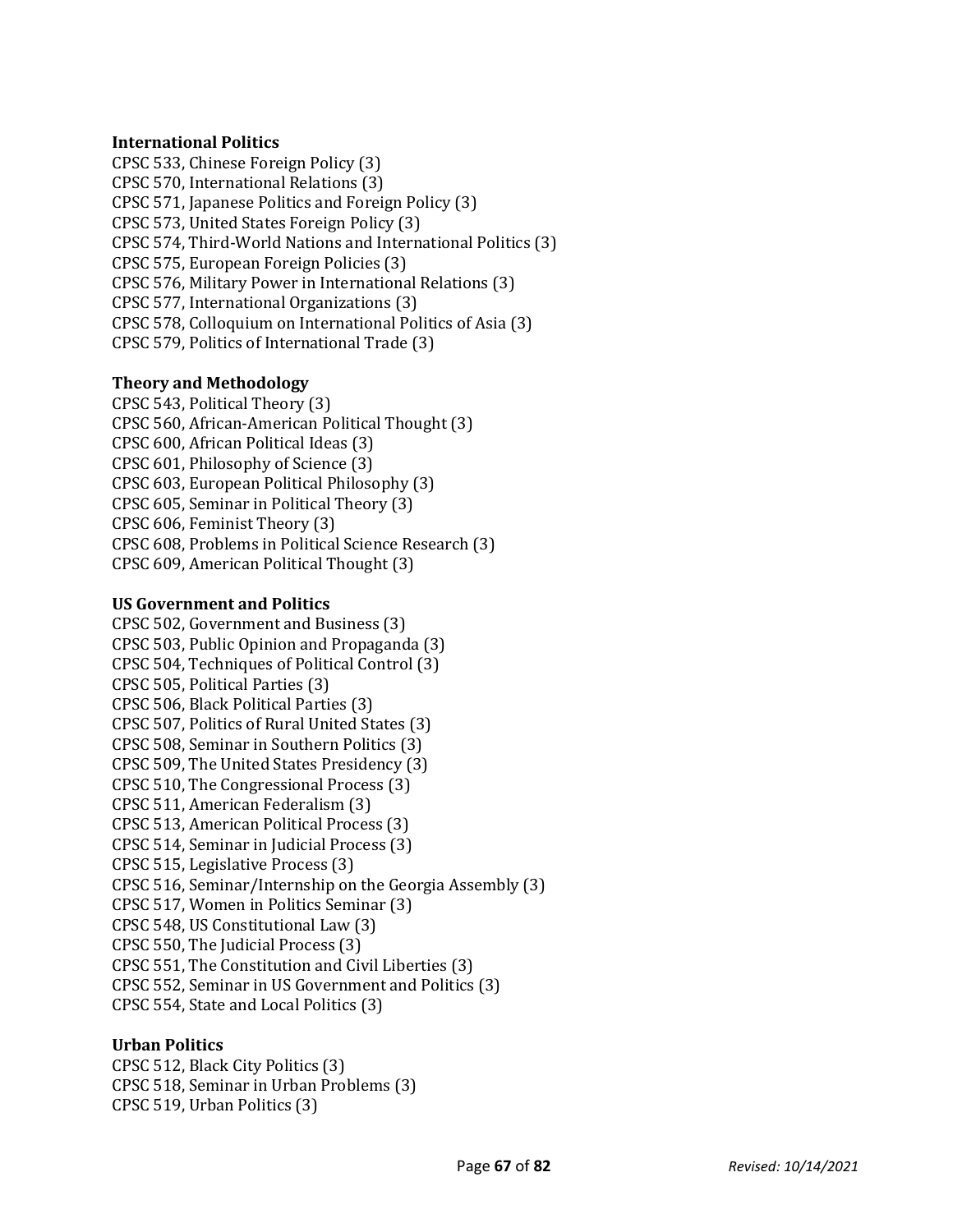**International Politics**

CPSC 533, Chinese Foreign Policy (3)
CPSC 570, International Relations (3)
CPSC 571, Japanese Politics and Foreign Policy (3)
CPSC 573, United States Foreign Policy (3)
CPSC 574, Third-World Nations and International Politics (3)
CPSC 575, European Foreign Policies (3)
CPSC 576, Military Power in International Relations (3)
CPSC 577, International Organizations (3)
CPSC 578, Colloquium on International Politics of Asia (3)
CPSC 579, Politics of International Trade (3)

**Theory and Methodology**

CPSC 543, Political Theory (3)
CPSC 560, African-American Political Thought (3)
CPSC 600, African Political Ideas (3)
CPSC 601, Philosophy of Science (3)
CPSC 603, European Political Philosophy (3)
CPSC 605, Seminar in Political Theory (3)
CPSC 606, Feminist Theory (3)
CPSC 608, Problems in Political Science Research (3)
CPSC 609, American Political Thought (3)

**US Government and Politics**

CPSC 502, Government and Business (3)
CPSC 503, Public Opinion and Propaganda (3)
CPSC 504, Techniques of Political Control (3)
CPSC 505, Political Parties (3)
CPSC 506, Black Political Parties (3)
CPSC 507, Politics of Rural United States (3)
CPSC 508, Seminar in Southern Politics (3)
CPSC 509, The United States Presidency (3)
CPSC 510, The Congressional Process (3)
CPSC 511, American Federalism (3)
CPSC 513, American Political Process (3)
CPSC 514, Seminar in Judicial Process (3)
CPSC 515, Legislative Process (3)
CPSC 516, Seminar/Internship on the Georgia Assembly (3)
CPSC 517, Women in Politics Seminar (3)
CPSC 548, US Constitutional Law (3)
CPSC 550, The Judicial Process (3)
CPSC 551, The Constitution and Civil Liberties (3)
CPSC 552, Seminar in US Government and Politics (3)
CPSC 554, State and Local Politics (3)

**Urban Politics**

CPSC 512, Black City Politics (3)
CPSC 518, Seminar in Urban Problems (3)
CPSC 519, Urban Politics (3)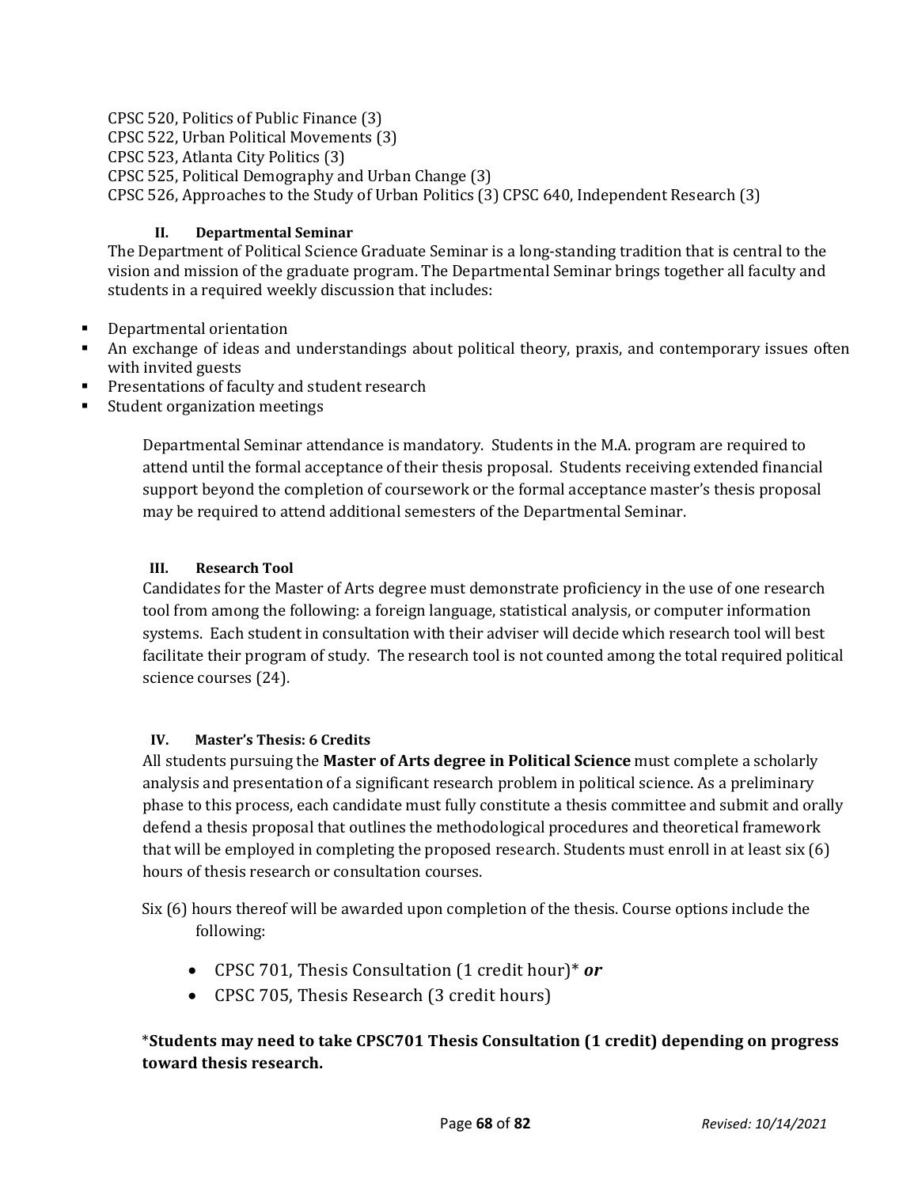CPSC 520, Politics of Public Finance (3)
CPSC 522, Urban Political Movements (3)
CPSC 523, Atlanta City Politics (3)
CPSC 525, Political Demography and Urban Change (3)
CPSC 526, Approaches to the Study of Urban Politics (3) CPSC 640, Independent Research (3)

### II. Departmental Seminar

The Department of Political Science Graduate Seminar is a long-standing tradition that is central to the vision and mission of the graduate program. The Departmental Seminar brings together all faculty and students in a required weekly discussion that includes:

- Departmental orientation
- An exchange of ideas and understandings about political theory, praxis, and contemporary issues often with invited guests
- Presentations of faculty and student research
- Student organization meetings

Departmental Seminar attendance is mandatory. Students in the M.A. program are required to attend until the formal acceptance of their thesis proposal. Students receiving extended financial support beyond the completion of coursework or the formal acceptance master's thesis proposal may be required to attend additional semesters of the Departmental Seminar.

### III. Research Tool

Candidates for the Master of Arts degree must demonstrate proficiency in the use of one research tool from among the following: a foreign language, statistical analysis, or computer information systems. Each student in consultation with their adviser will decide which research tool will best facilitate their program of study. The research tool is not counted among the total required political science courses (24).

### IV. Master's Thesis: 6 Credits

All students pursuing the **Master of Arts degree in Political Science** must complete a scholarly analysis and presentation of a significant research problem in political science. As a preliminary phase to this process, each candidate must fully constitute a thesis committee and submit and orally defend a thesis proposal that outlines the methodological procedures and theoretical framework that will be employed in completing the proposed research. Students must enroll in at least six (6) hours of thesis research or consultation courses.

Six (6) hours thereof will be awarded upon completion of the thesis. Course options include the following:

- CPSC 701, Thesis Consultation (1 credit hour)* ***or***
- CPSC 705, Thesis Research (3 credit hours)

***Students may need to take CPSC701 Thesis Consultation (1 credit) depending on progress toward thesis research.**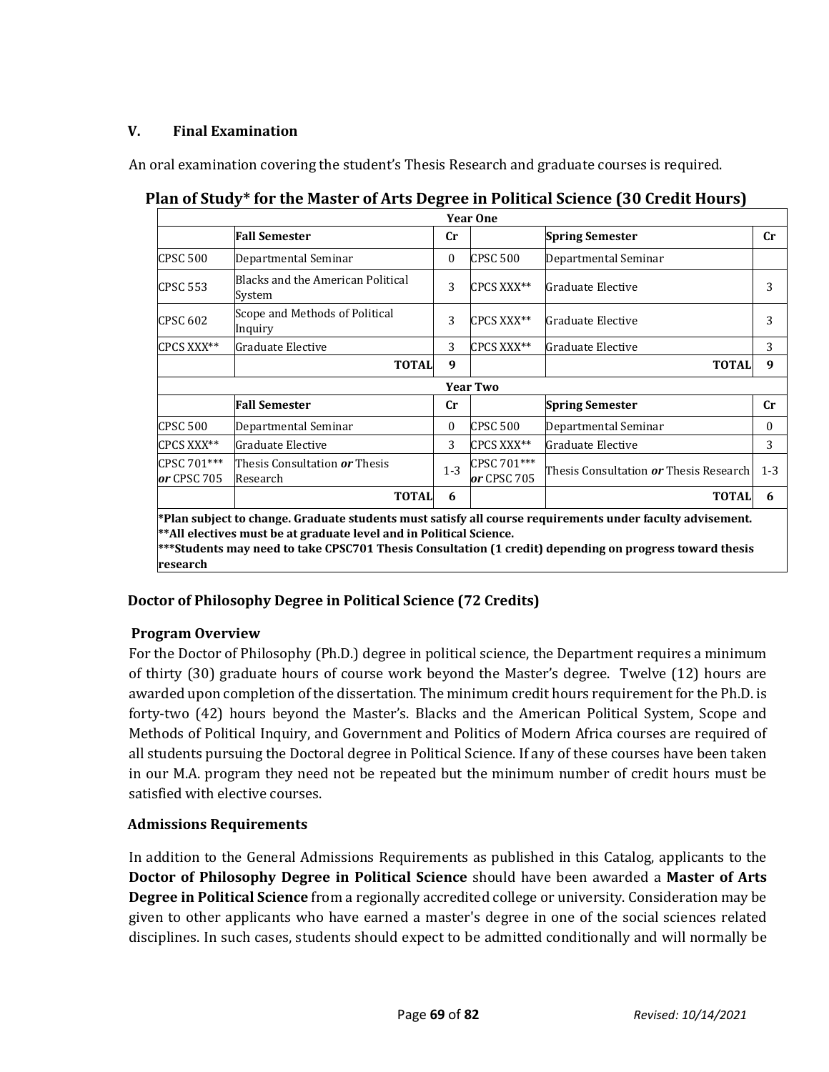## V. Final Examination

An oral examination covering the student's Thesis Research and graduate courses is required.

### Plan of Study* for the Master of Arts Degree in Political Science (30 Credit Hours)

| Year One | | | | | |
|---|---|---|---|---|---|
| | **Fall Semester** | **Cr** | | **Spring Semester** | **Cr** |
| CPSC 500 | Departmental Seminar | 0 | CPSC 500 | Departmental Seminar | |
| CPSC 553 | Blacks and the American Political System | 3 | CPCS XXX** | Graduate Elective | 3 |
| CPSC 602 | Scope and Methods of Political Inquiry | 3 | CPCS XXX** | Graduate Elective | 3 |
| CPCS XXX** | Graduate Elective | 3 | CPCS XXX** | Graduate Elective | 3 |
| | **TOTAL** | **9** | | **TOTAL** | **9** |
| **Year Two** | | | | | |
| | **Fall Semester** | **Cr** | | **Spring Semester** | **Cr** |
| CPSC 500 | Departmental Seminar | 0 | CPSC 500 | Departmental Seminar | 0 |
| CPCS XXX** | Graduate Elective | 3 | CPCS XXX** | Graduate Elective | 3 |
| CPSC 701*** ***or*** CPSC 705 | Thesis Consultation ***or*** Thesis Research | 1-3 | CPSC 701*** ***or*** CPSC 705 | Thesis Consultation ***or*** Thesis Research | 1-3 |
| | **TOTAL** | **6** | | **TOTAL** | **6** |

**\*Plan subject to change. Graduate students must satisfy all course requirements under faculty advisement.**
**\*\*All electives must be at graduate level and in Political Science.**
**\*\*\*Students may need to take CPSC701 Thesis Consultation (1 credit) depending on progress toward thesis research**

## Doctor of Philosophy Degree in Political Science (72 Credits)

### Program Overview

For the Doctor of Philosophy (Ph.D.) degree in political science, the Department requires a minimum of thirty (30) graduate hours of course work beyond the Master's degree. Twelve (12) hours are awarded upon completion of the dissertation. The minimum credit hours requirement for the Ph.D. is forty-two (42) hours beyond the Master's. Blacks and the American Political System, Scope and Methods of Political Inquiry, and Government and Politics of Modern Africa courses are required of all students pursuing the Doctoral degree in Political Science. If any of these courses have been taken in our M.A. program they need not be repeated but the minimum number of credit hours must be satisfied with elective courses.

### Admissions Requirements

In addition to the General Admissions Requirements as published in this Catalog, applicants to the **Doctor of Philosophy Degree in Political Science** should have been awarded a **Master of Arts Degree in Political Science** from a regionally accredited college or university. Consideration may be given to other applicants who have earned a master's degree in one of the social sciences related disciplines. In such cases, students should expect to be admitted conditionally and will normally be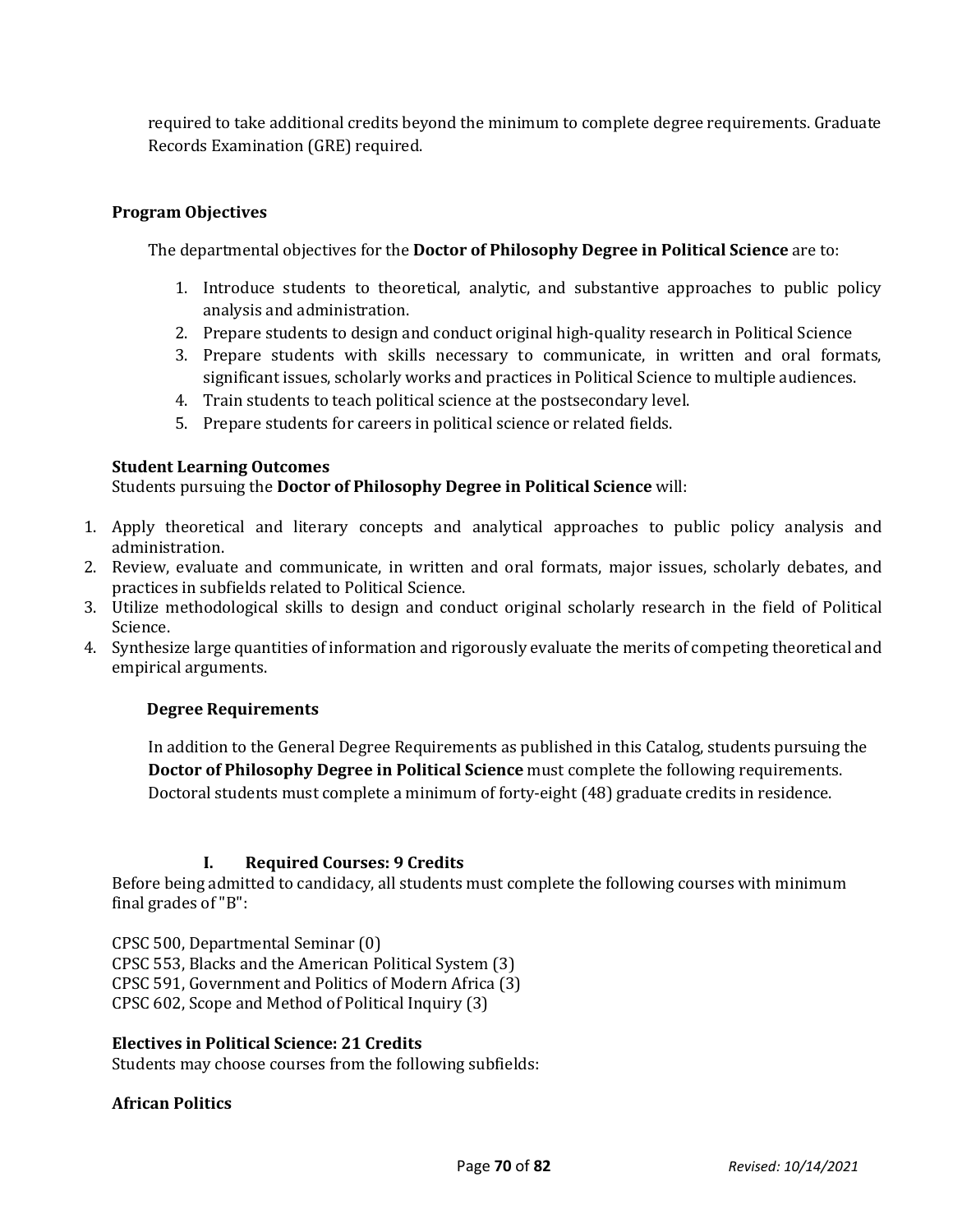required to take additional credits beyond the minimum to complete degree requirements. Graduate Records Examination (GRE) required.

### Program Objectives

The departmental objectives for the **Doctor of Philosophy Degree in Political Science** are to:

1. Introduce students to theoretical, analytic, and substantive approaches to public policy analysis and administration.
2. Prepare students to design and conduct original high-quality research in Political Science
3. Prepare students with skills necessary to communicate, in written and oral formats, significant issues, scholarly works and practices in Political Science to multiple audiences.
4. Train students to teach political science at the postsecondary level.
5. Prepare students for careers in political science or related fields.

### Student Learning Outcomes

Students pursuing the **Doctor of Philosophy Degree in Political Science** will:

1. Apply theoretical and literary concepts and analytical approaches to public policy analysis and administration.
2. Review, evaluate and communicate, in written and oral formats, major issues, scholarly debates, and practices in subfields related to Political Science.
3. Utilize methodological skills to design and conduct original scholarly research in the field of Political Science.
4. Synthesize large quantities of information and rigorously evaluate the merits of competing theoretical and empirical arguments.

### Degree Requirements

In addition to the General Degree Requirements as published in this Catalog, students pursuing the **Doctor of Philosophy Degree in Political Science** must complete the following requirements. Doctoral students must complete a minimum of forty-eight (48) graduate credits in residence.

#### I. Required Courses: 9 Credits

Before being admitted to candidacy, all students must complete the following courses with minimum final grades of "B":

CPSC 500, Departmental Seminar (0)
CPSC 553, Blacks and the American Political System (3)
CPSC 591, Government and Politics of Modern Africa (3)
CPSC 602, Scope and Method of Political Inquiry (3)

#### Electives in Political Science: 21 Credits

Students may choose courses from the following subfields:

#### African Politics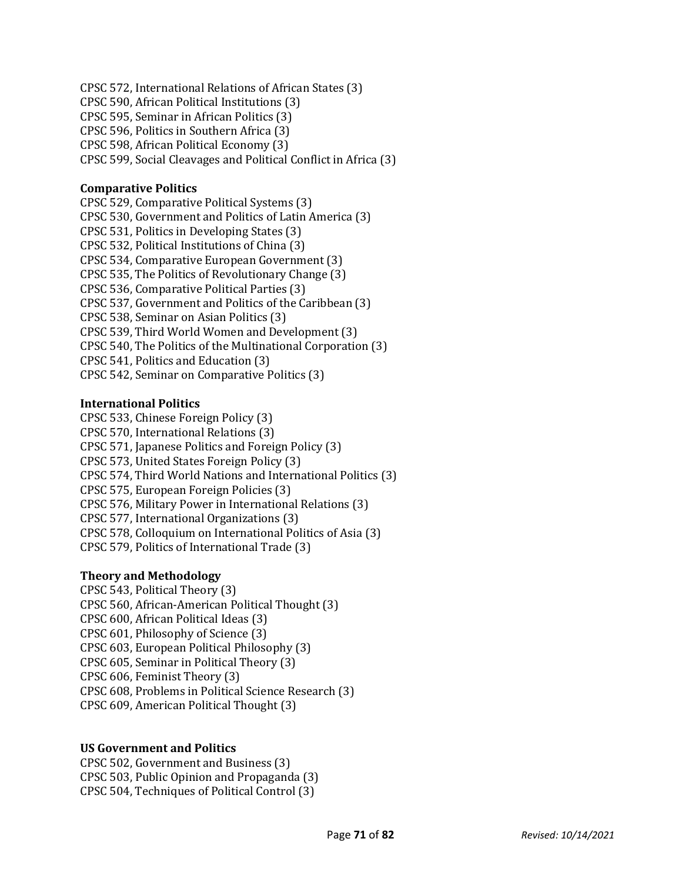CPSC 572, International Relations of African States (3)
CPSC 590, African Political Institutions (3)
CPSC 595, Seminar in African Politics (3)
CPSC 596, Politics in Southern Africa (3)
CPSC 598, African Political Economy (3)
CPSC 599, Social Cleavages and Political Conflict in Africa (3)

**Comparative Politics**
CPSC 529, Comparative Political Systems (3)
CPSC 530, Government and Politics of Latin America (3)
CPSC 531, Politics in Developing States (3)
CPSC 532, Political Institutions of China (3)
CPSC 534, Comparative European Government (3)
CPSC 535, The Politics of Revolutionary Change (3)
CPSC 536, Comparative Political Parties (3)
CPSC 537, Government and Politics of the Caribbean (3)
CPSC 538, Seminar on Asian Politics (3)
CPSC 539, Third World Women and Development (3)
CPSC 540, The Politics of the Multinational Corporation (3)
CPSC 541, Politics and Education (3)
CPSC 542, Seminar on Comparative Politics (3)

**International Politics**
CPSC 533, Chinese Foreign Policy (3)
CPSC 570, International Relations (3)
CPSC 571, Japanese Politics and Foreign Policy (3)
CPSC 573, United States Foreign Policy (3)
CPSC 574, Third World Nations and International Politics (3)
CPSC 575, European Foreign Policies (3)
CPSC 576, Military Power in International Relations (3)
CPSC 577, International Organizations (3)
CPSC 578, Colloquium on International Politics of Asia (3)
CPSC 579, Politics of International Trade (3)

**Theory and Methodology**
CPSC 543, Political Theory (3)
CPSC 560, African-American Political Thought (3)
CPSC 600, African Political Ideas (3)
CPSC 601, Philosophy of Science (3)
CPSC 603, European Political Philosophy (3)
CPSC 605, Seminar in Political Theory (3)
CPSC 606, Feminist Theory (3)
CPSC 608, Problems in Political Science Research (3)
CPSC 609, American Political Thought (3)

**US Government and Politics**
CPSC 502, Government and Business (3)
CPSC 503, Public Opinion and Propaganda (3)
CPSC 504, Techniques of Political Control (3)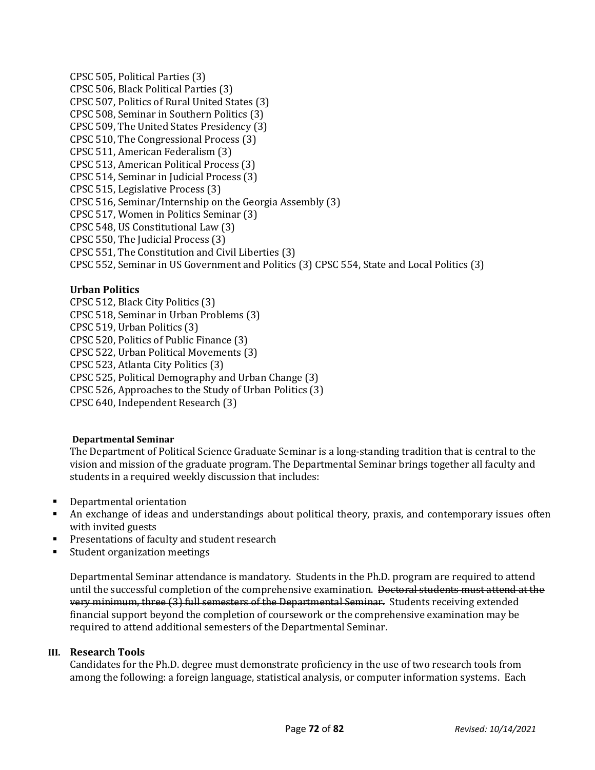CPSC 505, Political Parties (3)
CPSC 506, Black Political Parties (3)
CPSC 507, Politics of Rural United States (3)
CPSC 508, Seminar in Southern Politics (3)
CPSC 509, The United States Presidency (3)
CPSC 510, The Congressional Process (3)
CPSC 511, American Federalism (3)
CPSC 513, American Political Process (3)
CPSC 514, Seminar in Judicial Process (3)
CPSC 515, Legislative Process (3)
CPSC 516, Seminar/Internship on the Georgia Assembly (3)
CPSC 517, Women in Politics Seminar (3)
CPSC 548, US Constitutional Law (3)
CPSC 550, The Judicial Process (3)
CPSC 551, The Constitution and Civil Liberties (3)
CPSC 552, Seminar in US Government and Politics (3) CPSC 554, State and Local Politics (3)

**Urban Politics**
CPSC 512, Black City Politics (3)
CPSC 518, Seminar in Urban Problems (3)
CPSC 519, Urban Politics (3)
CPSC 520, Politics of Public Finance (3)
CPSC 522, Urban Political Movements (3)
CPSC 523, Atlanta City Politics (3)
CPSC 525, Political Demography and Urban Change (3)
CPSC 526, Approaches to the Study of Urban Politics (3)
CPSC 640, Independent Research (3)

**Departmental Seminar**

The Department of Political Science Graduate Seminar is a long-standing tradition that is central to the vision and mission of the graduate program. The Departmental Seminar brings together all faculty and students in a required weekly discussion that includes:

- Departmental orientation
- An exchange of ideas and understandings about political theory, praxis, and contemporary issues often with invited guests
- Presentations of faculty and student research
- Student organization meetings

Departmental Seminar attendance is mandatory. Students in the Ph.D. program are required to attend until the successful completion of the comprehensive examination. ~~Doctoral students must attend at the very minimum, three (3) full semesters of the Departmental Seminar.~~ Students receiving extended financial support beyond the completion of coursework or the comprehensive examination may be required to attend additional semesters of the Departmental Seminar.

## III. Research Tools

Candidates for the Ph.D. degree must demonstrate proficiency in the use of two research tools from among the following: a foreign language, statistical analysis, or computer information systems. Each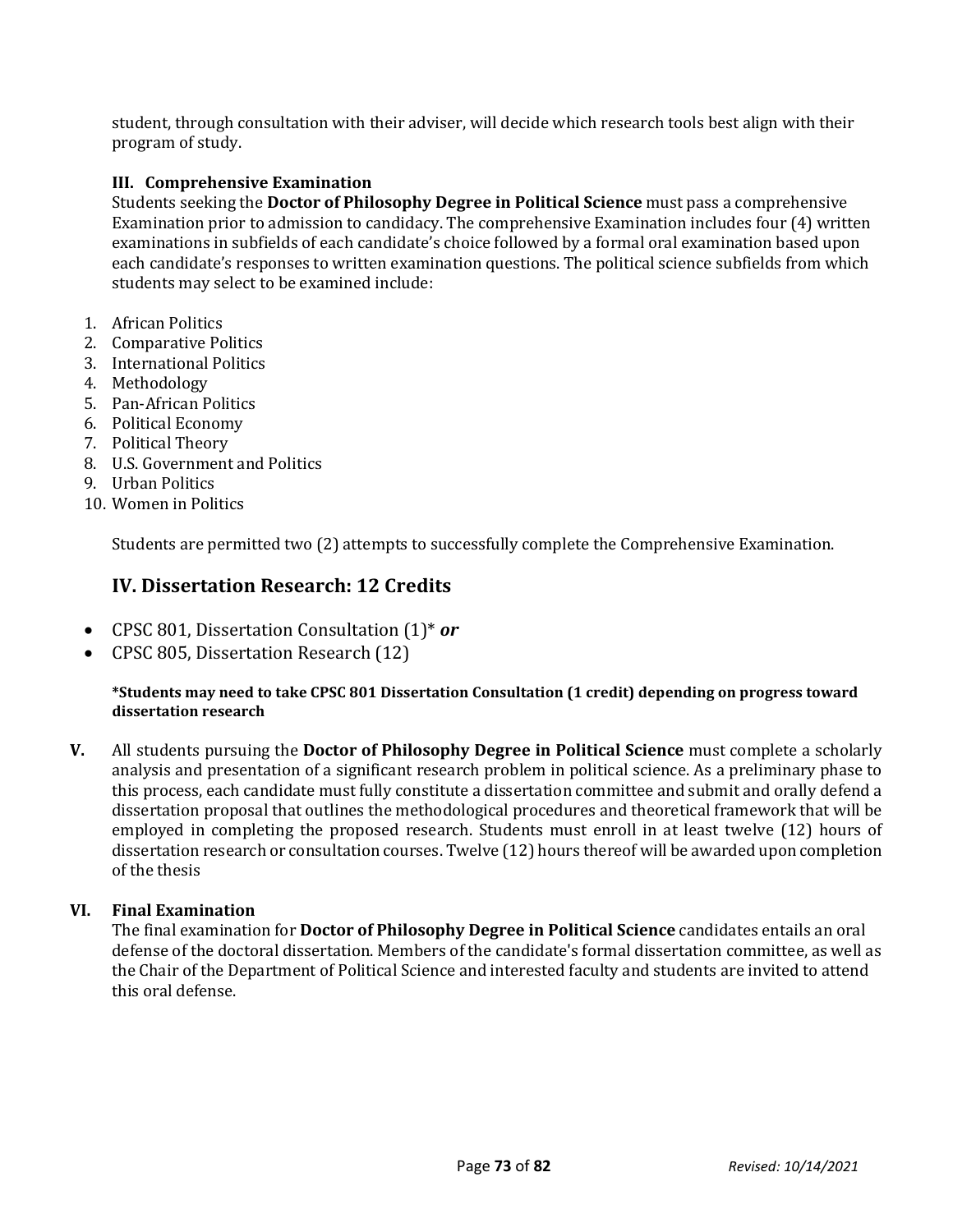student, through consultation with their adviser, will decide which research tools best align with their program of study.

### III. Comprehensive Examination

Students seeking the **Doctor of Philosophy Degree in Political Science** must pass a comprehensive Examination prior to admission to candidacy. The comprehensive Examination includes four (4) written examinations in subfields of each candidate's choice followed by a formal oral examination based upon each candidate's responses to written examination questions. The political science subfields from which students may select to be examined include:

1. African Politics
2. Comparative Politics
3. International Politics
4. Methodology
5. Pan-African Politics
6. Political Economy
7. Political Theory
8. U.S. Government and Politics
9. Urban Politics
10. Women in Politics

Students are permitted two (2) attempts to successfully complete the Comprehensive Examination.

## IV. Dissertation Research: 12 Credits

- CPSC 801, Dissertation Consultation (1)* ***or***
- CPSC 805, Dissertation Research (12)

**\*Students may need to take CPSC 801 Dissertation Consultation (1 credit) depending on progress toward dissertation research**

**V.** All students pursuing the **Doctor of Philosophy Degree in Political Science** must complete a scholarly analysis and presentation of a significant research problem in political science. As a preliminary phase to this process, each candidate must fully constitute a dissertation committee and submit and orally defend a dissertation proposal that outlines the methodological procedures and theoretical framework that will be employed in completing the proposed research. Students must enroll in at least twelve (12) hours of dissertation research or consultation courses. Twelve (12) hours thereof will be awarded upon completion of the thesis

### VI. Final Examination

The final examination for **Doctor of Philosophy Degree in Political Science** candidates entails an oral defense of the doctoral dissertation. Members of the candidate's formal dissertation committee, as well as the Chair of the Department of Political Science and interested faculty and students are invited to attend this oral defense.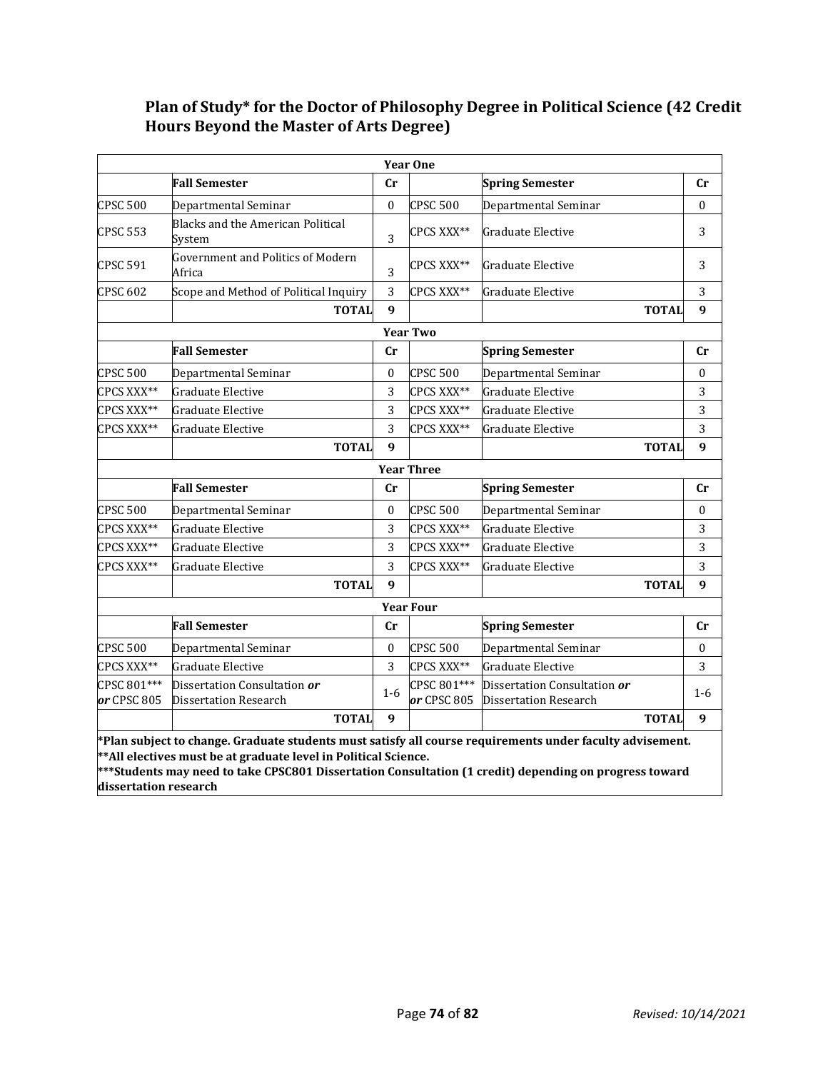## Plan of Study* for the Doctor of Philosophy Degree in Political Science (42 Credit Hours Beyond the Master of Arts Degree)

| | | | | | |
|---|---|---|---|---|---|
| | | **Year One** | | | |
| | **Fall Semester** | **Cr** | | **Spring Semester** | **Cr** |
| CPSC 500 | Departmental Seminar | 0 | CPSC 500 | Departmental Seminar | 0 |
| CPSC 553 | Blacks and the American Political System | 3 | CPCS XXX** | Graduate Elective | 3 |
| CPSC 591 | Government and Politics of Modern Africa | 3 | CPCS XXX** | Graduate Elective | 3 |
| CPSC 602 | Scope and Method of Political Inquiry | 3 | CPCS XXX** | Graduate Elective | 3 |
| | **TOTAL** | **9** | | **TOTAL** | **9** |
| | | **Year Two** | | | |
| | **Fall Semester** | **Cr** | | **Spring Semester** | **Cr** |
| CPSC 500 | Departmental Seminar | 0 | CPSC 500 | Departmental Seminar | 0 |
| CPCS XXX** | Graduate Elective | 3 | CPCS XXX** | Graduate Elective | 3 |
| CPCS XXX** | Graduate Elective | 3 | CPCS XXX** | Graduate Elective | 3 |
| CPCS XXX** | Graduate Elective | 3 | CPCS XXX** | Graduate Elective | 3 |
| | **TOTAL** | **9** | | **TOTAL** | **9** |
| | | **Year Three** | | | |
| | **Fall Semester** | **Cr** | | **Spring Semester** | **Cr** |
| CPSC 500 | Departmental Seminar | 0 | CPSC 500 | Departmental Seminar | 0 |
| CPCS XXX** | Graduate Elective | 3 | CPCS XXX** | Graduate Elective | 3 |
| CPCS XXX** | Graduate Elective | 3 | CPCS XXX** | Graduate Elective | 3 |
| CPCS XXX** | Graduate Elective | 3 | CPCS XXX** | Graduate Elective | 3 |
| | **TOTAL** | **9** | | **TOTAL** | **9** |
| | | **Year Four** | | | |
| | **Fall Semester** | **Cr** | | **Spring Semester** | **Cr** |
| CPSC 500 | Departmental Seminar | 0 | CPSC 500 | Departmental Seminar | 0 |
| CPCS XXX** | Graduate Elective | 3 | CPCS XXX** | Graduate Elective | 3 |
| CPSC 801*** *or* CPSC 805 | Dissertation Consultation *or* Dissertation Research | 1-6 | CPSC 801*** *or* CPSC 805 | Dissertation Consultation *or* Dissertation Research | 1-6 |
| | **TOTAL** | **9** | | **TOTAL** | **9** |

**\*Plan subject to change. Graduate students must satisfy all course requirements under faculty advisement.**
**\*\*All electives must be at graduate level in Political Science.**
**\*\*\*Students may need to take CPSC801 Dissertation Consultation (1 credit) depending on progress toward dissertation research**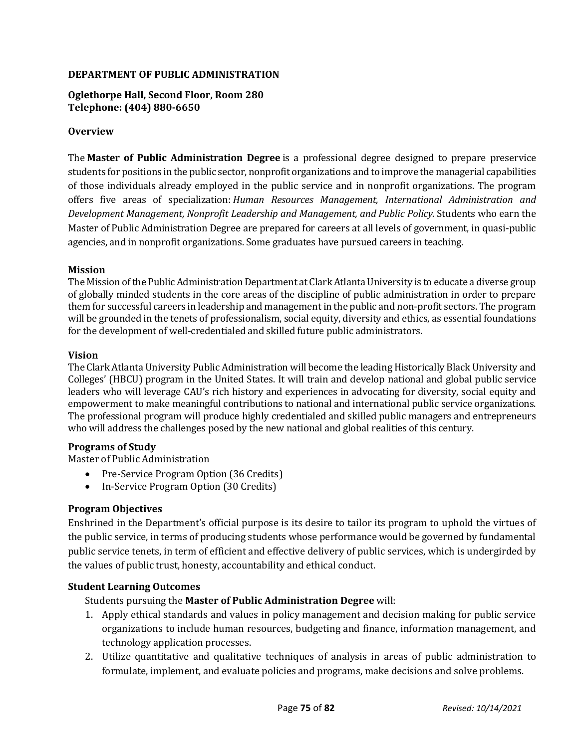## DEPARTMENT OF PUBLIC ADMINISTRATION

**Oglethorpe Hall, Second Floor, Room 280**
**Telephone: (404) 880-6650**

### Overview

The **Master of Public Administration Degree** is a professional degree designed to prepare preservice students for positions in the public sector, nonprofit organizations and to improve the managerial capabilities of those individuals already employed in the public service and in nonprofit organizations. The program offers five areas of specialization: *Human Resources Management, International Administration and Development Management, Nonprofit Leadership and Management, and Public Policy.* Students who earn the Master of Public Administration Degree are prepared for careers at all levels of government, in quasi-public agencies, and in nonprofit organizations. Some graduates have pursued careers in teaching.

### Mission

The Mission of the Public Administration Department at Clark Atlanta University is to educate a diverse group of globally minded students in the core areas of the discipline of public administration in order to prepare them for successful careers in leadership and management in the public and non-profit sectors. The program will be grounded in the tenets of professionalism, social equity, diversity and ethics, as essential foundations for the development of well-credentialed and skilled future public administrators.

### Vision

The Clark Atlanta University Public Administration will become the leading Historically Black University and Colleges' (HBCU) program in the United States. It will train and develop national and global public service leaders who will leverage CAU's rich history and experiences in advocating for diversity, social equity and empowerment to make meaningful contributions to national and international public service organizations. The professional program will produce highly credentialed and skilled public managers and entrepreneurs who will address the challenges posed by the new national and global realities of this century.

### Programs of Study

Master of Public Administration

- Pre-Service Program Option (36 Credits)
- In-Service Program Option (30 Credits)

### Program Objectives

Enshrined in the Department's official purpose is its desire to tailor its program to uphold the virtues of the public service, in terms of producing students whose performance would be governed by fundamental public service tenets, in term of efficient and effective delivery of public services, which is undergirded by the values of public trust, honesty, accountability and ethical conduct.

### Student Learning Outcomes

Students pursuing the **Master of Public Administration Degree** will:

1. Apply ethical standards and values in policy management and decision making for public service organizations to include human resources, budgeting and finance, information management, and technology application processes.
2. Utilize quantitative and qualitative techniques of analysis in areas of public administration to formulate, implement, and evaluate policies and programs, make decisions and solve problems.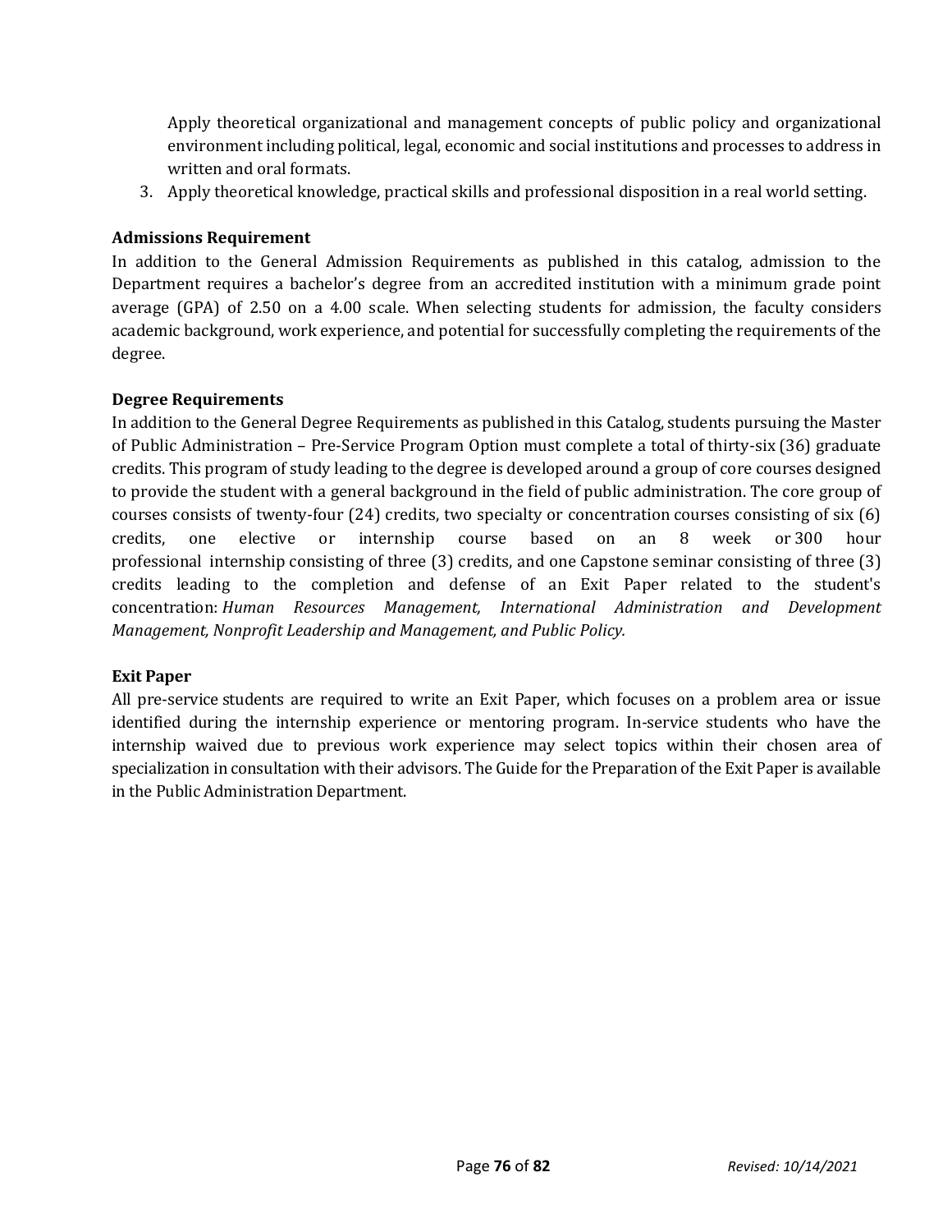Apply theoretical organizational and management concepts of public policy and organizational environment including political, legal, economic and social institutions and processes to address in written and oral formats.

3. Apply theoretical knowledge, practical skills and professional disposition in a real world setting.

**Admissions Requirement**

In addition to the General Admission Requirements as published in this catalog, admission to the Department requires a bachelor's degree from an accredited institution with a minimum grade point average (GPA) of 2.50 on a 4.00 scale. When selecting students for admission, the faculty considers academic background, work experience, and potential for successfully completing the requirements of the degree.

**Degree Requirements**

In addition to the General Degree Requirements as published in this Catalog, students pursuing the Master of Public Administration – Pre-Service Program Option must complete a total of thirty-six (36) graduate credits. This program of study leading to the degree is developed around a group of core courses designed to provide the student with a general background in the field of public administration. The core group of courses consists of twenty-four (24) credits, two specialty or concentration courses consisting of six (6) credits, one elective or internship course based on an 8 week or 300 hour professional internship consisting of three (3) credits, and one Capstone seminar consisting of three (3) credits leading to the completion and defense of an Exit Paper related to the student's concentration: *Human Resources Management, International Administration and Development Management, Nonprofit Leadership and Management, and Public Policy.*

**Exit Paper**

All pre-service students are required to write an Exit Paper, which focuses on a problem area or issue identified during the internship experience or mentoring program. In-service students who have the internship waived due to previous work experience may select topics within their chosen area of specialization in consultation with their advisors. The Guide for the Preparation of the Exit Paper is available in the Public Administration Department.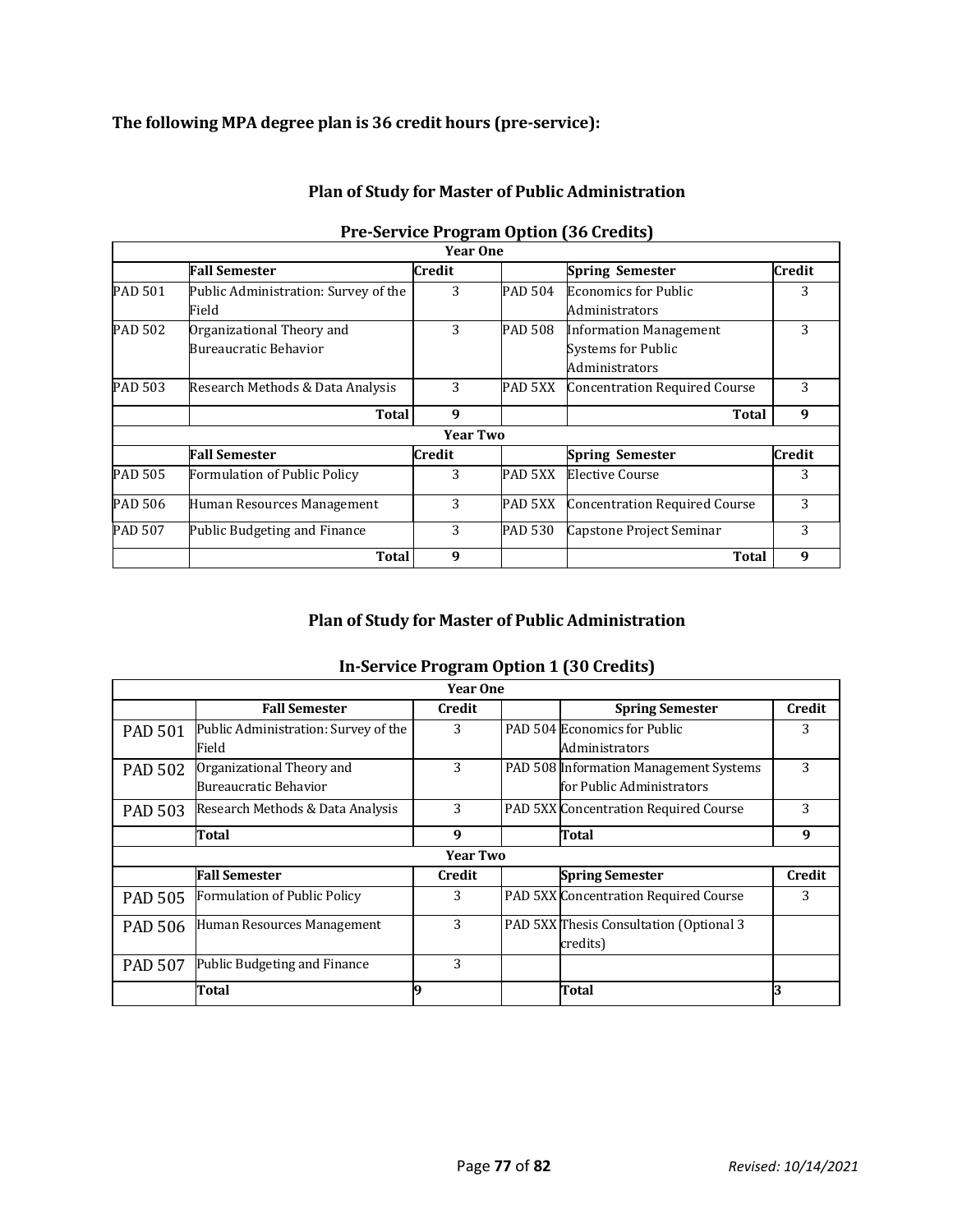**The following MPA degree plan is 36 credit hours (pre-service):**

## Plan of Study for Master of Public Administration

### Pre-Service Program Option (36 Credits)

| Year One | | | | | |
|---|---|---|---|---|---|
| | **Fall Semester** | **Credit** | | **Spring Semester** | **Credit** |
| PAD 501 | Public Administration: Survey of the Field | 3 | PAD 504 | Economics for Public Administrators | 3 |
| PAD 502 | Organizational Theory and Bureaucratic Behavior | 3 | PAD 508 | Information Management Systems for Public Administrators | 3 |
| PAD 503 | Research Methods & Data Analysis | 3 | PAD 5XX | Concentration Required Course | 3 |
| | **Total** | **9** | | **Total** | **9** |
| **Year Two** | | | | | |
| | **Fall Semester** | **Credit** | | **Spring Semester** | **Credit** |
| PAD 505 | Formulation of Public Policy | 3 | PAD 5XX | Elective Course | 3 |
| PAD 506 | Human Resources Management | 3 | PAD 5XX | Concentration Required Course | 3 |
| PAD 507 | Public Budgeting and Finance | 3 | PAD 530 | Capstone Project Seminar | 3 |
| | **Total** | **9** | | **Total** | **9** |

## Plan of Study for Master of Public Administration

### In-Service Program Option 1 (30 Credits)

| Year One | | | | | |
|---|---|---|---|---|---|
| | **Fall Semester** | **Credit** | | **Spring Semester** | **Credit** |
| PAD 501 | Public Administration: Survey of the Field | 3 | PAD 504 | Economics for Public Administrators | 3 |
| PAD 502 | Organizational Theory and Bureaucratic Behavior | 3 | PAD 508 | Information Management Systems for Public Administrators | 3 |
| PAD 503 | Research Methods & Data Analysis | 3 | PAD 5XX | Concentration Required Course | 3 |
| | **Total** | **9** | | **Total** | **9** |
| **Year Two** | | | | | |
| | **Fall Semester** | **Credit** | | **Spring Semester** | **Credit** |
| PAD 505 | Formulation of Public Policy | 3 | PAD 5XX | Concentration Required Course | 3 |
| PAD 506 | Human Resources Management | 3 | PAD 5XX | Thesis Consultation (Optional 3 credits) | |
| PAD 507 | Public Budgeting and Finance | 3 | | | |
| | **Total** | **9** | | **Total** | **3** |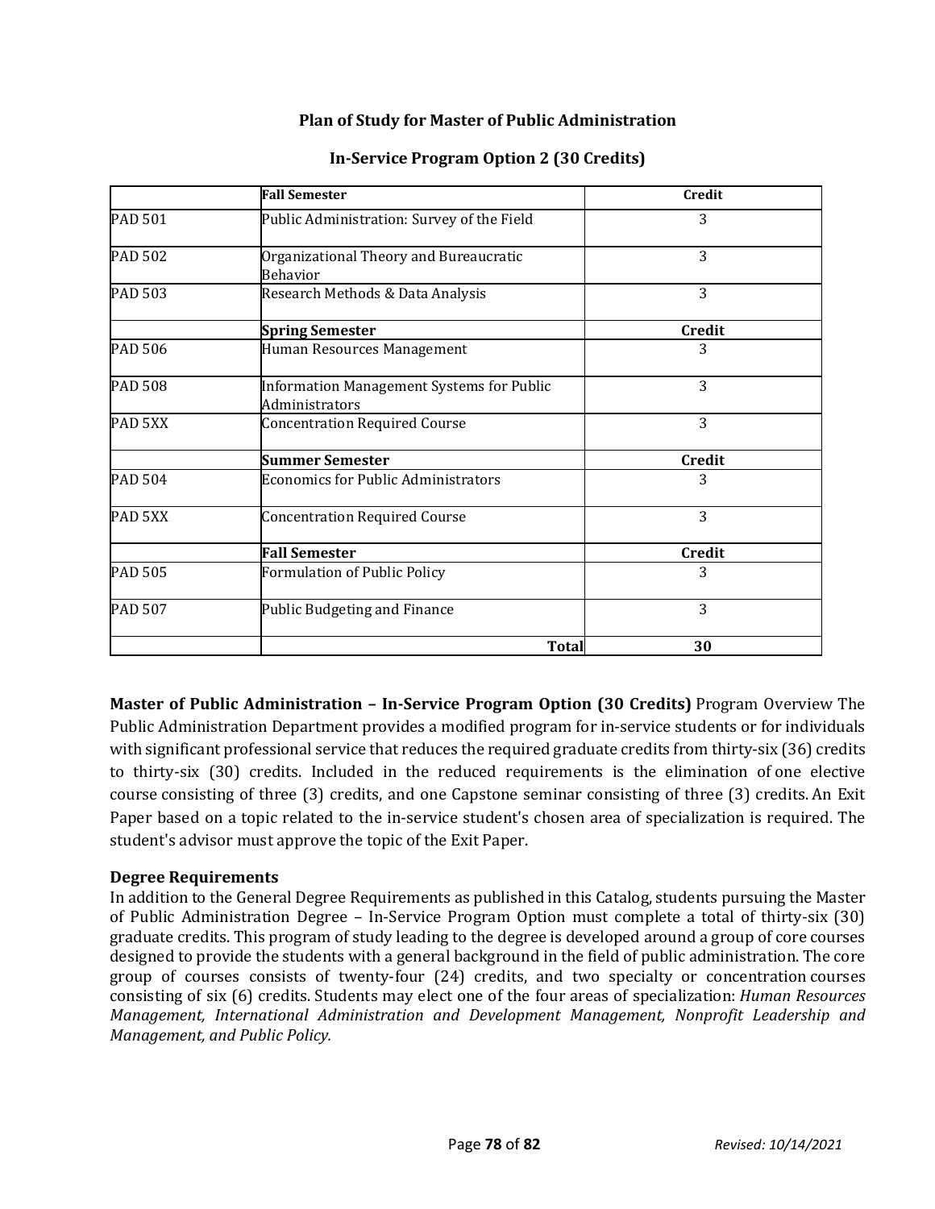**Plan of Study for Master of Public Administration**

**In-Service Program Option 2 (30 Credits)**

| | **Fall Semester** | **Credit** |
|---|---|---|
| PAD 501 | Public Administration: Survey of the Field | 3 |
| PAD 502 | Organizational Theory and Bureaucratic Behavior | 3 |
| PAD 503 | Research Methods & Data Analysis | 3 |
| | **Spring Semester** | **Credit** |
| PAD 506 | Human Resources Management | 3 |
| PAD 508 | Information Management Systems for Public Administrators | 3 |
| PAD 5XX | Concentration Required Course | 3 |
| | **Summer Semester** | **Credit** |
| PAD 504 | Economics for Public Administrators | 3 |
| PAD 5XX | Concentration Required Course | 3 |
| | **Fall Semester** | **Credit** |
| PAD 505 | Formulation of Public Policy | 3 |
| PAD 507 | Public Budgeting and Finance | 3 |
| | **Total** | **30** |

**Master of Public Administration – In-Service Program Option (30 Credits)** Program Overview The Public Administration Department provides a modified program for in-service students or for individuals with significant professional service that reduces the required graduate credits from thirty-six (36) credits to thirty-six (30) credits. Included in the reduced requirements is the elimination of one elective course consisting of three (3) credits, and one Capstone seminar consisting of three (3) credits. An Exit Paper based on a topic related to the in-service student's chosen area of specialization is required. The student's advisor must approve the topic of the Exit Paper.

**Degree Requirements**

In addition to the General Degree Requirements as published in this Catalog, students pursuing the Master of Public Administration Degree – In-Service Program Option must complete a total of thirty-six (30) graduate credits. This program of study leading to the degree is developed around a group of core courses designed to provide the students with a general background in the field of public administration. The core group of courses consists of twenty-four (24) credits, and two specialty or concentration courses consisting of six (6) credits. Students may elect one of the four areas of specialization: *Human Resources Management, International Administration and Development Management, Nonprofit Leadership and Management, and Public Policy.*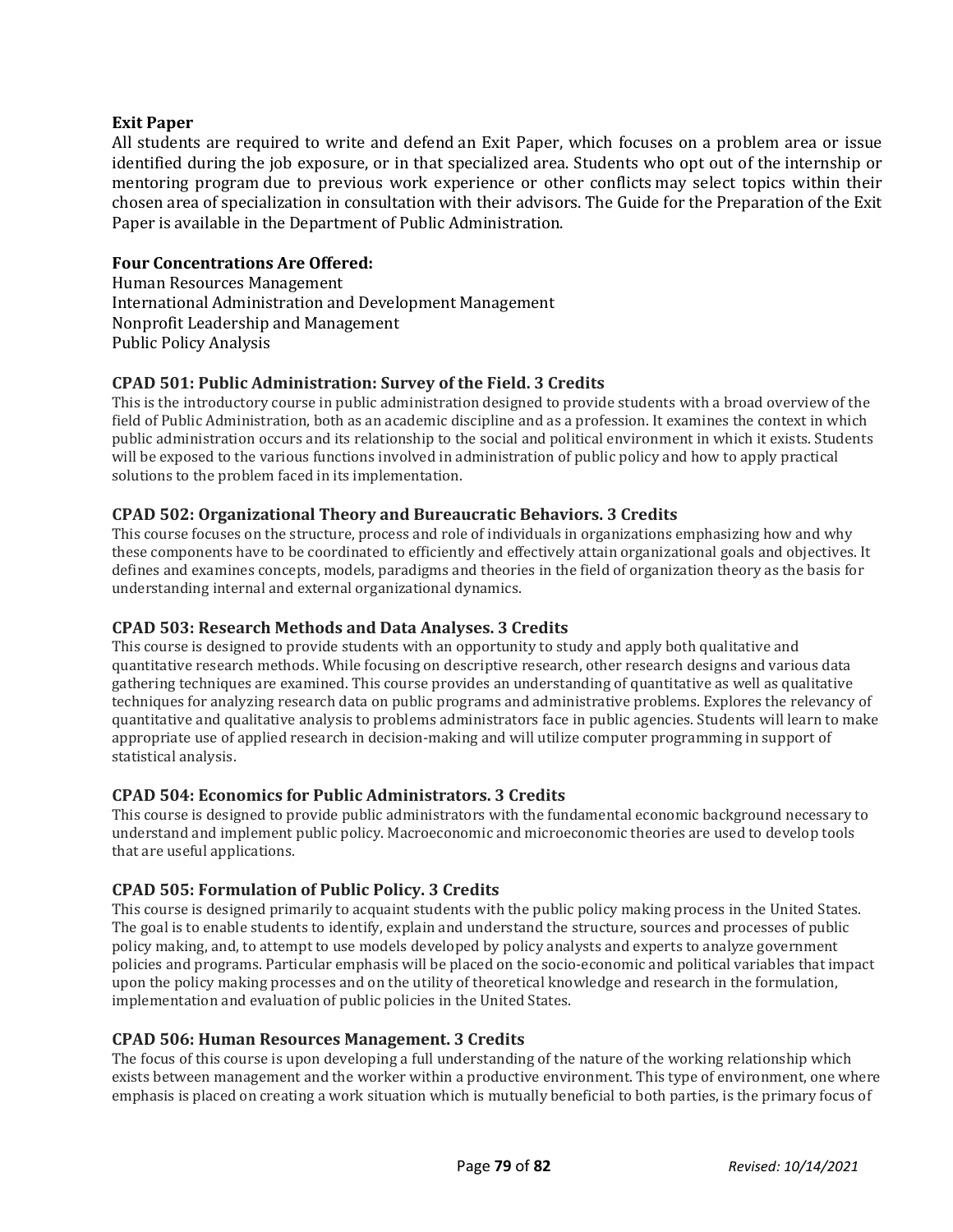### Exit Paper

All students are required to write and defend an Exit Paper, which focuses on a problem area or issue identified during the job exposure, or in that specialized area. Students who opt out of the internship or mentoring program due to previous work experience or other conflicts may select topics within their chosen area of specialization in consultation with their advisors. The Guide for the Preparation of the Exit Paper is available in the Department of Public Administration.

### Four Concentrations Are Offered:

Human Resources Management
International Administration and Development Management
Nonprofit Leadership and Management
Public Policy Analysis

### CPAD 501: Public Administration: Survey of the Field. 3 Credits

This is the introductory course in public administration designed to provide students with a broad overview of the field of Public Administration, both as an academic discipline and as a profession. It examines the context in which public administration occurs and its relationship to the social and political environment in which it exists. Students will be exposed to the various functions involved in administration of public policy and how to apply practical solutions to the problem faced in its implementation.

### CPAD 502: Organizational Theory and Bureaucratic Behaviors. 3 Credits

This course focuses on the structure, process and role of individuals in organizations emphasizing how and why these components have to be coordinated to efficiently and effectively attain organizational goals and objectives. It defines and examines concepts, models, paradigms and theories in the field of organization theory as the basis for understanding internal and external organizational dynamics.

### CPAD 503: Research Methods and Data Analyses. 3 Credits

This course is designed to provide students with an opportunity to study and apply both qualitative and quantitative research methods. While focusing on descriptive research, other research designs and various data gathering techniques are examined. This course provides an understanding of quantitative as well as qualitative techniques for analyzing research data on public programs and administrative problems. Explores the relevancy of quantitative and qualitative analysis to problems administrators face in public agencies. Students will learn to make appropriate use of applied research in decision-making and will utilize computer programming in support of statistical analysis.

### CPAD 504: Economics for Public Administrators. 3 Credits

This course is designed to provide public administrators with the fundamental economic background necessary to understand and implement public policy. Macroeconomic and microeconomic theories are used to develop tools that are useful applications.

### CPAD 505: Formulation of Public Policy. 3 Credits

This course is designed primarily to acquaint students with the public policy making process in the United States. The goal is to enable students to identify, explain and understand the structure, sources and processes of public policy making, and, to attempt to use models developed by policy analysts and experts to analyze government policies and programs. Particular emphasis will be placed on the socio-economic and political variables that impact upon the policy making processes and on the utility of theoretical knowledge and research in the formulation, implementation and evaluation of public policies in the United States.

### CPAD 506: Human Resources Management. 3 Credits

The focus of this course is upon developing a full understanding of the nature of the working relationship which exists between management and the worker within a productive environment. This type of environment, one where emphasis is placed on creating a work situation which is mutually beneficial to both parties, is the primary focus of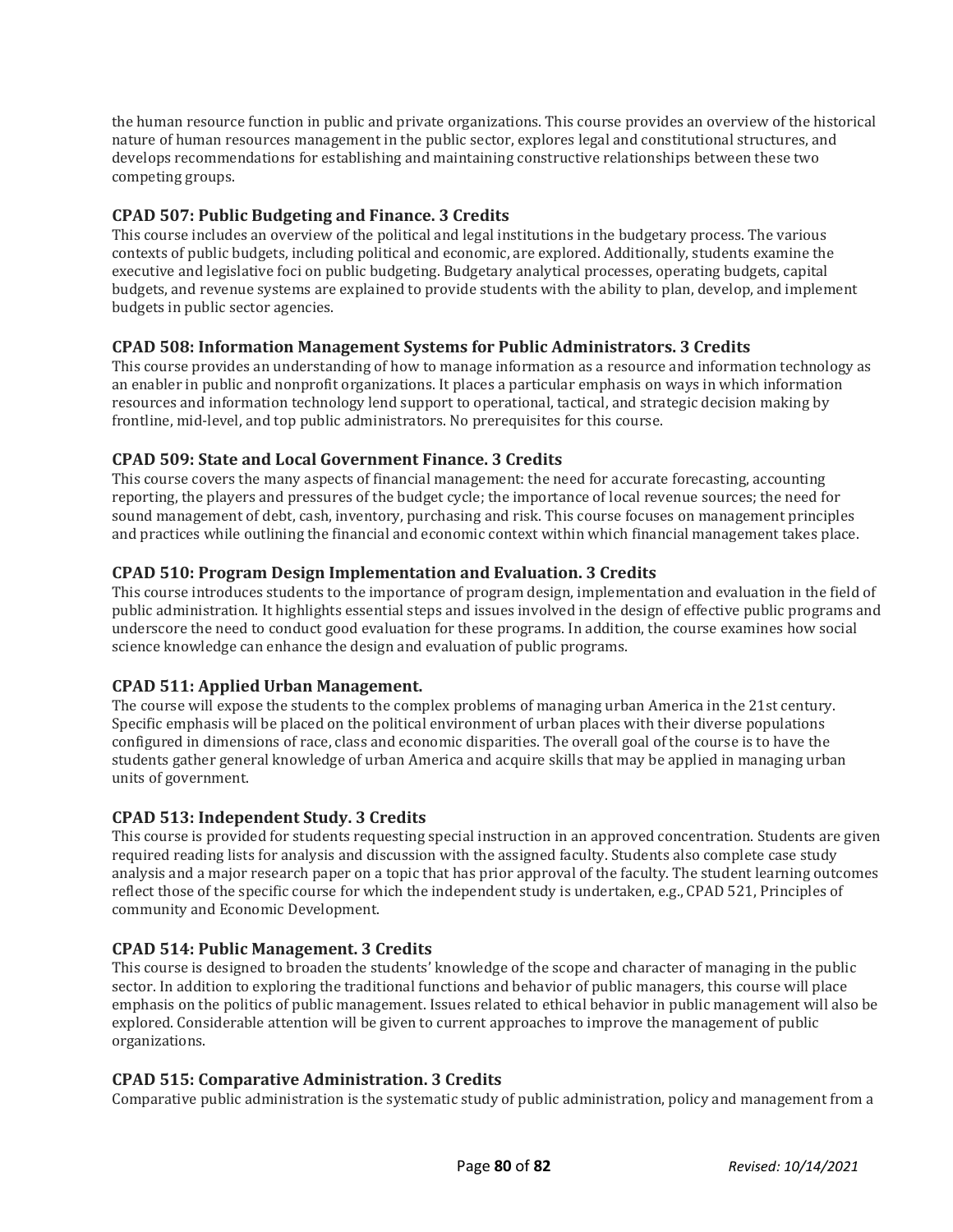the human resource function in public and private organizations. This course provides an overview of the historical nature of human resources management in the public sector, explores legal and constitutional structures, and develops recommendations for establishing and maintaining constructive relationships between these two competing groups.

### CPAD 507: Public Budgeting and Finance. 3 Credits

This course includes an overview of the political and legal institutions in the budgetary process. The various contexts of public budgets, including political and economic, are explored. Additionally, students examine the executive and legislative foci on public budgeting. Budgetary analytical processes, operating budgets, capital budgets, and revenue systems are explained to provide students with the ability to plan, develop, and implement budgets in public sector agencies.

### CPAD 508: Information Management Systems for Public Administrators. 3 Credits

This course provides an understanding of how to manage information as a resource and information technology as an enabler in public and nonprofit organizations. It places a particular emphasis on ways in which information resources and information technology lend support to operational, tactical, and strategic decision making by frontline, mid-level, and top public administrators. No prerequisites for this course.

### CPAD 509: State and Local Government Finance. 3 Credits

This course covers the many aspects of financial management: the need for accurate forecasting, accounting reporting, the players and pressures of the budget cycle; the importance of local revenue sources; the need for sound management of debt, cash, inventory, purchasing and risk. This course focuses on management principles and practices while outlining the financial and economic context within which financial management takes place.

### CPAD 510: Program Design Implementation and Evaluation. 3 Credits

This course introduces students to the importance of program design, implementation and evaluation in the field of public administration. It highlights essential steps and issues involved in the design of effective public programs and underscore the need to conduct good evaluation for these programs. In addition, the course examines how social science knowledge can enhance the design and evaluation of public programs.

### CPAD 511: Applied Urban Management.

The course will expose the students to the complex problems of managing urban America in the 21st century. Specific emphasis will be placed on the political environment of urban places with their diverse populations configured in dimensions of race, class and economic disparities. The overall goal of the course is to have the students gather general knowledge of urban America and acquire skills that may be applied in managing urban units of government.

### CPAD 513: Independent Study. 3 Credits

This course is provided for students requesting special instruction in an approved concentration. Students are given required reading lists for analysis and discussion with the assigned faculty. Students also complete case study analysis and a major research paper on a topic that has prior approval of the faculty. The student learning outcomes reflect those of the specific course for which the independent study is undertaken, e.g., CPAD 521, Principles of community and Economic Development.

### CPAD 514: Public Management. 3 Credits

This course is designed to broaden the students' knowledge of the scope and character of managing in the public sector. In addition to exploring the traditional functions and behavior of public managers, this course will place emphasis on the politics of public management. Issues related to ethical behavior in public management will also be explored. Considerable attention will be given to current approaches to improve the management of public organizations.

### CPAD 515: Comparative Administration. 3 Credits

Comparative public administration is the systematic study of public administration, policy and management from a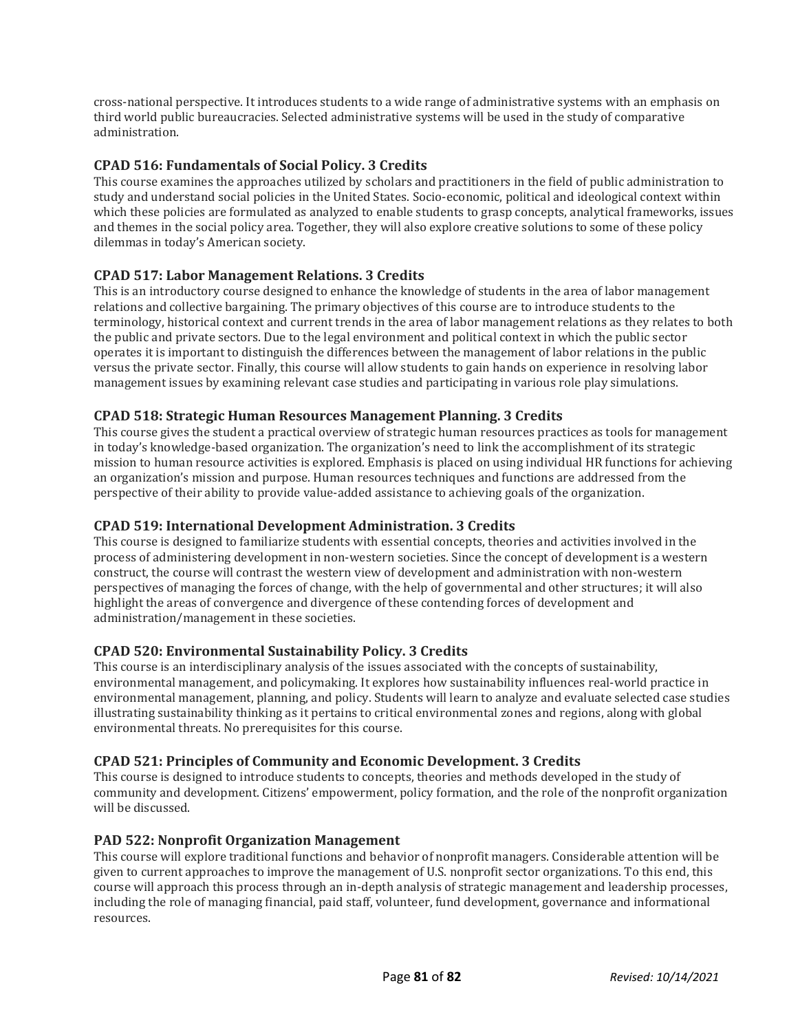cross-national perspective. It introduces students to a wide range of administrative systems with an emphasis on third world public bureaucracies. Selected administrative systems will be used in the study of comparative administration.

### CPAD 516: Fundamentals of Social Policy. 3 Credits

This course examines the approaches utilized by scholars and practitioners in the field of public administration to study and understand social policies in the United States. Socio-economic, political and ideological context within which these policies are formulated as analyzed to enable students to grasp concepts, analytical frameworks, issues and themes in the social policy area. Together, they will also explore creative solutions to some of these policy dilemmas in today's American society.

### CPAD 517: Labor Management Relations. 3 Credits

This is an introductory course designed to enhance the knowledge of students in the area of labor management relations and collective bargaining. The primary objectives of this course are to introduce students to the terminology, historical context and current trends in the area of labor management relations as they relates to both the public and private sectors. Due to the legal environment and political context in which the public sector operates it is important to distinguish the differences between the management of labor relations in the public versus the private sector. Finally, this course will allow students to gain hands on experience in resolving labor management issues by examining relevant case studies and participating in various role play simulations.

### CPAD 518: Strategic Human Resources Management Planning. 3 Credits

This course gives the student a practical overview of strategic human resources practices as tools for management in today's knowledge-based organization. The organization's need to link the accomplishment of its strategic mission to human resource activities is explored. Emphasis is placed on using individual HR functions for achieving an organization's mission and purpose. Human resources techniques and functions are addressed from the perspective of their ability to provide value-added assistance to achieving goals of the organization.

### CPAD 519: International Development Administration. 3 Credits

This course is designed to familiarize students with essential concepts, theories and activities involved in the process of administering development in non-western societies. Since the concept of development is a western construct, the course will contrast the western view of development and administration with non-western perspectives of managing the forces of change, with the help of governmental and other structures; it will also highlight the areas of convergence and divergence of these contending forces of development and administration/management in these societies.

### CPAD 520: Environmental Sustainability Policy. 3 Credits

This course is an interdisciplinary analysis of the issues associated with the concepts of sustainability, environmental management, and policymaking. It explores how sustainability influences real-world practice in environmental management, planning, and policy. Students will learn to analyze and evaluate selected case studies illustrating sustainability thinking as it pertains to critical environmental zones and regions, along with global environmental threats. No prerequisites for this course.

### CPAD 521: Principles of Community and Economic Development. 3 Credits

This course is designed to introduce students to concepts, theories and methods developed in the study of community and development. Citizens' empowerment, policy formation, and the role of the nonprofit organization will be discussed.

### PAD 522: Nonprofit Organization Management

This course will explore traditional functions and behavior of nonprofit managers. Considerable attention will be given to current approaches to improve the management of U.S. nonprofit sector organizations. To this end, this course will approach this process through an in-depth analysis of strategic management and leadership processes, including the role of managing financial, paid staff, volunteer, fund development, governance and informational resources.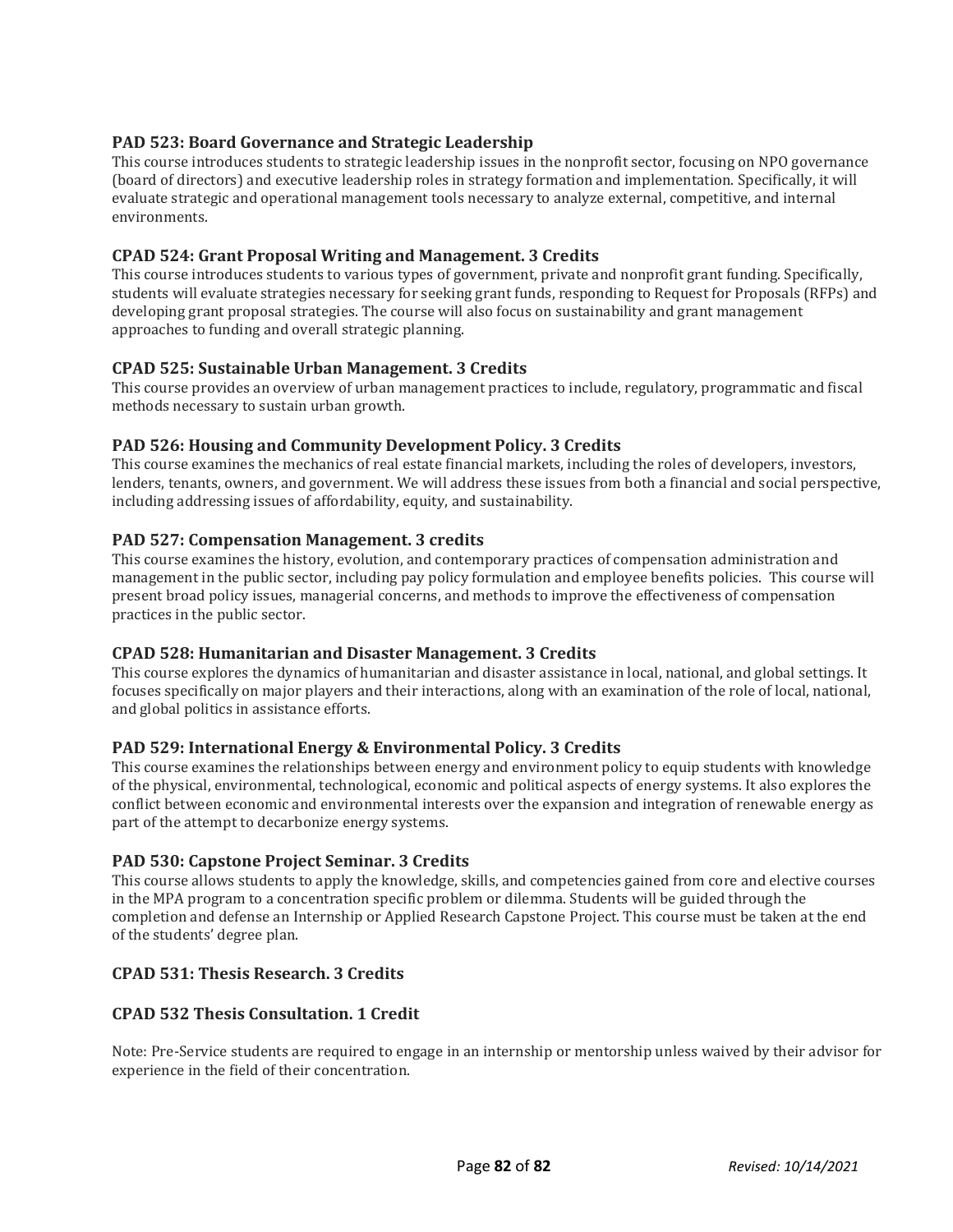### PAD 523: Board Governance and Strategic Leadership

This course introduces students to strategic leadership issues in the nonprofit sector, focusing on NPO governance (board of directors) and executive leadership roles in strategy formation and implementation. Specifically, it will evaluate strategic and operational management tools necessary to analyze external, competitive, and internal environments.

### CPAD 524: Grant Proposal Writing and Management. 3 Credits

This course introduces students to various types of government, private and nonprofit grant funding. Specifically, students will evaluate strategies necessary for seeking grant funds, responding to Request for Proposals (RFPs) and developing grant proposal strategies. The course will also focus on sustainability and grant management approaches to funding and overall strategic planning.

### CPAD 525: Sustainable Urban Management. 3 Credits

This course provides an overview of urban management practices to include, regulatory, programmatic and fiscal methods necessary to sustain urban growth.

### PAD 526: Housing and Community Development Policy. 3 Credits

This course examines the mechanics of real estate financial markets, including the roles of developers, investors, lenders, tenants, owners, and government. We will address these issues from both a financial and social perspective, including addressing issues of affordability, equity, and sustainability.

### PAD 527: Compensation Management. 3 credits

This course examines the history, evolution, and contemporary practices of compensation administration and management in the public sector, including pay policy formulation and employee benefits policies. This course will present broad policy issues, managerial concerns, and methods to improve the effectiveness of compensation practices in the public sector.

### CPAD 528: Humanitarian and Disaster Management. 3 Credits

This course explores the dynamics of humanitarian and disaster assistance in local, national, and global settings. It focuses specifically on major players and their interactions, along with an examination of the role of local, national, and global politics in assistance efforts.

### PAD 529: International Energy & Environmental Policy. 3 Credits

This course examines the relationships between energy and environment policy to equip students with knowledge of the physical, environmental, technological, economic and political aspects of energy systems. It also explores the conflict between economic and environmental interests over the expansion and integration of renewable energy as part of the attempt to decarbonize energy systems.

### PAD 530: Capstone Project Seminar. 3 Credits

This course allows students to apply the knowledge, skills, and competencies gained from core and elective courses in the MPA program to a concentration specific problem or dilemma. Students will be guided through the completion and defense an Internship or Applied Research Capstone Project. This course must be taken at the end of the students' degree plan.

### CPAD 531: Thesis Research. 3 Credits

### CPAD 532 Thesis Consultation. 1 Credit

Note: Pre-Service students are required to engage in an internship or mentorship unless waived by their advisor for experience in the field of their concentration.